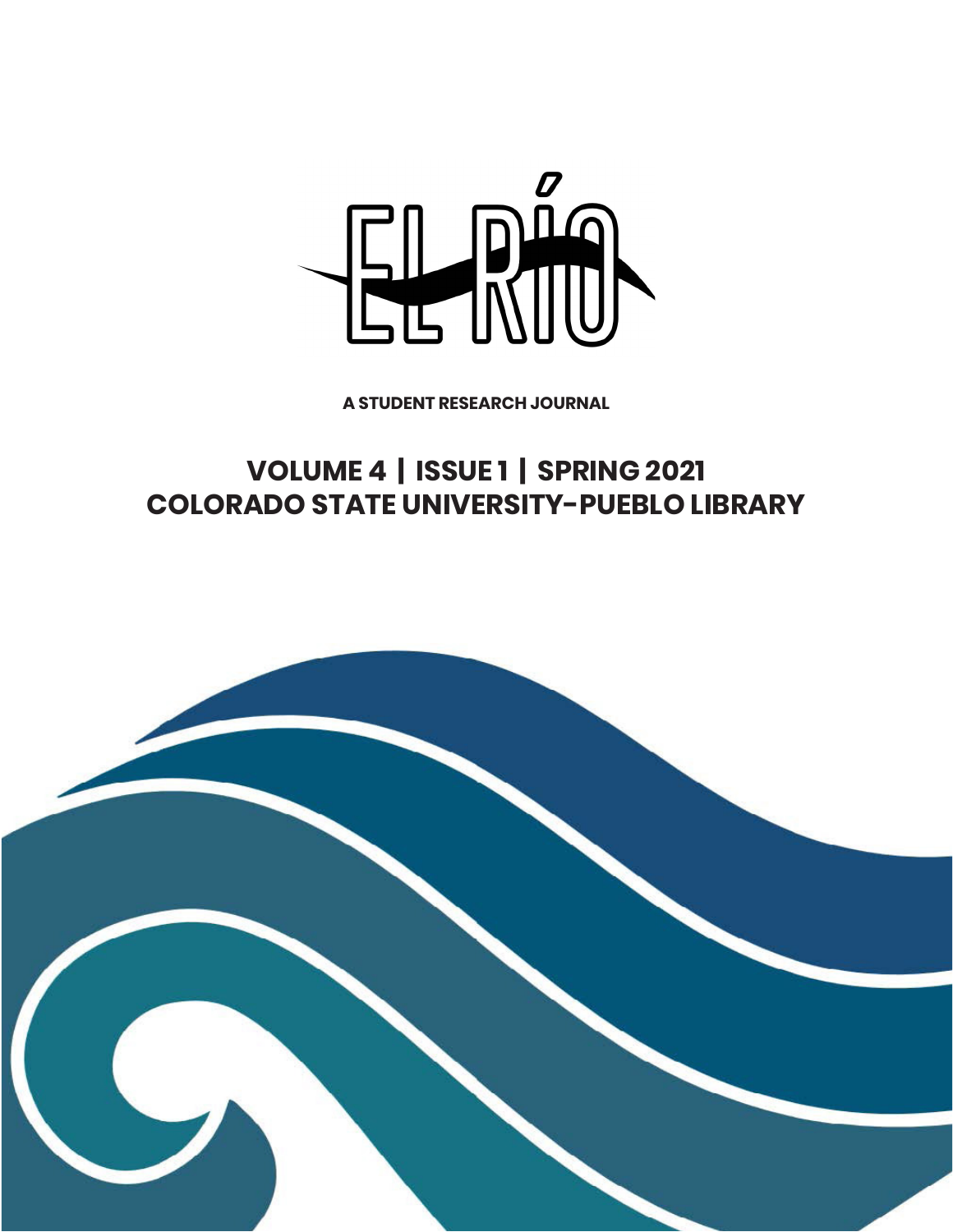# EL RÍO

**A STUDENT RESEARCH JOURNAL**

## VOLUME 4 | ISSUE 1 | SPRING 2021
## COLORADO STATE UNIVERSITY-PUEBLO LIBRARY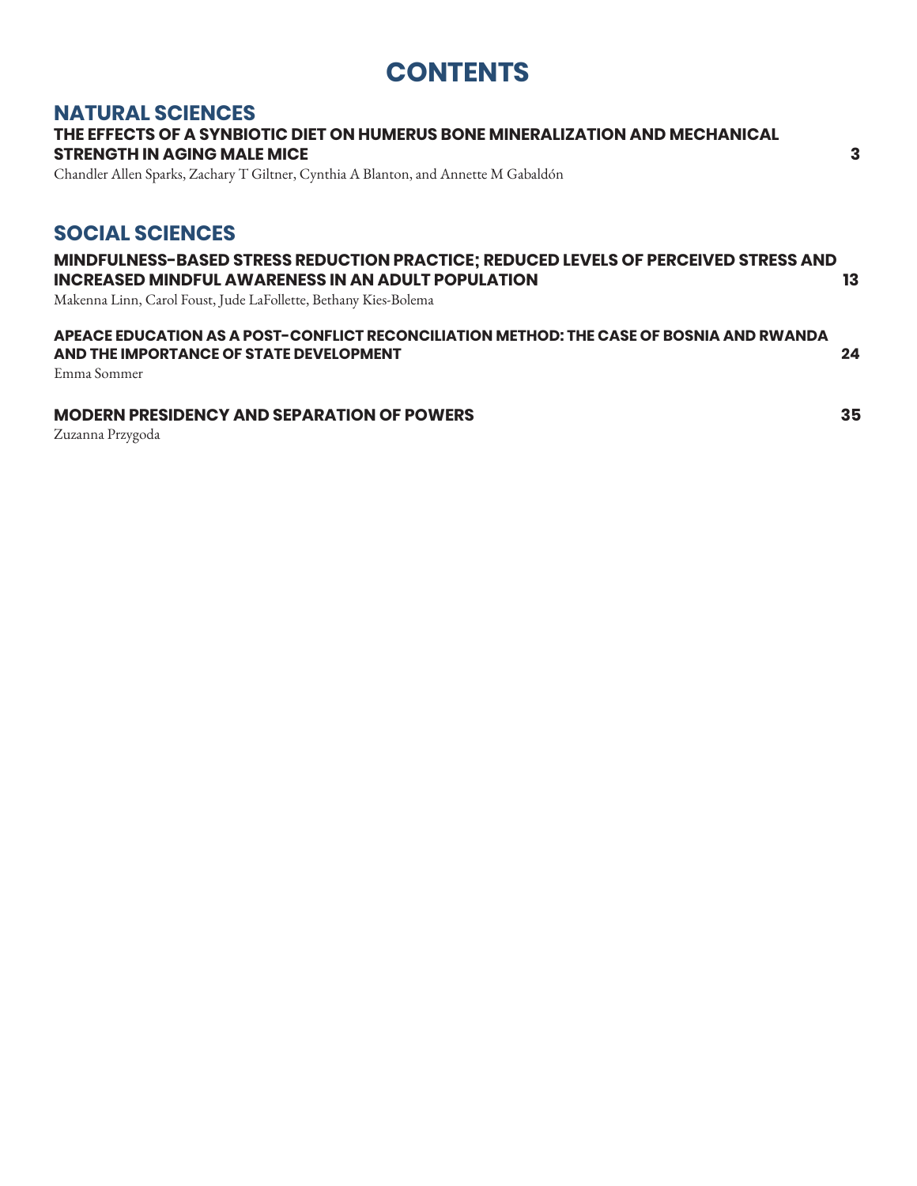# CONTENTS

## NATURAL SCIENCES

**THE EFFECTS OF A SYNBIOTIC DIET ON HUMERUS BONE MINERALIZATION AND MECHANICAL STRENGTH IN AGING MALE MICE** **3**

Chandler Allen Sparks, Zachary T Giltner, Cynthia A Blanton, and Annette M Gabaldón

## SOCIAL SCIENCES

**MINDFULNESS-BASED STRESS REDUCTION PRACTICE; REDUCED LEVELS OF PERCEIVED STRESS AND INCREASED MINDFUL AWARENESS IN AN ADULT POPULATION** **13**

Makenna Linn, Carol Foust, Jude LaFollette, Bethany Kies-Bolema

**APEACE EDUCATION AS A POST-CONFLICT RECONCILIATION METHOD: THE CASE OF BOSNIA AND RWANDA AND THE IMPORTANCE OF STATE DEVELOPMENT** **24**

Emma Sommer

**MODERN PRESIDENCY AND SEPARATION OF POWERS** **35**

Zuzanna Przygoda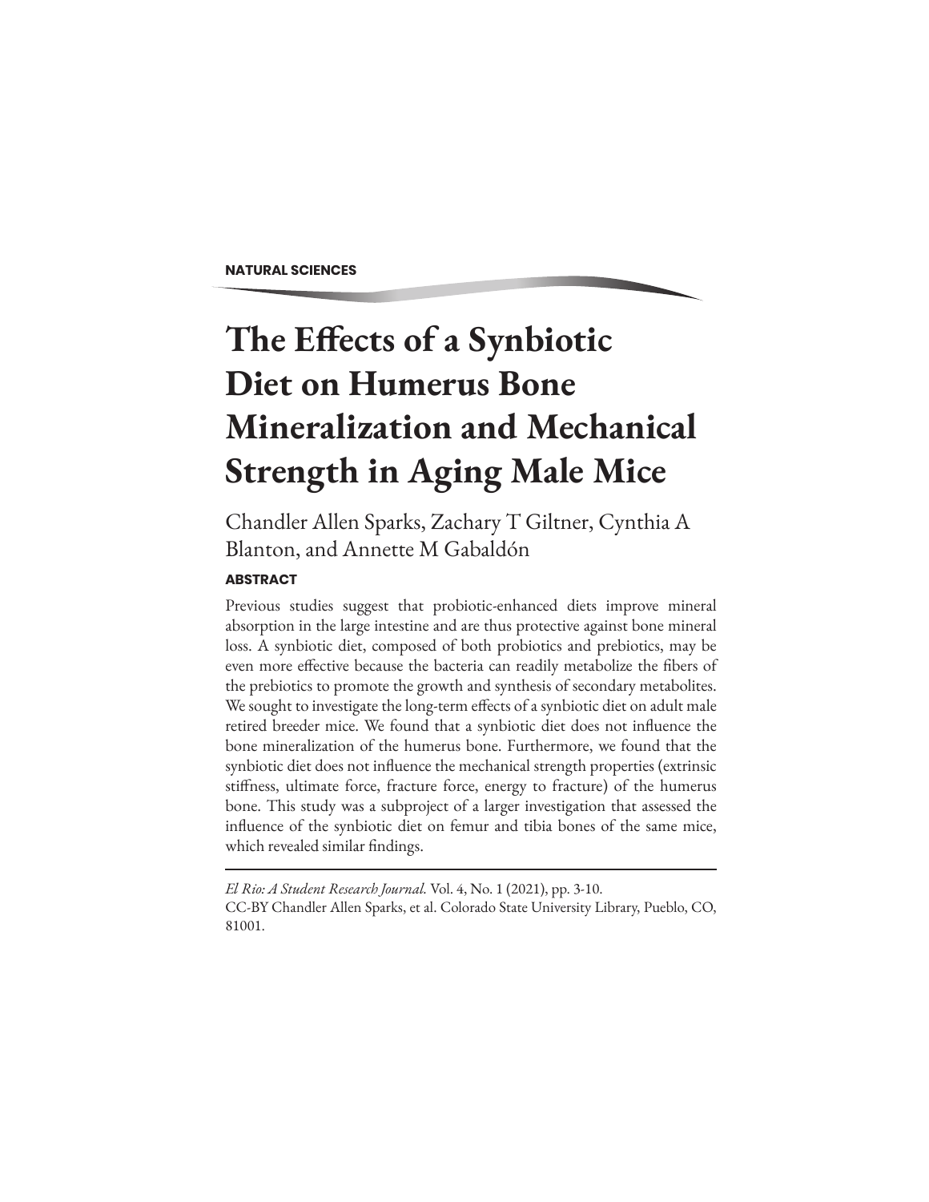NATURAL SCIENCES

# The Effects of a Synbiotic Diet on Humerus Bone Mineralization and Mechanical Strength in Aging Male Mice

Chandler Allen Sparks, Zachary T Giltner, Cynthia A Blanton, and Annette M Gabaldón

### ABSTRACT

Previous studies suggest that probiotic-enhanced diets improve mineral absorption in the large intestine and are thus protective against bone mineral loss. A synbiotic diet, composed of both probiotics and prebiotics, may be even more effective because the bacteria can readily metabolize the fibers of the prebiotics to promote the growth and synthesis of secondary metabolites. We sought to investigate the long-term effects of a synbiotic diet on adult male retired breeder mice. We found that a synbiotic diet does not influence the bone mineralization of the humerus bone. Furthermore, we found that the synbiotic diet does not influence the mechanical strength properties (extrinsic stiffness, ultimate force, fracture force, energy to fracture) of the humerus bone. This study was a subproject of a larger investigation that assessed the influence of the synbiotic diet on femur and tibia bones of the same mice, which revealed similar findings.

---

*El Rio: A Student Research Journal*. Vol. 4, No. 1 (2021), pp. 3-10.
CC-BY Chandler Allen Sparks, et al. Colorado State University Library, Pueblo, CO, 81001.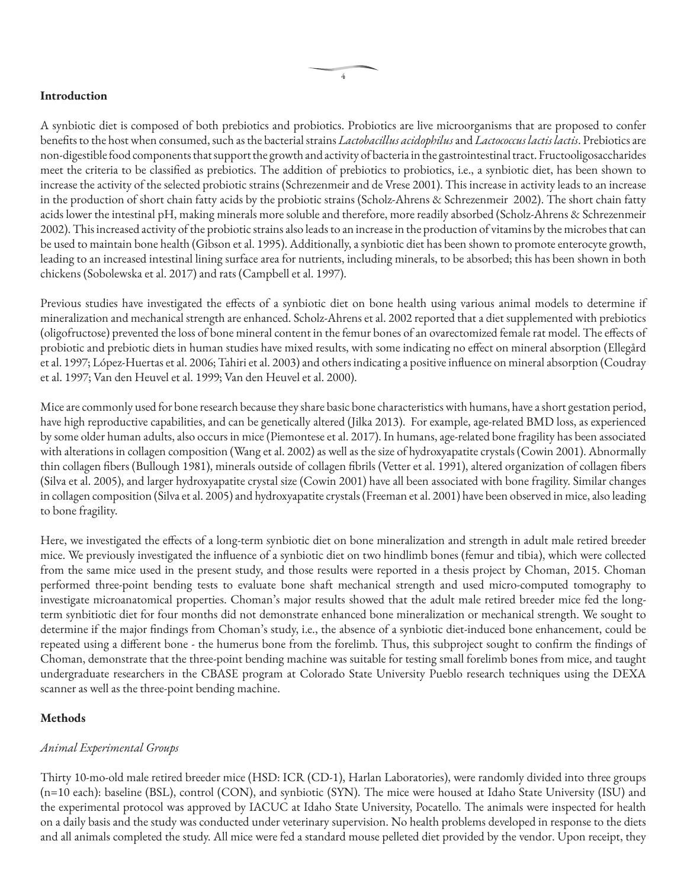## Introduction

A synbiotic diet is composed of both prebiotics and probiotics. Probiotics are live microorganisms that are proposed to confer benefits to the host when consumed, such as the bacterial strains *Lactobacillus acidophilus* and *Lactococcus lactis lactis*. Prebiotics are non-digestible food components that support the growth and activity of bacteria in the gastrointestinal tract. Fructooligosaccharides meet the criteria to be classified as prebiotics. The addition of prebiotics to probiotics, i.e., a synbiotic diet, has been shown to increase the activity of the selected probiotic strains (Schrezenmeir and de Vrese 2001). This increase in activity leads to an increase in the production of short chain fatty acids by the probiotic strains (Scholz-Ahrens & Schrezenmeir 2002). The short chain fatty acids lower the intestinal pH, making minerals more soluble and therefore, more readily absorbed (Scholz-Ahrens & Schrezenmeir 2002). This increased activity of the probiotic strains also leads to an increase in the production of vitamins by the microbes that can be used to maintain bone health (Gibson et al. 1995). Additionally, a synbiotic diet has been shown to promote enterocyte growth, leading to an increased intestinal lining surface area for nutrients, including minerals, to be absorbed; this has been shown in both chickens (Sobolewska et al. 2017) and rats (Campbell et al. 1997).

Previous studies have investigated the effects of a synbiotic diet on bone health using various animal models to determine if mineralization and mechanical strength are enhanced. Scholz-Ahrens et al. 2002 reported that a diet supplemented with prebiotics (oligofructose) prevented the loss of bone mineral content in the femur bones of an ovarectomized female rat model. The effects of probiotic and prebiotic diets in human studies have mixed results, with some indicating no effect on mineral absorption (Ellegård et al. 1997; López-Huertas et al. 2006; Tahiri et al. 2003) and others indicating a positive influence on mineral absorption (Coudray et al. 1997; Van den Heuvel et al. 1999; Van den Heuvel et al. 2000).

Mice are commonly used for bone research because they share basic bone characteristics with humans, have a short gestation period, have high reproductive capabilities, and can be genetically altered (Jilka 2013). For example, age-related BMD loss, as experienced by some older human adults, also occurs in mice (Piemontese et al. 2017). In humans, age-related bone fragility has been associated with alterations in collagen composition (Wang et al. 2002) as well as the size of hydroxyapatite crystals (Cowin 2001). Abnormally thin collagen fibers (Bullough 1981), minerals outside of collagen fibrils (Vetter et al. 1991), altered organization of collagen fibers (Silva et al. 2005), and larger hydroxyapatite crystal size (Cowin 2001) have all been associated with bone fragility. Similar changes in collagen composition (Silva et al. 2005) and hydroxyapatite crystals (Freeman et al. 2001) have been observed in mice, also leading to bone fragility.

Here, we investigated the effects of a long-term synbiotic diet on bone mineralization and strength in adult male retired breeder mice. We previously investigated the influence of a synbiotic diet on two hindlimb bones (femur and tibia), which were collected from the same mice used in the present study, and those results were reported in a thesis project by Choman, 2015. Choman performed three-point bending tests to evaluate bone shaft mechanical strength and used micro-computed tomography to investigate microanatomical properties. Choman's major results showed that the adult male retired breeder mice fed the long-term synbitiotic diet for four months did not demonstrate enhanced bone mineralization or mechanical strength. We sought to determine if the major findings from Choman's study, i.e., the absence of a synbiotic diet-induced bone enhancement, could be repeated using a different bone - the humerus bone from the forelimb. Thus, this subproject sought to confirm the findings of Choman, demonstrate that the three-point bending machine was suitable for testing small forelimb bones from mice, and taught undergraduate researchers in the CBASE program at Colorado State University Pueblo research techniques using the DEXA scanner as well as the three-point bending machine.

## Methods

### *Animal Experimental Groups*

Thirty 10-mo-old male retired breeder mice (HSD: ICR (CD-1), Harlan Laboratories), were randomly divided into three groups (n=10 each): baseline (BSL), control (CON), and synbiotic (SYN). The mice were housed at Idaho State University (ISU) and the experimental protocol was approved by IACUC at Idaho State University, Pocatello. The animals were inspected for health on a daily basis and the study was conducted under veterinary supervision. No health problems developed in response to the diets and all animals completed the study. All mice were fed a standard mouse pelleted diet provided by the vendor. Upon receipt, they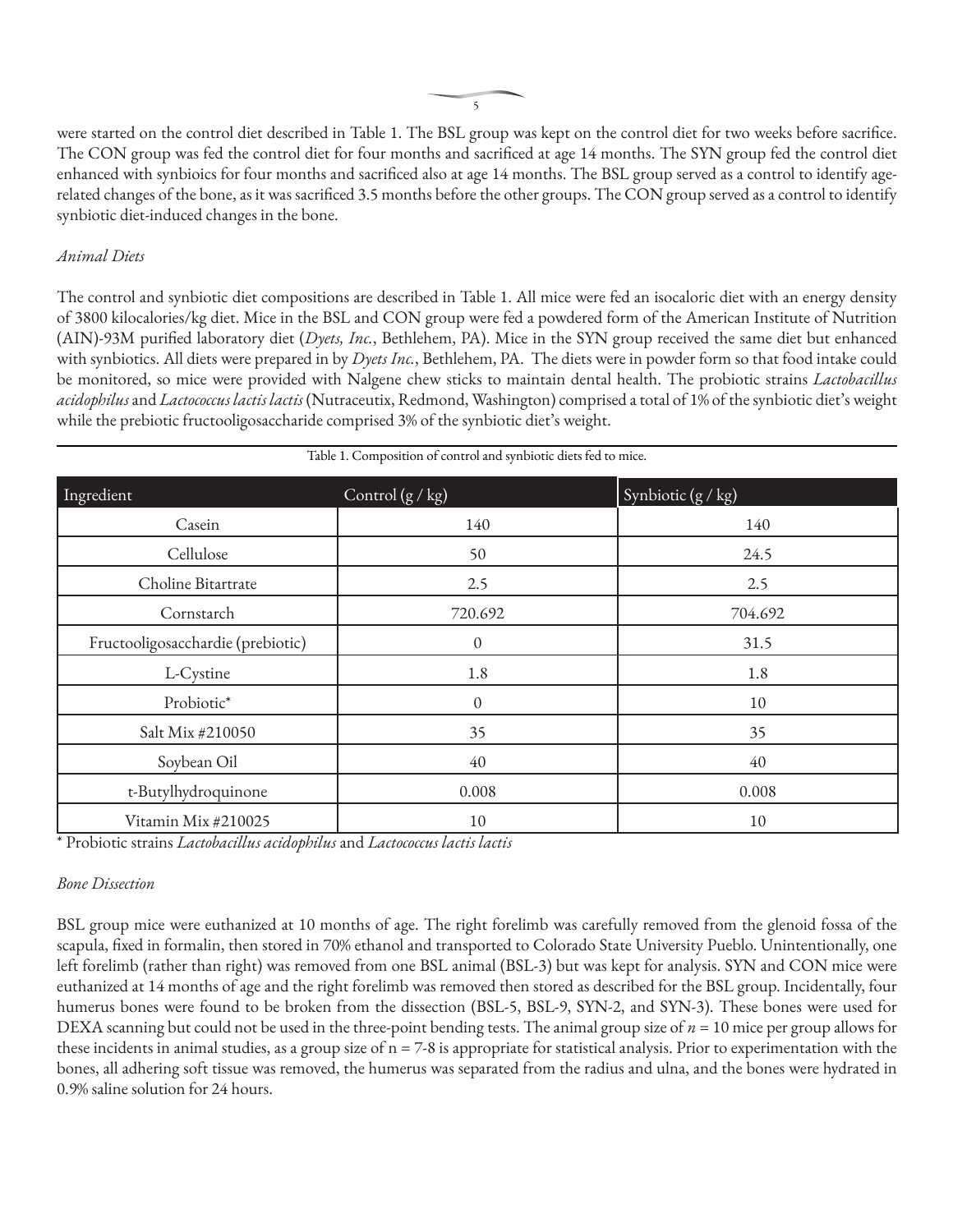were started on the control diet described in Table 1. The BSL group was kept on the control diet for two weeks before sacrifice. The CON group was fed the control diet for four months and sacrificed at age 14 months. The SYN group fed the control diet enhanced with synbioics for four months and sacrificed also at age 14 months. The BSL group served as a control to identify age-related changes of the bone, as it was sacrificed 3.5 months before the other groups. The CON group served as a control to identify synbiotic diet-induced changes in the bone.

*Animal Diets*

The control and synbiotic diet compositions are described in Table 1. All mice were fed an isocaloric diet with an energy density of 3800 kilocalories/kg diet. Mice in the BSL and CON group were fed a powdered form of the American Institute of Nutrition (AIN)-93M purified laboratory diet (*Dyets, Inc.*, Bethlehem, PA). Mice in the SYN group received the same diet but enhanced with synbiotics. All diets were prepared in by *Dyets Inc.*, Bethlehem, PA. The diets were in powder form so that food intake could be monitored, so mice were provided with Nalgene chew sticks to maintain dental health. The probiotic strains *Lactobacillus acidophilus* and *Lactococcus lactis lactis* (Nutraceutix, Redmond, Washington) comprised a total of 1% of the synbiotic diet's weight while the prebiotic fructooligosaccharide comprised 3% of the synbiotic diet's weight.

Table 1. Composition of control and synbiotic diets fed to mice.

| Ingredient | Control (g / kg) | Synbiotic (g / kg) |
|---|---|---|
| Casein | 140 | 140 |
| Cellulose | 50 | 24.5 |
| Choline Bitartrate | 2.5 | 2.5 |
| Cornstarch | 720.692 | 704.692 |
| Fructooligosacchardie (prebiotic) | 0 | 31.5 |
| L-Cystine | 1.8 | 1.8 |
| Probiotic* | 0 | 10 |
| Salt Mix #210050 | 35 | 35 |
| Soybean Oil | 40 | 40 |
| t-Butylhydroquinone | 0.008 | 0.008 |
| Vitamin Mix #210025 | 10 | 10 |

* Probiotic strains *Lactobacillus acidophilus* and *Lactococcus lactis lactis*

*Bone Dissection*

BSL group mice were euthanized at 10 months of age. The right forelimb was carefully removed from the glenoid fossa of the scapula, fixed in formalin, then stored in 70% ethanol and transported to Colorado State University Pueblo. Unintentionally, one left forelimb (rather than right) was removed from one BSL animal (BSL-3) but was kept for analysis. SYN and CON mice were euthanized at 14 months of age and the right forelimb was removed then stored as described for the BSL group. Incidentally, four humerus bones were found to be broken from the dissection (BSL-5, BSL-9, SYN-2, and SYN-3). These bones were used for DEXA scanning but could not be used in the three-point bending tests. The animal group size of $n = 10$ mice per group allows for these incidents in animal studies, as a group size of $n = 7$-$8$ is appropriate for statistical analysis. Prior to experimentation with the bones, all adhering soft tissue was removed, the humerus was separated from the radius and ulna, and the bones were hydrated in 0.9% saline solution for 24 hours.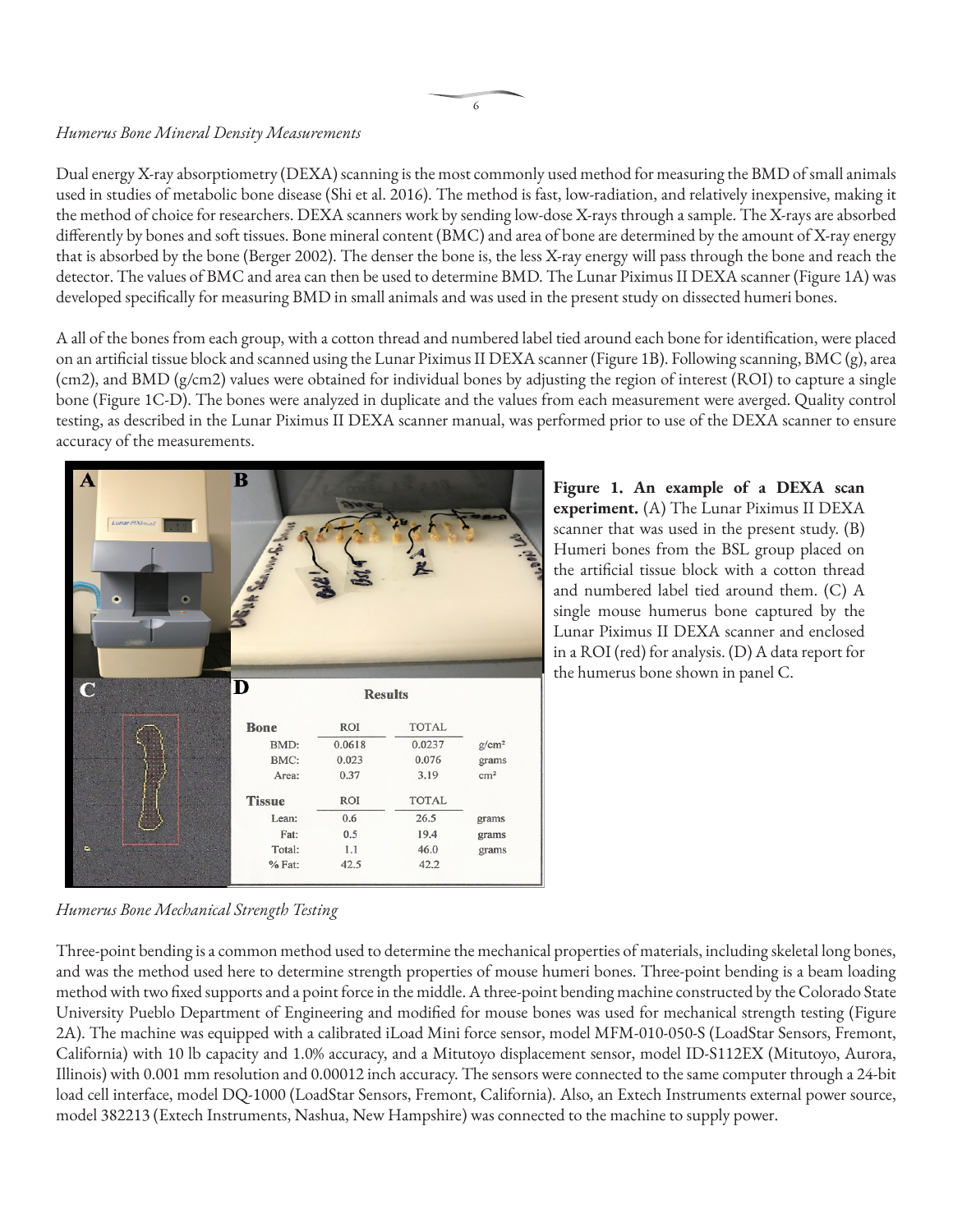*Humerus Bone Mineral Density Measurements*

Dual energy X-ray absorptiometry (DEXA) scanning is the most commonly used method for measuring the BMD of small animals used in studies of metabolic bone disease (Shi et al. 2016). The method is fast, low-radiation, and relatively inexpensive, making it the method of choice for researchers. DEXA scanners work by sending low-dose X-rays through a sample. The X-rays are absorbed differently by bones and soft tissues. Bone mineral content (BMC) and area of bone are determined by the amount of X-ray energy that is absorbed by the bone (Berger 2002). The denser the bone is, the less X-ray energy will pass through the bone and reach the detector. The values of BMC and area can then be used to determine BMD. The Lunar Piximus II DEXA scanner (Figure 1A) was developed specifically for measuring BMD in small animals and was used in the present study on dissected humeri bones.

A all of the bones from each group, with a cotton thread and numbered label tied around each bone for identification, were placed on an artificial tissue block and scanned using the Lunar Piximus II DEXA scanner (Figure 1B). Following scanning, BMC (g), area (cm2), and BMD (g/cm2) values were obtained for individual bones by adjusting the region of interest (ROI) to capture a single bone (Figure 1C-D). The bones were analyzed in duplicate and the values from each measurement were averged. Quality control testing, as described in the Lunar Piximus II DEXA scanner manual, was performed prior to use of the DEXA scanner to ensure accuracy of the measurements.

**Figure 1. An example of a DEXA scan experiment.** (A) The Lunar Piximus II DEXA scanner that was used in the present study. (B) Humeri bones from the BSL group placed on the artificial tissue block with a cotton thread and numbered label tied around them. (C) A single mouse humerus bone captured by the Lunar Piximus II DEXA scanner and enclosed in a ROI (red) for analysis. (D) A data report for the humerus bone shown in panel C.

*Humerus Bone Mechanical Strength Testing*

Three-point bending is a common method used to determine the mechanical properties of materials, including skeletal long bones, and was the method used here to determine strength properties of mouse humeri bones. Three-point bending is a beam loading method with two fixed supports and a point force in the middle. A three-point bending machine constructed by the Colorado State University Pueblo Department of Engineering and modified for mouse bones was used for mechanical strength testing (Figure 2A). The machine was equipped with a calibrated iLoad Mini force sensor, model MFM-010-050-S (LoadStar Sensors, Fremont, California) with 10 lb capacity and 1.0% accuracy, and a Mitutoyo displacement sensor, model ID-S112EX (Mitutoyo, Aurora, Illinois) with 0.001 mm resolution and 0.00012 inch accuracy. The sensors were connected to the same computer through a 24-bit load cell interface, model DQ-1000 (LoadStar Sensors, Fremont, California). Also, an Extech Instruments external power source, model 382213 (Extech Instruments, Nashua, New Hampshire) was connected to the machine to supply power.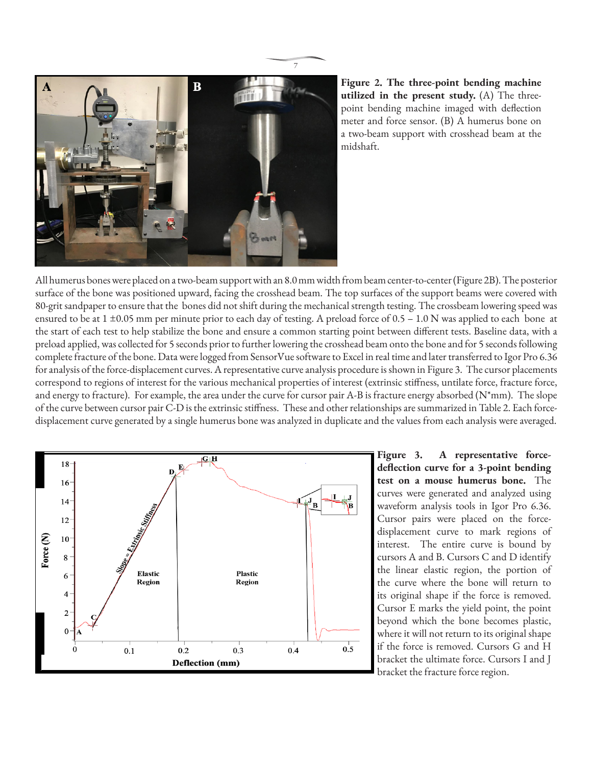**Figure 2. The three-point bending machine utilized in the present study.** (A) The three-point bending machine imaged with deflection meter and force sensor. (B) A humerus bone on a two-beam support with crosshead beam at the midshaft.

All humerus bones were placed on a two-beam support with an 8.0 mm width from beam center-to-center (Figure 2B). The posterior surface of the bone was positioned upward, facing the crosshead beam. The top surfaces of the support beams were covered with 80-grit sandpaper to ensure that the bones did not shift during the mechanical strength testing. The crossbeam lowering speed was ensured to be at 1 ±0.05 mm per minute prior to each day of testing. A preload force of 0.5 – 1.0 N was applied to each bone at the start of each test to help stabilize the bone and ensure a common starting point between different tests. Baseline data, with a preload applied, was collected for 5 seconds prior to further lowering the crosshead beam onto the bone and for 5 seconds following complete fracture of the bone. Data were logged from SensorVue software to Excel in real time and later transferred to Igor Pro 6.36 for analysis of the force-displacement curves. A representative curve analysis procedure is shown in Figure 3. The cursor placements correspond to regions of interest for the various mechanical properties of interest (extrinsic stiffness, untilate force, fracture force, and energy to fracture). For example, the area under the curve for cursor pair A-B is fracture energy absorbed (N*mm). The slope of the curve between cursor pair C-D is the extrinsic stiffness. These and other relationships are summarized in Table 2. Each force-displacement curve generated by a single humerus bone was analyzed in duplicate and the values from each analysis were averaged.

**Figure 3. A representative force-deflection curve for a 3-point bending test on a mouse humerus bone.** The curves were generated and analyzed using waveform analysis tools in Igor Pro 6.36. Cursor pairs were placed on the force-displacement curve to mark regions of interest. The entire curve is bound by cursors A and B. Cursors C and D identify the linear elastic region, the portion of the curve where the bone will return to its original shape if the force is removed. Cursor E marks the yield point, the point beyond which the bone becomes plastic, where it will not return to its original shape if the force is removed. Cursors G and H bracket the ultimate force. Cursors I and J bracket the fracture force region.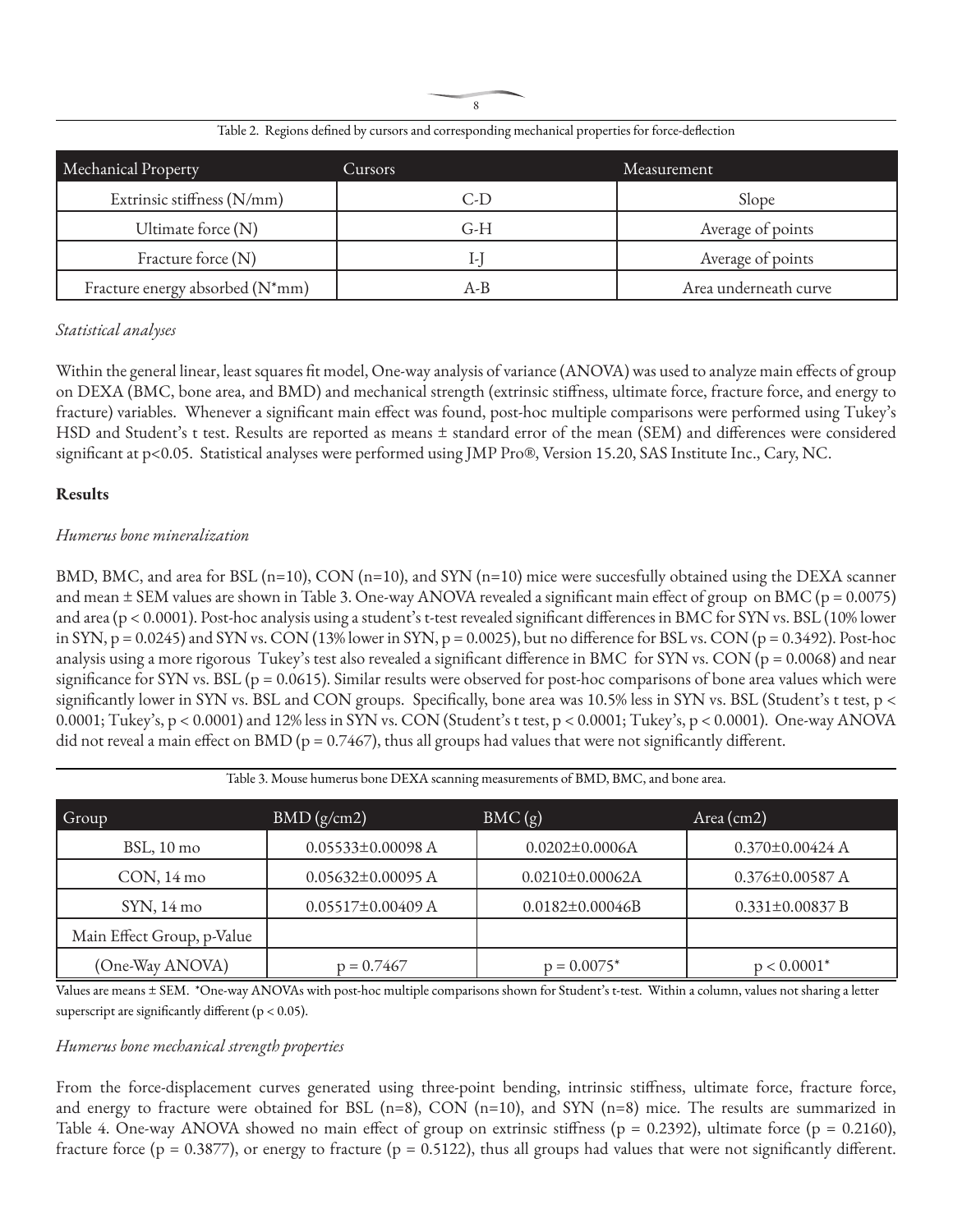Table 2. Regions defined by cursors and corresponding mechanical properties for force-deflection

| Mechanical Property | Cursors | Measurement |
|---|---|---|
| Extrinsic stiffness (N/mm) | C-D | Slope |
| Ultimate force (N) | G-H | Average of points |
| Fracture force (N) | I-J | Average of points |
| Fracture energy absorbed (N*mm) | A-B | Area underneath curve |

*Statistical analyses*

Within the general linear, least squares fit model, One-way analysis of variance (ANOVA) was used to analyze main effects of group on DEXA (BMC, bone area, and BMD) and mechanical strength (extrinsic stiffness, ultimate force, fracture force, and energy to fracture) variables. Whenever a significant main effect was found, post-hoc multiple comparisons were performed using Tukey's HSD and Student's t test. Results are reported as means ± standard error of the mean (SEM) and differences were considered significant at $p<0.05$. Statistical analyses were performed using JMP Pro®, Version 15.20, SAS Institute Inc., Cary, NC.

## Results

*Humerus bone mineralization*

BMD, BMC, and area for BSL (n=10), CON (n=10), and SYN (n=10) mice were succesfully obtained using the DEXA scanner and mean ± SEM values are shown in Table 3. One-way ANOVA revealed a significant main effect of group on BMC ($p = 0.0075$) and area ($p < 0.0001$). Post-hoc analysis using a student's t-test revealed significant differences in BMC for SYN vs. BSL (10% lower in SYN, $p = 0.0245$) and SYN vs. CON (13% lower in SYN, $p = 0.0025$), but no difference for BSL vs. CON ($p = 0.3492$). Post-hoc analysis using a more rigorous Tukey's test also revealed a significant difference in BMC for SYN vs. CON ($p = 0.0068$) and near significance for SYN vs. BSL ($p = 0.0615$). Similar results were observed for post-hoc comparisons of bone area values which were significantly lower in SYN vs. BSL and CON groups. Specifically, bone area was 10.5% less in SYN vs. BSL (Student's t test, $p < 0.0001$; Tukey's, $p < 0.0001$) and 12% less in SYN vs. CON (Student's t test, $p < 0.0001$; Tukey's, $p < 0.0001$). One-way ANOVA did not reveal a main effect on BMD ($p = 0.7467$), thus all groups had values that were not significantly different.

Table 3. Mouse humerus bone DEXA scanning measurements of BMD, BMC, and bone area.

| Group | BMD (g/cm2) | BMC (g) | Area (cm2) |
|---|---|---|---|
| BSL, 10 mo | 0.05533±0.00098 A | 0.0202±0.0006A | 0.370±0.00424 A |
| CON, 14 mo | 0.05632±0.00095 A | 0.0210±0.00062A | 0.376±0.00587 A |
| SYN, 14 mo | 0.05517±0.00409 A | 0.0182±0.00046B | 0.331±0.00837 B |
| Main Effect Group, p-Value | | | |
| (One-Way ANOVA) | $p = 0.7467$ | $p = 0.0075$* | $p < 0.0001$* |

Values are means ± SEM. *One-way ANOVAs with post-hoc multiple comparisons shown for Student's t-test. Within a column, values not sharing a letter superscript are significantly different ($p < 0.05$).

*Humerus bone mechanical strength properties*

From the force-displacement curves generated using three-point bending, intrinsic stiffness, ultimate force, fracture force, and energy to fracture were obtained for BSL (n=8), CON (n=10), and SYN (n=8) mice. The results are summarized in Table 4. One-way ANOVA showed no main effect of group on extrinsic stiffness ($p = 0.2392$), ultimate force ($p = 0.2160$), fracture force ($p = 0.3877$), or energy to fracture ($p = 0.5122$), thus all groups had values that were not significantly different.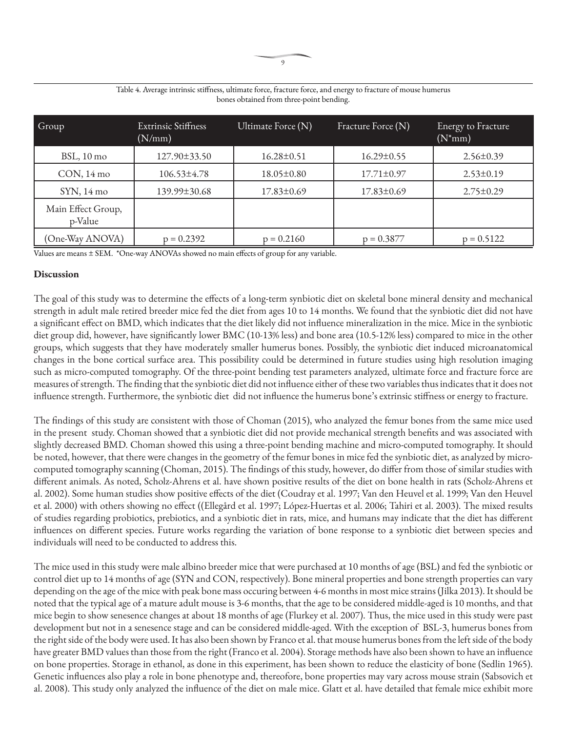Table 4. Average intrinsic stiffness, ultimate force, fracture force, and energy to fracture of mouse humerus bones obtained from three-point bending.

| Group | Extrinsic Stiffness (N/mm) | Ultimate Force (N) | Fracture Force (N) | Energy to Fracture (N*mm) |
|---|---|---|---|---|
| BSL, 10 mo | 127.90±33.50 | 16.28±0.51 | 16.29±0.55 | 2.56±0.39 |
| CON, 14 mo | 106.53±4.78 | 18.05±0.80 | 17.71±0.97 | 2.53±0.19 |
| SYN, 14 mo | 139.99±30.68 | 17.83±0.69 | 17.83±0.69 | 2.75±0.29 |
| Main Effect Group, p-Value | | | | |
| (One-Way ANOVA) | p = 0.2392 | p = 0.2160 | p = 0.3877 | p = 0.5122 |

Values are means ± SEM. *One-way ANOVAs showed no main effects of group for any variable.

**Discussion**

The goal of this study was to determine the effects of a long-term synbiotic diet on skeletal bone mineral density and mechanical strength in adult male retired breeder mice fed the diet from ages 10 to 14 months. We found that the synbiotic diet did not have a significant effect on BMD, which indicates that the diet likely did not influence mineralization in the mice. Mice in the synbiotic diet group did, however, have significantly lower BMC (10-13% less) and bone area (10.5-12% less) compared to mice in the other groups, which suggests that they have moderately smaller humerus bones. Possibly, the synbiotic diet induced microanatomical changes in the bone cortical surface area. This possibility could be determined in future studies using high resolution imaging such as micro-computed tomography. Of the three-point bending test parameters analyzed, ultimate force and fracture force are measures of strength. The finding that the synbiotic diet did not influence either of these two variables thus indicates that it does not influence strength. Furthermore, the synbiotic diet did not influence the humerus bone's extrinsic stiffness or energy to fracture.

The findings of this study are consistent with those of Choman (2015), who analyzed the femur bones from the same mice used in the present study. Choman showed that a synbiotic diet did not provide mechanical strength benefits and was associated with slightly decreased BMD. Choman showed this using a three-point bending machine and micro-computed tomography. It should be noted, however, that there were changes in the geometry of the femur bones in mice fed the synbiotic diet, as analyzed by micro-computed tomography scanning (Choman, 2015). The findings of this study, however, do differ from those of similar studies with different animals. As noted, Scholz-Ahrens et al. have shown positive results of the diet on bone health in rats (Scholz-Ahrens et al. 2002). Some human studies show positive effects of the diet (Coudray et al. 1997; Van den Heuvel et al. 1999; Van den Heuvel et al. 2000) with others showing no effect ((Ellegård et al. 1997; López-Huertas et al. 2006; Tahiri et al. 2003). The mixed results of studies regarding probiotics, prebiotics, and a synbiotic diet in rats, mice, and humans may indicate that the diet has different influences on different species. Future works regarding the variation of bone response to a synbiotic diet between species and individuals will need to be conducted to address this.

The mice used in this study were male albino breeder mice that were purchased at 10 months of age (BSL) and fed the synbiotic or control diet up to 14 months of age (SYN and CON, respectively). Bone mineral properties and bone strength properties can vary depending on the age of the mice with peak bone mass occuring between 4-6 months in most mice strains (Jilka 2013). It should be noted that the typical age of a mature adult mouse is 3-6 months, that the age to be considered middle-aged is 10 months, and that mice begin to show senesence changes at about 18 months of age (Flurkey et al. 2007). Thus, the mice used in this study were past development but not in a senesence stage and can be considered middle-aged. With the exception of BSL-3, humerus bones from the right side of the body were used. It has also been shown by Franco et al. that mouse humerus bones from the left side of the body have greater BMD values than those from the right (Franco et al. 2004). Storage methods have also been shown to have an influence on bone properties. Storage in ethanol, as done in this experiment, has been shown to reduce the elasticity of bone (Sedlin 1965). Genetic influences also play a role in bone phenotype and, thereofore, bone properties may vary across mouse strain (Sabsovich et al. 2008). This study only analyzed the influence of the diet on male mice. Glatt et al. have detailed that female mice exhibit more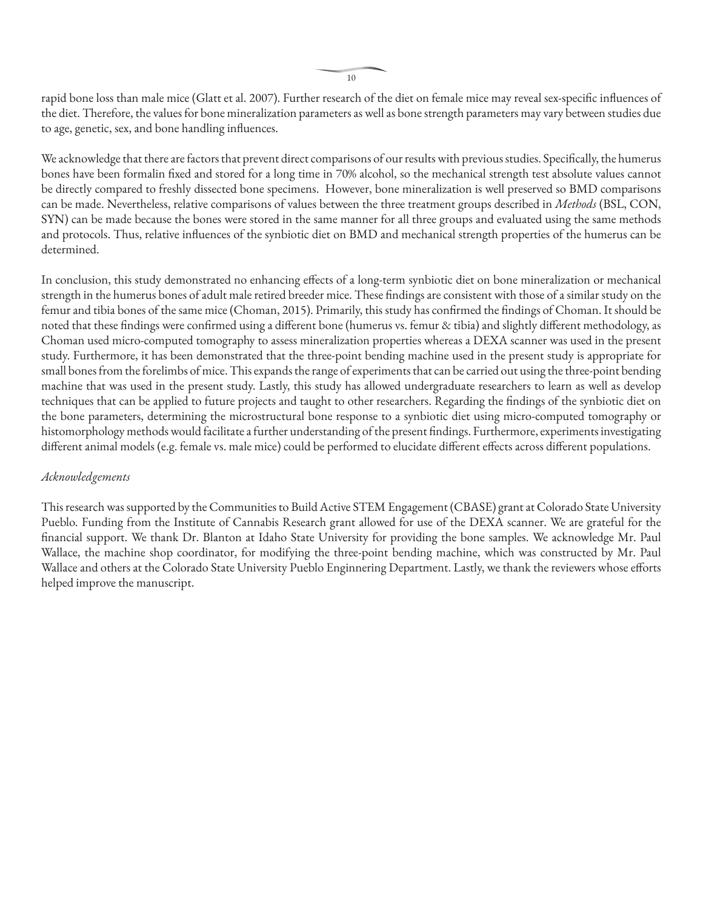rapid bone loss than male mice (Glatt et al. 2007). Further research of the diet on female mice may reveal sex-specific influences of the diet. Therefore, the values for bone mineralization parameters as well as bone strength parameters may vary between studies due to age, genetic, sex, and bone handling influences.

We acknowledge that there are factors that prevent direct comparisons of our results with previous studies. Specifically, the humerus bones have been formalin fixed and stored for a long time in 70% alcohol, so the mechanical strength test absolute values cannot be directly compared to freshly dissected bone specimens. However, bone mineralization is well preserved so BMD comparisons can be made. Nevertheless, relative comparisons of values between the three treatment groups described in *Methods* (BSL, CON, SYN) can be made because the bones were stored in the same manner for all three groups and evaluated using the same methods and protocols. Thus, relative influences of the synbiotic diet on BMD and mechanical strength properties of the humerus can be determined.

In conclusion, this study demonstrated no enhancing effects of a long-term synbiotic diet on bone mineralization or mechanical strength in the humerus bones of adult male retired breeder mice. These findings are consistent with those of a similar study on the femur and tibia bones of the same mice (Choman, 2015). Primarily, this study has confirmed the findings of Choman. It should be noted that these findings were confirmed using a different bone (humerus vs. femur & tibia) and slightly different methodology, as Choman used micro-computed tomography to assess mineralization properties whereas a DEXA scanner was used in the present study. Furthermore, it has been demonstrated that the three-point bending machine used in the present study is appropriate for small bones from the forelimbs of mice. This expands the range of experiments that can be carried out using the three-point bending machine that was used in the present study. Lastly, this study has allowed undergraduate researchers to learn as well as develop techniques that can be applied to future projects and taught to other researchers. Regarding the findings of the synbiotic diet on the bone parameters, determining the microstructural bone response to a synbiotic diet using micro-computed tomography or histomorphology methods would facilitate a further understanding of the present findings. Furthermore, experiments investigating different animal models (e.g. female vs. male mice) could be performed to elucidate different effects across different populations.

*Acknowledgements*

This research was supported by the Communities to Build Active STEM Engagement (CBASE) grant at Colorado State University Pueblo. Funding from the Institute of Cannabis Research grant allowed for use of the DEXA scanner. We are grateful for the financial support. We thank Dr. Blanton at Idaho State University for providing the bone samples. We acknowledge Mr. Paul Wallace, the machine shop coordinator, for modifying the three-point bending machine, which was constructed by Mr. Paul Wallace and others at the Colorado State University Pueblo Enginnering Department. Lastly, we thank the reviewers whose efforts helped improve the manuscript.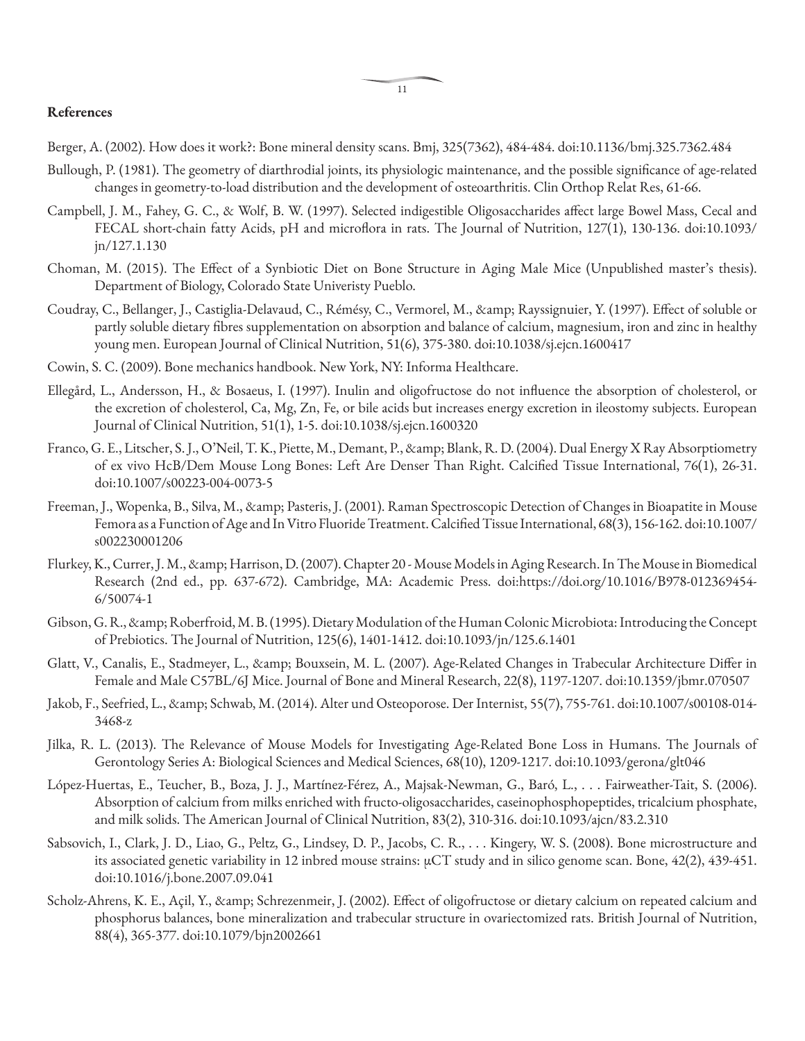## References

Berger, A. (2002). How does it work?: Bone mineral density scans. Bmj, 325(7362), 484-484. doi:10.1136/bmj.325.7362.484

Bullough, P. (1981). The geometry of diarthrodial joints, its physiologic maintenance, and the possible significance of age-related changes in geometry-to-load distribution and the development of osteoarthritis. Clin Orthop Relat Res, 61-66.

Campbell, J. M., Fahey, G. C., & Wolf, B. W. (1997). Selected indigestible Oligosaccharides affect large Bowel Mass, Cecal and FECAL short-chain fatty Acids, pH and microflora in rats. The Journal of Nutrition, 127(1), 130-136. doi:10.1093/jn/127.1.130

Choman, M. (2015). The Effect of a Synbiotic Diet on Bone Structure in Aging Male Mice (Unpublished master's thesis). Department of Biology, Colorado State Univeristy Pueblo.

Coudray, C., Bellanger, J., Castiglia-Delavaud, C., Rémésy, C., Vermorel, M., &amp; Rayssignuier, Y. (1997). Effect of soluble or partly soluble dietary fibres supplementation on absorption and balance of calcium, magnesium, iron and zinc in healthy young men. European Journal of Clinical Nutrition, 51(6), 375-380. doi:10.1038/sj.ejcn.1600417

Cowin, S. C. (2009). Bone mechanics handbook. New York, NY: Informa Healthcare.

Ellegård, L., Andersson, H., & Bosaeus, I. (1997). Inulin and oligofructose do not influence the absorption of cholesterol, or the excretion of cholesterol, Ca, Mg, Zn, Fe, or bile acids but increases energy excretion in ileostomy subjects. European Journal of Clinical Nutrition, 51(1), 1-5. doi:10.1038/sj.ejcn.1600320

Franco, G. E., Litscher, S. J., O'Neil, T. K., Piette, M., Demant, P., &amp; Blank, R. D. (2004). Dual Energy X Ray Absorptiometry of ex vivo HcB/Dem Mouse Long Bones: Left Are Denser Than Right. Calcified Tissue International, 76(1), 26-31. doi:10.1007/s00223-004-0073-5

Freeman, J., Wopenka, B., Silva, M., &amp; Pasteris, J. (2001). Raman Spectroscopic Detection of Changes in Bioapatite in Mouse Femora as a Function of Age and In Vitro Fluoride Treatment. Calcified Tissue International, 68(3), 156-162. doi:10.1007/s002230001206

Flurkey, K., Currer, J. M., &amp; Harrison, D. (2007). Chapter 20 - Mouse Models in Aging Research. In The Mouse in Biomedical Research (2nd ed., pp. 637-672). Cambridge, MA: Academic Press. doi:https://doi.org/10.1016/B978-012369454-6/50074-1

Gibson, G. R., &amp; Roberfroid, M. B. (1995). Dietary Modulation of the Human Colonic Microbiota: Introducing the Concept of Prebiotics. The Journal of Nutrition, 125(6), 1401-1412. doi:10.1093/jn/125.6.1401

Glatt, V., Canalis, E., Stadmeyer, L., &amp; Bouxsein, M. L. (2007). Age-Related Changes in Trabecular Architecture Differ in Female and Male C57BL/6J Mice. Journal of Bone and Mineral Research, 22(8), 1197-1207. doi:10.1359/jbmr.070507

Jakob, F., Seefried, L., &amp; Schwab, M. (2014). Alter und Osteoporose. Der Internist, 55(7), 755-761. doi:10.1007/s00108-014-3468-z

Jilka, R. L. (2013). The Relevance of Mouse Models for Investigating Age-Related Bone Loss in Humans. The Journals of Gerontology Series A: Biological Sciences and Medical Sciences, 68(10), 1209-1217. doi:10.1093/gerona/glt046

López-Huertas, E., Teucher, B., Boza, J. J., Martínez-Férez, A., Majsak-Newman, G., Baró, L., . . . Fairweather-Tait, S. (2006). Absorption of calcium from milks enriched with fructo-oligosaccharides, caseinophosphopeptides, tricalcium phosphate, and milk solids. The American Journal of Clinical Nutrition, 83(2), 310-316. doi:10.1093/ajcn/83.2.310

Sabsovich, I., Clark, J. D., Liao, G., Peltz, G., Lindsey, D. P., Jacobs, C. R., . . . Kingery, W. S. (2008). Bone microstructure and its associated genetic variability in 12 inbred mouse strains: μCT study and in silico genome scan. Bone, 42(2), 439-451. doi:10.1016/j.bone.2007.09.041

Scholz-Ahrens, K. E., Açil, Y., &amp; Schrezenmeir, J. (2002). Effect of oligofructose or dietary calcium on repeated calcium and phosphorus balances, bone mineralization and trabecular structure in ovariectomized rats. British Journal of Nutrition, 88(4), 365-377. doi:10.1079/bjn2002661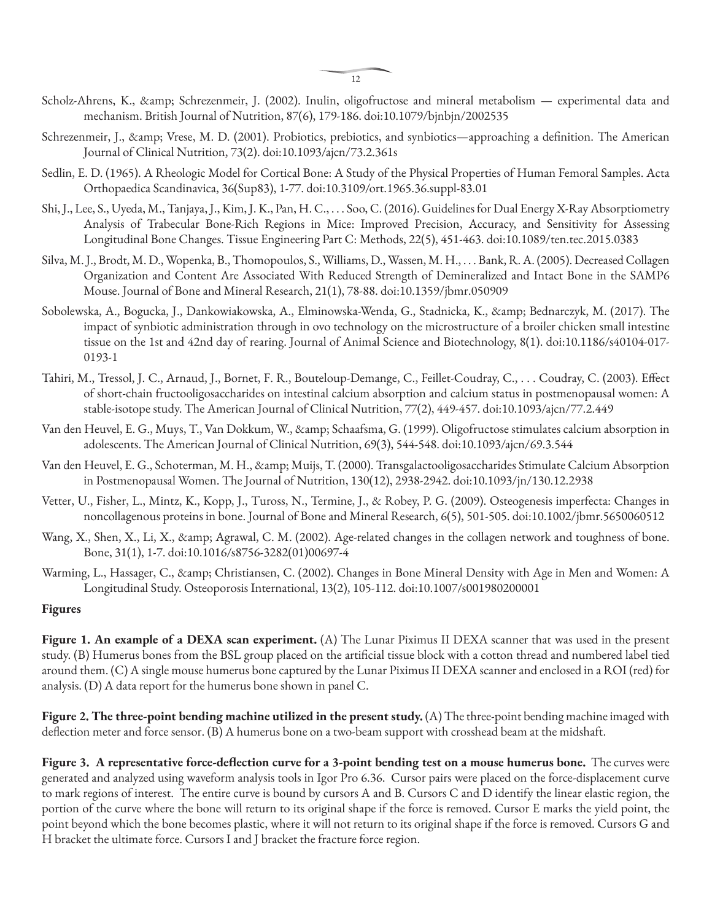Scholz-Ahrens, K., &amp; Schrezenmeir, J. (2002). Inulin, oligofructose and mineral metabolism — experimental data and mechanism. British Journal of Nutrition, 87(6), 179-186. doi:10.1079/bjnbjn/2002535

Schrezenmeir, J., &amp; Vrese, M. D. (2001). Probiotics, prebiotics, and synbiotics—approaching a definition. The American Journal of Clinical Nutrition, 73(2). doi:10.1093/ajcn/73.2.361s

Sedlin, E. D. (1965). A Rheologic Model for Cortical Bone: A Study of the Physical Properties of Human Femoral Samples. Acta Orthopaedica Scandinavica, 36(Sup83), 1-77. doi:10.3109/ort.1965.36.suppl-83.01

Shi, J., Lee, S., Uyeda, M., Tanjaya, J., Kim, J. K., Pan, H. C., . . . Soo, C. (2016). Guidelines for Dual Energy X-Ray Absorptiometry Analysis of Trabecular Bone-Rich Regions in Mice: Improved Precision, Accuracy, and Sensitivity for Assessing Longitudinal Bone Changes. Tissue Engineering Part C: Methods, 22(5), 451-463. doi:10.1089/ten.tec.2015.0383

Silva, M. J., Brodt, M. D., Wopenka, B., Thomopoulos, S., Williams, D., Wassen, M. H., . . . Bank, R. A. (2005). Decreased Collagen Organization and Content Are Associated With Reduced Strength of Demineralized and Intact Bone in the SAMP6 Mouse. Journal of Bone and Mineral Research, 21(1), 78-88. doi:10.1359/jbmr.050909

Sobolewska, A., Bogucka, J., Dankowiakowska, A., Elminowska-Wenda, G., Stadnicka, K., &amp; Bednarczyk, M. (2017). The impact of synbiotic administration through in ovo technology on the microstructure of a broiler chicken small intestine tissue on the 1st and 42nd day of rearing. Journal of Animal Science and Biotechnology, 8(1). doi:10.1186/s40104-017-0193-1

Tahiri, M., Tressol, J. C., Arnaud, J., Bornet, F. R., Bouteloup-Demange, C., Feillet-Coudray, C., . . . Coudray, C. (2003). Effect of short-chain fructooligosaccharides on intestinal calcium absorption and calcium status in postmenopausal women: A stable-isotope study. The American Journal of Clinical Nutrition, 77(2), 449-457. doi:10.1093/ajcn/77.2.449

Van den Heuvel, E. G., Muys, T., Van Dokkum, W., &amp; Schaafsma, G. (1999). Oligofructose stimulates calcium absorption in adolescents. The American Journal of Clinical Nutrition, 69(3), 544-548. doi:10.1093/ajcn/69.3.544

Van den Heuvel, E. G., Schoterman, M. H., &amp; Muijs, T. (2000). Transgalactooligosaccharides Stimulate Calcium Absorption in Postmenopausal Women. The Journal of Nutrition, 130(12), 2938-2942. doi:10.1093/jn/130.12.2938

Vetter, U., Fisher, L., Mintz, K., Kopp, J., Tuross, N., Termine, J., & Robey, P. G. (2009). Osteogenesis imperfecta: Changes in noncollagenous proteins in bone. Journal of Bone and Mineral Research, 6(5), 501-505. doi:10.1002/jbmr.5650060512

Wang, X., Shen, X., Li, X., &amp; Agrawal, C. M. (2002). Age-related changes in the collagen network and toughness of bone. Bone, 31(1), 1-7. doi:10.1016/s8756-3282(01)00697-4

Warming, L., Hassager, C., &amp; Christiansen, C. (2002). Changes in Bone Mineral Density with Age in Men and Women: A Longitudinal Study. Osteoporosis International, 13(2), 105-112. doi:10.1007/s001980200001

## Figures

**Figure 1. An example of a DEXA scan experiment.** (A) The Lunar Piximus II DEXA scanner that was used in the present study. (B) Humerus bones from the BSL group placed on the artificial tissue block with a cotton thread and numbered label tied around them. (C) A single mouse humerus bone captured by the Lunar Piximus II DEXA scanner and enclosed in a ROI (red) for analysis. (D) A data report for the humerus bone shown in panel C.

**Figure 2. The three-point bending machine utilized in the present study.** (A) The three-point bending machine imaged with deflection meter and force sensor. (B) A humerus bone on a two-beam support with crosshead beam at the midshaft.

**Figure 3. A representative force-deflection curve for a 3-point bending test on a mouse humerus bone.** The curves were generated and analyzed using waveform analysis tools in Igor Pro 6.36. Cursor pairs were placed on the force-displacement curve to mark regions of interest. The entire curve is bound by cursors A and B. Cursors C and D identify the linear elastic region, the portion of the curve where the bone will return to its original shape if the force is removed. Cursor E marks the yield point, the point beyond which the bone becomes plastic, where it will not return to its original shape if the force is removed. Cursors G and H bracket the ultimate force. Cursors I and J bracket the fracture force region.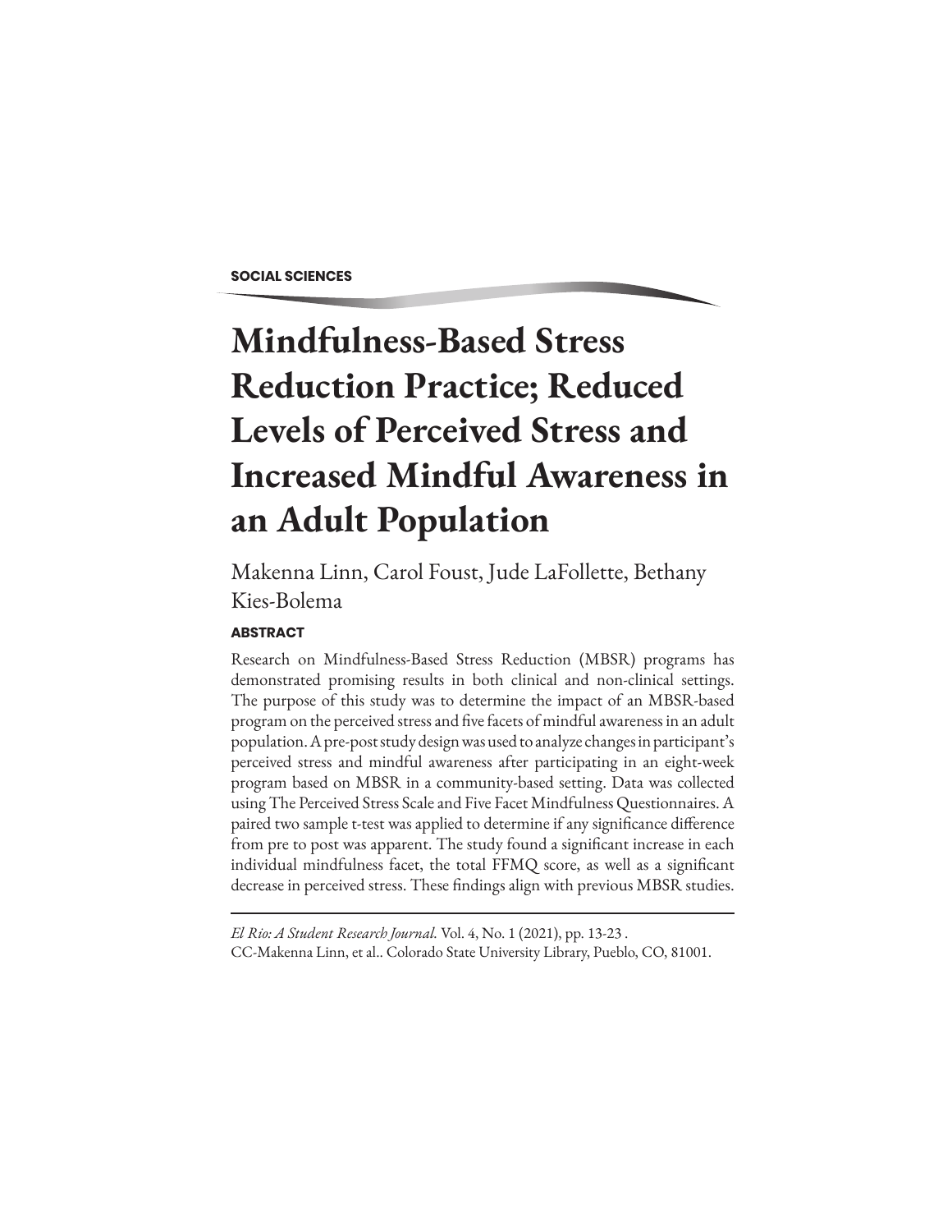SOCIAL SCIENCES

# Mindfulness-Based Stress Reduction Practice; Reduced Levels of Perceived Stress and Increased Mindful Awareness in an Adult Population

Makenna Linn, Carol Foust, Jude LaFollette, Bethany Kies-Bolema

### ABSTRACT

Research on Mindfulness-Based Stress Reduction (MBSR) programs has demonstrated promising results in both clinical and non-clinical settings. The purpose of this study was to determine the impact of an MBSR-based program on the perceived stress and five facets of mindful awareness in an adult population. A pre-post study design was used to analyze changes in participant's perceived stress and mindful awareness after participating in an eight-week program based on MBSR in a community-based setting. Data was collected using The Perceived Stress Scale and Five Facet Mindfulness Questionnaires. A paired two sample t-test was applied to determine if any significance difference from pre to post was apparent. The study found a significant increase in each individual mindfulness facet, the total FFMQ score, as well as a significant decrease in perceived stress. These findings align with previous MBSR studies.

---

*El Rio: A Student Research Journal.* Vol. 4, No. 1 (2021), pp. 13-23 .
CC-Makenna Linn, et al.. Colorado State University Library, Pueblo, CO, 81001.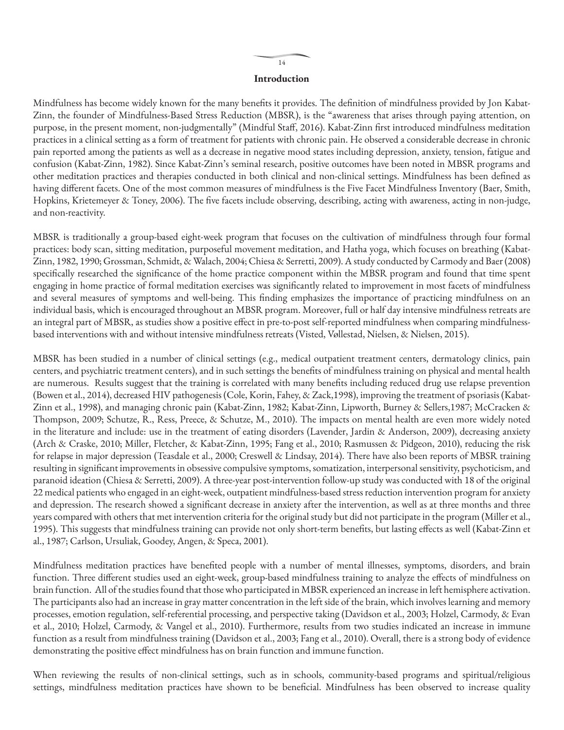## Introduction

Mindfulness has become widely known for the many benefits it provides. The definition of mindfulness provided by Jon Kabat-Zinn, the founder of Mindfulness-Based Stress Reduction (MBSR), is the "awareness that arises through paying attention, on purpose, in the present moment, non-judgmentally" (Mindful Staff, 2016). Kabat-Zinn first introduced mindfulness meditation practices in a clinical setting as a form of treatment for patients with chronic pain. He observed a considerable decrease in chronic pain reported among the patients as well as a decrease in negative mood states including depression, anxiety, tension, fatigue and confusion (Kabat-Zinn, 1982). Since Kabat-Zinn's seminal research, positive outcomes have been noted in MBSR programs and other meditation practices and therapies conducted in both clinical and non-clinical settings. Mindfulness has been defined as having different facets. One of the most common measures of mindfulness is the Five Facet Mindfulness Inventory (Baer, Smith, Hopkins, Krietemeyer & Toney, 2006). The five facets include observing, describing, acting with awareness, acting in non-judge, and non-reactivity.

MBSR is traditionally a group-based eight-week program that focuses on the cultivation of mindfulness through four formal practices: body scan, sitting meditation, purposeful movement meditation, and Hatha yoga, which focuses on breathing (Kabat-Zinn, 1982, 1990; Grossman, Schmidt, & Walach, 2004; Chiesa & Serretti, 2009). A study conducted by Carmody and Baer (2008) specifically researched the significance of the home practice component within the MBSR program and found that time spent engaging in home practice of formal meditation exercises was significantly related to improvement in most facets of mindfulness and several measures of symptoms and well-being. This finding emphasizes the importance of practicing mindfulness on an individual basis, which is encouraged throughout an MBSR program. Moreover, full or half day intensive mindfulness retreats are an integral part of MBSR, as studies show a positive effect in pre-to-post self-reported mindfulness when comparing mindfulness-based interventions with and without intensive mindfulness retreats (Visted, Vøllestad, Nielsen, & Nielsen, 2015).

MBSR has been studied in a number of clinical settings (e.g., medical outpatient treatment centers, dermatology clinics, pain centers, and psychiatric treatment centers), and in such settings the benefits of mindfulness training on physical and mental health are numerous. Results suggest that the training is correlated with many benefits including reduced drug use relapse prevention (Bowen et al., 2014), decreased HIV pathogenesis (Cole, Korin, Fahey, & Zack,1998), improving the treatment of psoriasis (Kabat-Zinn et al., 1998), and managing chronic pain (Kabat-Zinn, 1982; Kabat-Zinn, Lipworth, Burney & Sellers,1987; McCracken & Thompson, 2009; Schutze, R., Ress, Preece, & Schutze, M., 2010). The impacts on mental health are even more widely noted in the literature and include: use in the treatment of eating disorders (Lavender, Jardin & Anderson, 2009), decreasing anxiety (Arch & Craske, 2010; Miller, Fletcher, & Kabat-Zinn, 1995; Fang et al., 2010; Rasmussen & Pidgeon, 2010), reducing the risk for relapse in major depression (Teasdale et al., 2000; Creswell & Lindsay, 2014). There have also been reports of MBSR training resulting in significant improvements in obsessive compulsive symptoms, somatization, interpersonal sensitivity, psychoticism, and paranoid ideation (Chiesa & Serretti, 2009). A three-year post-intervention follow-up study was conducted with 18 of the original 22 medical patients who engaged in an eight-week, outpatient mindfulness-based stress reduction intervention program for anxiety and depression. The research showed a significant decrease in anxiety after the intervention, as well as at three months and three years compared with others that met intervention criteria for the original study but did not participate in the program (Miller et al., 1995). This suggests that mindfulness training can provide not only short-term benefits, but lasting effects as well (Kabat-Zinn et al., 1987; Carlson, Ursuliak, Goodey, Angen, & Speca, 2001).

Mindfulness meditation practices have benefited people with a number of mental illnesses, symptoms, disorders, and brain function. Three different studies used an eight-week, group-based mindfulness training to analyze the effects of mindfulness on brain function. All of the studies found that those who participated in MBSR experienced an increase in left hemisphere activation. The participants also had an increase in gray matter concentration in the left side of the brain, which involves learning and memory processes, emotion regulation, self-referential processing, and perspective taking (Davidson et al., 2003; Holzel, Carmody, & Evan et al., 2010; Holzel, Carmody, & Vangel et al., 2010). Furthermore, results from two studies indicated an increase in immune function as a result from mindfulness training (Davidson et al., 2003; Fang et al., 2010). Overall, there is a strong body of evidence demonstrating the positive effect mindfulness has on brain function and immune function.

When reviewing the results of non-clinical settings, such as in schools, community-based programs and spiritual/religious settings, mindfulness meditation practices have shown to be beneficial. Mindfulness has been observed to increase quality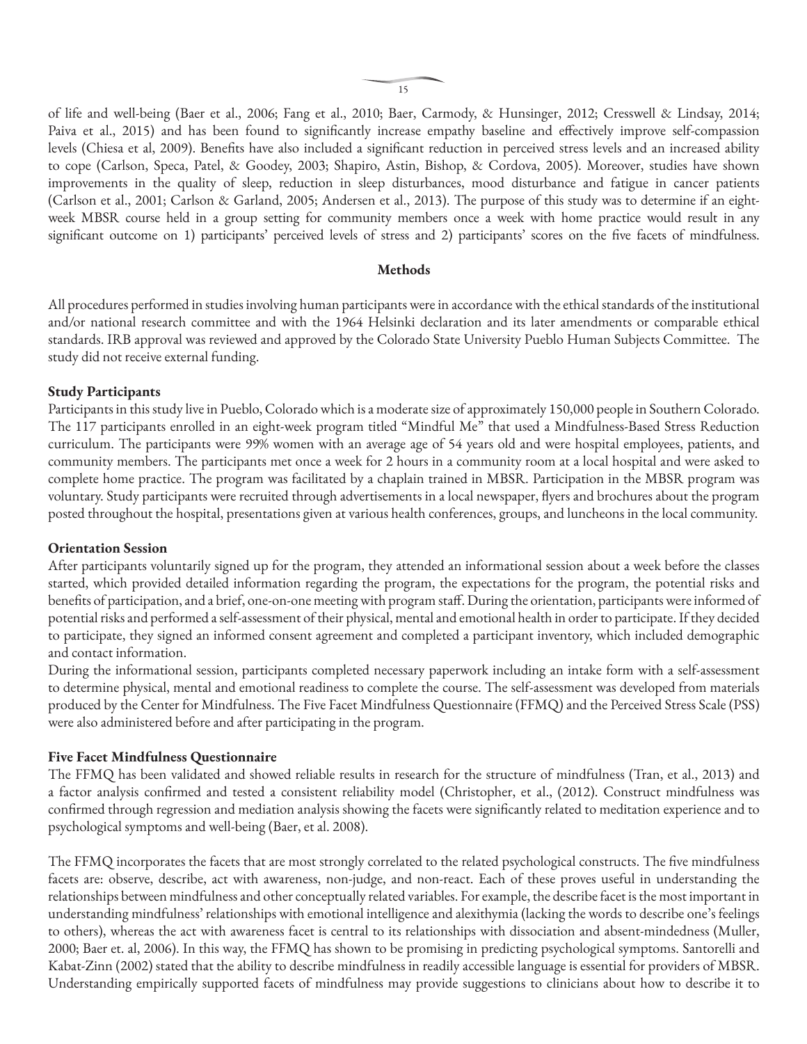of life and well-being (Baer et al., 2006; Fang et al., 2010; Baer, Carmody, & Hunsinger, 2012; Cresswell & Lindsay, 2014; Paiva et al., 2015) and has been found to significantly increase empathy baseline and effectively improve self-compassion levels (Chiesa et al, 2009). Benefits have also included a significant reduction in perceived stress levels and an increased ability to cope (Carlson, Speca, Patel, & Goodey, 2003; Shapiro, Astin, Bishop, & Cordova, 2005). Moreover, studies have shown improvements in the quality of sleep, reduction in sleep disturbances, mood disturbance and fatigue in cancer patients (Carlson et al., 2001; Carlson & Garland, 2005; Andersen et al., 2013). The purpose of this study was to determine if an eight-week MBSR course held in a group setting for community members once a week with home practice would result in any significant outcome on 1) participants' perceived levels of stress and 2) participants' scores on the five facets of mindfulness.

## Methods

All procedures performed in studies involving human participants were in accordance with the ethical standards of the institutional and/or national research committee and with the 1964 Helsinki declaration and its later amendments or comparable ethical standards. IRB approval was reviewed and approved by the Colorado State University Pueblo Human Subjects Committee. The study did not receive external funding.

### Study Participants

Participants in this study live in Pueblo, Colorado which is a moderate size of approximately 150,000 people in Southern Colorado. The 117 participants enrolled in an eight-week program titled "Mindful Me" that used a Mindfulness-Based Stress Reduction curriculum. The participants were 99% women with an average age of 54 years old and were hospital employees, patients, and community members. The participants met once a week for 2 hours in a community room at a local hospital and were asked to complete home practice. The program was facilitated by a chaplain trained in MBSR. Participation in the MBSR program was voluntary. Study participants were recruited through advertisements in a local newspaper, flyers and brochures about the program posted throughout the hospital, presentations given at various health conferences, groups, and luncheons in the local community.

### Orientation Session

After participants voluntarily signed up for the program, they attended an informational session about a week before the classes started, which provided detailed information regarding the program, the expectations for the program, the potential risks and benefits of participation, and a brief, one-on-one meeting with program staff. During the orientation, participants were informed of potential risks and performed a self-assessment of their physical, mental and emotional health in order to participate. If they decided to participate, they signed an informed consent agreement and completed a participant inventory, which included demographic and contact information.

During the informational session, participants completed necessary paperwork including an intake form with a self-assessment to determine physical, mental and emotional readiness to complete the course. The self-assessment was developed from materials produced by the Center for Mindfulness. The Five Facet Mindfulness Questionnaire (FFMQ) and the Perceived Stress Scale (PSS) were also administered before and after participating in the program.

### Five Facet Mindfulness Questionnaire

The FFMQ has been validated and showed reliable results in research for the structure of mindfulness (Tran, et al., 2013) and a factor analysis confirmed and tested a consistent reliability model (Christopher, et al., (2012). Construct mindfulness was confirmed through regression and mediation analysis showing the facets were significantly related to meditation experience and to psychological symptoms and well-being (Baer, et al. 2008).

The FFMQ incorporates the facets that are most strongly correlated to the related psychological constructs. The five mindfulness facets are: observe, describe, act with awareness, non-judge, and non-react. Each of these proves useful in understanding the relationships between mindfulness and other conceptually related variables. For example, the describe facet is the most important in understanding mindfulness' relationships with emotional intelligence and alexithymia (lacking the words to describe one's feelings to others), whereas the act with awareness facet is central to its relationships with dissociation and absent-mindedness (Muller, 2000; Baer et. al, 2006). In this way, the FFMQ has shown to be promising in predicting psychological symptoms. Santorelli and Kabat-Zinn (2002) stated that the ability to describe mindfulness in readily accessible language is essential for providers of MBSR. Understanding empirically supported facets of mindfulness may provide suggestions to clinicians about how to describe it to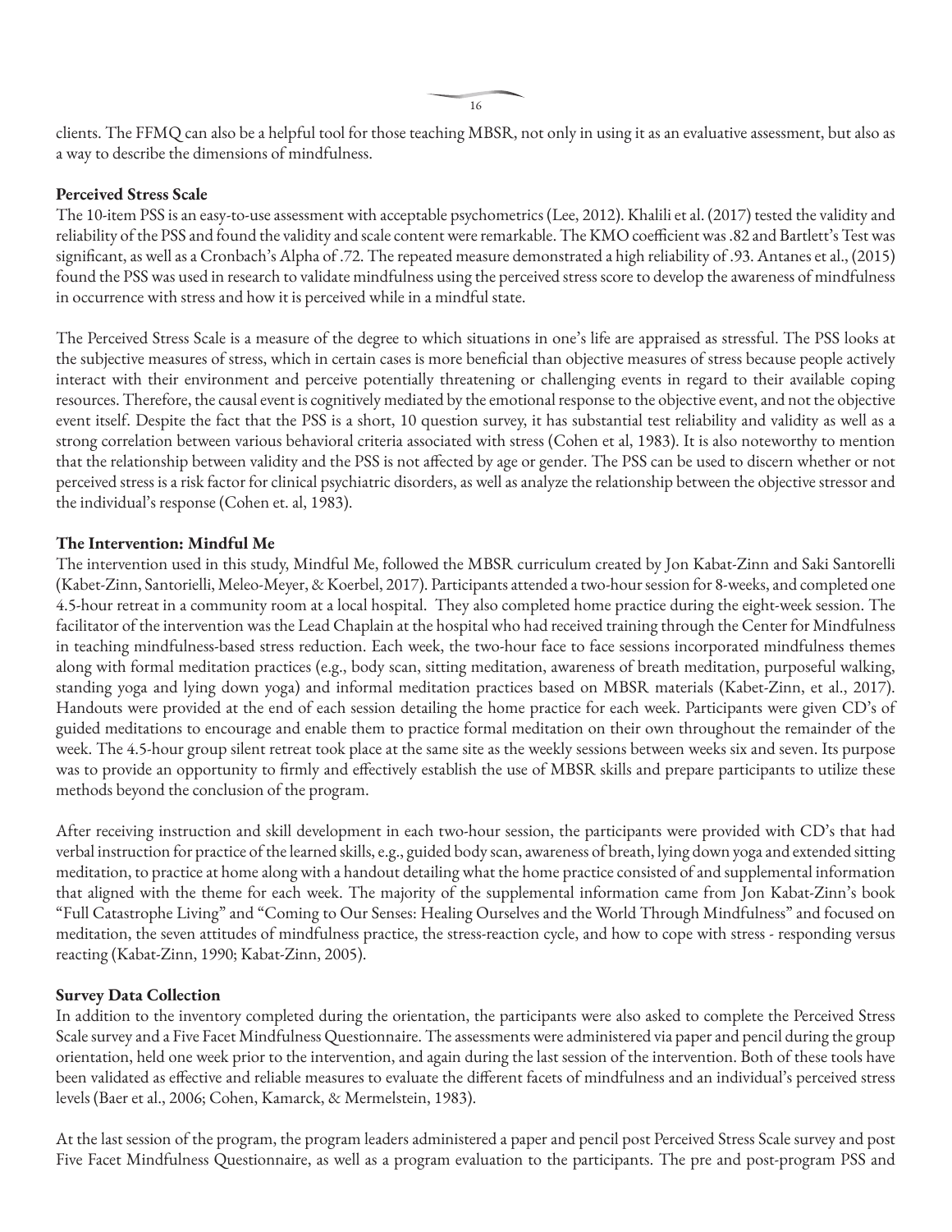clients. The FFMQ can also be a helpful tool for those teaching MBSR, not only in using it as an evaluative assessment, but also as a way to describe the dimensions of mindfulness.

**Perceived Stress Scale**

The 10-item PSS is an easy-to-use assessment with acceptable psychometrics (Lee, 2012). Khalili et al. (2017) tested the validity and reliability of the PSS and found the validity and scale content were remarkable. The KMO coefficient was .82 and Bartlett's Test was significant, as well as a Cronbach's Alpha of .72. The repeated measure demonstrated a high reliability of .93. Antanes et al., (2015) found the PSS was used in research to validate mindfulness using the perceived stress score to develop the awareness of mindfulness in occurrence with stress and how it is perceived while in a mindful state.

The Perceived Stress Scale is a measure of the degree to which situations in one's life are appraised as stressful. The PSS looks at the subjective measures of stress, which in certain cases is more beneficial than objective measures of stress because people actively interact with their environment and perceive potentially threatening or challenging events in regard to their available coping resources. Therefore, the causal event is cognitively mediated by the emotional response to the objective event, and not the objective event itself. Despite the fact that the PSS is a short, 10 question survey, it has substantial test reliability and validity as well as a strong correlation between various behavioral criteria associated with stress (Cohen et al, 1983). It is also noteworthy to mention that the relationship between validity and the PSS is not affected by age or gender. The PSS can be used to discern whether or not perceived stress is a risk factor for clinical psychiatric disorders, as well as analyze the relationship between the objective stressor and the individual's response (Cohen et. al, 1983).

**The Intervention: Mindful Me**

The intervention used in this study, Mindful Me, followed the MBSR curriculum created by Jon Kabat-Zinn and Saki Santorelli (Kabet-Zinn, Santorielli, Meleo-Meyer, & Koerbel, 2017). Participants attended a two-hour session for 8-weeks, and completed one 4.5-hour retreat in a community room at a local hospital. They also completed home practice during the eight-week session. The facilitator of the intervention was the Lead Chaplain at the hospital who had received training through the Center for Mindfulness in teaching mindfulness-based stress reduction. Each week, the two-hour face to face sessions incorporated mindfulness themes along with formal meditation practices (e.g., body scan, sitting meditation, awareness of breath meditation, purposeful walking, standing yoga and lying down yoga) and informal meditation practices based on MBSR materials (Kabet-Zinn, et al., 2017). Handouts were provided at the end of each session detailing the home practice for each week. Participants were given CD's of guided meditations to encourage and enable them to practice formal meditation on their own throughout the remainder of the week. The 4.5-hour group silent retreat took place at the same site as the weekly sessions between weeks six and seven. Its purpose was to provide an opportunity to firmly and effectively establish the use of MBSR skills and prepare participants to utilize these methods beyond the conclusion of the program.

After receiving instruction and skill development in each two-hour session, the participants were provided with CD's that had verbal instruction for practice of the learned skills, e.g., guided body scan, awareness of breath, lying down yoga and extended sitting meditation, to practice at home along with a handout detailing what the home practice consisted of and supplemental information that aligned with the theme for each week. The majority of the supplemental information came from Jon Kabat-Zinn's book "Full Catastrophe Living" and "Coming to Our Senses: Healing Ourselves and the World Through Mindfulness" and focused on meditation, the seven attitudes of mindfulness practice, the stress-reaction cycle, and how to cope with stress - responding versus reacting (Kabat-Zinn, 1990; Kabat-Zinn, 2005).

**Survey Data Collection**

In addition to the inventory completed during the orientation, the participants were also asked to complete the Perceived Stress Scale survey and a Five Facet Mindfulness Questionnaire. The assessments were administered via paper and pencil during the group orientation, held one week prior to the intervention, and again during the last session of the intervention. Both of these tools have been validated as effective and reliable measures to evaluate the different facets of mindfulness and an individual's perceived stress levels (Baer et al., 2006; Cohen, Kamarck, & Mermelstein, 1983).

At the last session of the program, the program leaders administered a paper and pencil post Perceived Stress Scale survey and post Five Facet Mindfulness Questionnaire, as well as a program evaluation to the participants. The pre and post-program PSS and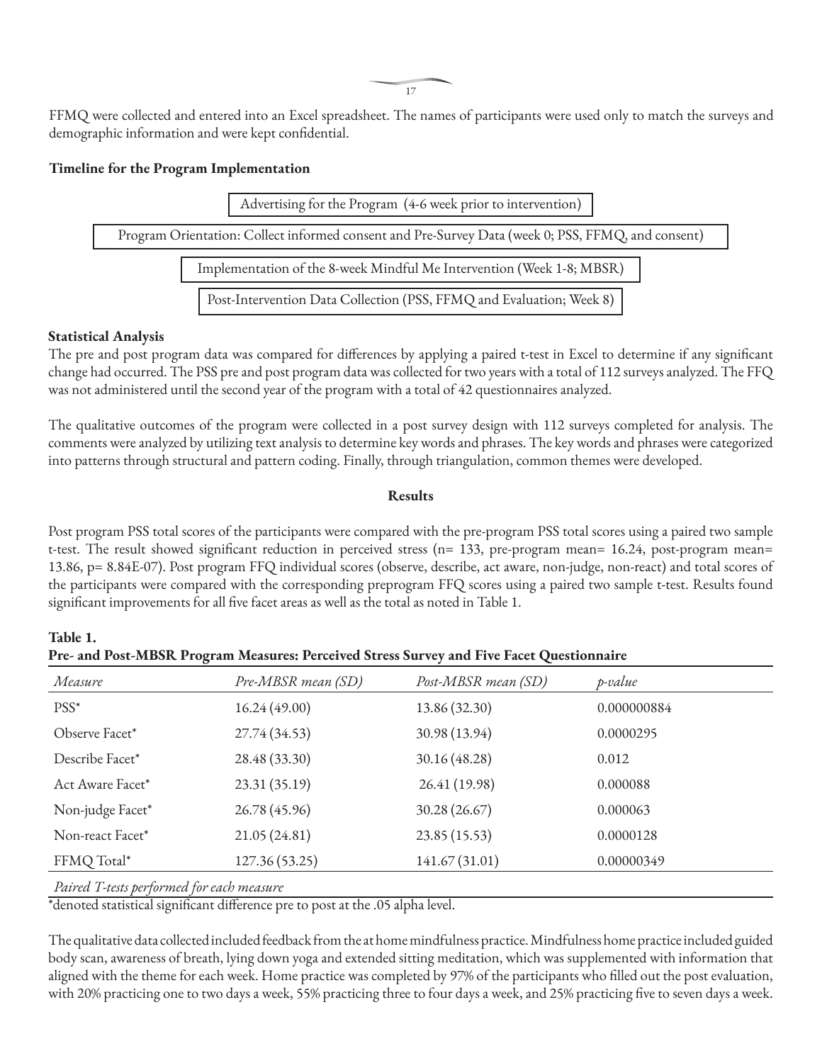FFMQ were collected and entered into an Excel spreadsheet. The names of participants were used only to match the surveys and demographic information and were kept confidential.

**Timeline for the Program Implementation**

Advertising for the Program (4-6 week prior to intervention)

Program Orientation: Collect informed consent and Pre-Survey Data (week 0; PSS, FFMQ, and consent)

Implementation of the 8-week Mindful Me Intervention (Week 1-8; MBSR)

Post-Intervention Data Collection (PSS, FFMQ and Evaluation; Week 8)

**Statistical Analysis**

The pre and post program data was compared for differences by applying a paired t-test in Excel to determine if any significant change had occurred. The PSS pre and post program data was collected for two years with a total of 112 surveys analyzed. The FFQ was not administered until the second year of the program with a total of 42 questionnaires analyzed.

The qualitative outcomes of the program were collected in a post survey design with 112 surveys completed for analysis. The comments were analyzed by utilizing text analysis to determine key words and phrases. The key words and phrases were categorized into patterns through structural and pattern coding. Finally, through triangulation, common themes were developed.

**Results**

Post program PSS total scores of the participants were compared with the pre-program PSS total scores using a paired two sample t-test. The result showed significant reduction in perceived stress (n= 133, pre-program mean= 16.24, post-program mean= 13.86, p= 8.84E-07). Post program FFQ individual scores (observe, describe, act aware, non-judge, non-react) and total scores of the participants were compared with the corresponding preprogram FFQ scores using a paired two sample t-test. Results found significant improvements for all five facet areas as well as the total as noted in Table 1.

**Table 1.**
**Pre- and Post-MBSR Program Measures: Perceived Stress Survey and Five Facet Questionnaire**

| *Measure* | *Pre-MBSR mean (SD)* | *Post-MBSR mean (SD)* | *p-value* |
|---|---|---|---|
| PSS* | 16.24 (49.00) | 13.86 (32.30) | 0.000000884 |
| Observe Facet* | 27.74 (34.53) | 30.98 (13.94) | 0.0000295 |
| Describe Facet* | 28.48 (33.30) | 30.16 (48.28) | 0.012 |
| Act Aware Facet* | 23.31 (35.19) | 26.41 (19.98) | 0.000088 |
| Non-judge Facet* | 26.78 (45.96) | 30.28 (26.67) | 0.000063 |
| Non-react Facet* | 21.05 (24.81) | 23.85 (15.53) | 0.0000128 |
| FFMQ Total* | 127.36 (53.25) | 141.67 (31.01) | 0.00000349 |

*Paired T-tests performed for each measure*

*denoted statistical significant difference pre to post at the .05 alpha level.

The qualitative data collected included feedback from the at home mindfulness practice. Mindfulness home practice included guided body scan, awareness of breath, lying down yoga and extended sitting meditation, which was supplemented with information that aligned with the theme for each week. Home practice was completed by 97% of the participants who filled out the post evaluation, with 20% practicing one to two days a week, 55% practicing three to four days a week, and 25% practicing five to seven days a week.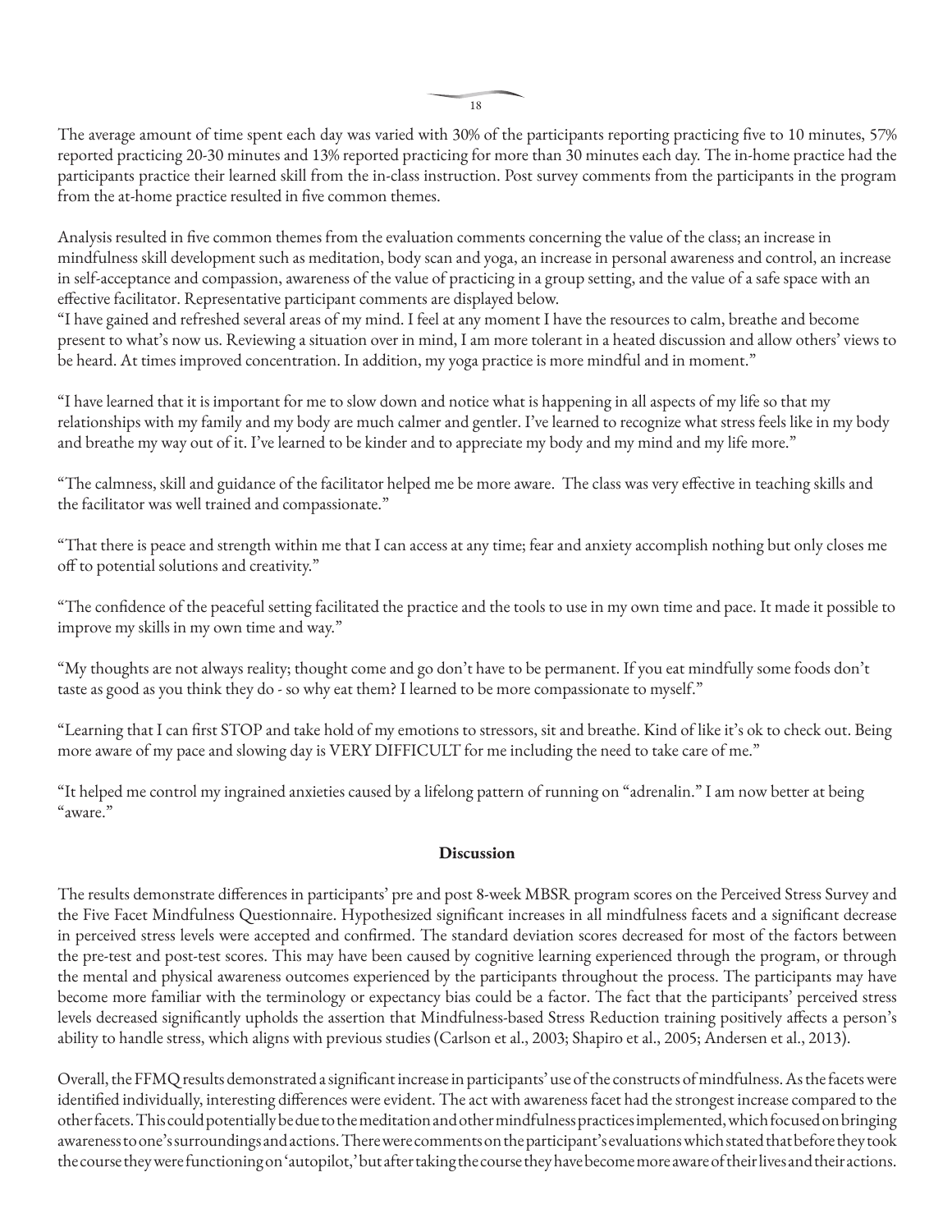The average amount of time spent each day was varied with 30% of the participants reporting practicing five to 10 minutes, 57% reported practicing 20-30 minutes and 13% reported practicing for more than 30 minutes each day. The in-home practice had the participants practice their learned skill from the in-class instruction. Post survey comments from the participants in the program from the at-home practice resulted in five common themes.

Analysis resulted in five common themes from the evaluation comments concerning the value of the class; an increase in mindfulness skill development such as meditation, body scan and yoga, an increase in personal awareness and control, an increase in self-acceptance and compassion, awareness of the value of practicing in a group setting, and the value of a safe space with an effective facilitator. Representative participant comments are displayed below.

"I have gained and refreshed several areas of my mind. I feel at any moment I have the resources to calm, breathe and become present to what's now us. Reviewing a situation over in mind, I am more tolerant in a heated discussion and allow others' views to be heard. At times improved concentration. In addition, my yoga practice is more mindful and in moment."

"I have learned that it is important for me to slow down and notice what is happening in all aspects of my life so that my relationships with my family and my body are much calmer and gentler. I've learned to recognize what stress feels like in my body and breathe my way out of it. I've learned to be kinder and to appreciate my body and my mind and my life more."

"The calmness, skill and guidance of the facilitator helped me be more aware. The class was very effective in teaching skills and the facilitator was well trained and compassionate."

"That there is peace and strength within me that I can access at any time; fear and anxiety accomplish nothing but only closes me off to potential solutions and creativity."

"The confidence of the peaceful setting facilitated the practice and the tools to use in my own time and pace. It made it possible to improve my skills in my own time and way."

"My thoughts are not always reality; thought come and go don't have to be permanent. If you eat mindfully some foods don't taste as good as you think they do - so why eat them? I learned to be more compassionate to myself."

"Learning that I can first STOP and take hold of my emotions to stressors, sit and breathe. Kind of like it's ok to check out. Being more aware of my pace and slowing day is VERY DIFFICULT for me including the need to take care of me."

"It helped me control my ingrained anxieties caused by a lifelong pattern of running on "adrenalin." I am now better at being "aware."

**Discussion**

The results demonstrate differences in participants' pre and post 8-week MBSR program scores on the Perceived Stress Survey and the Five Facet Mindfulness Questionnaire. Hypothesized significant increases in all mindfulness facets and a significant decrease in perceived stress levels were accepted and confirmed. The standard deviation scores decreased for most of the factors between the pre-test and post-test scores. This may have been caused by cognitive learning experienced through the program, or through the mental and physical awareness outcomes experienced by the participants throughout the process. The participants may have become more familiar with the terminology or expectancy bias could be a factor. The fact that the participants' perceived stress levels decreased significantly upholds the assertion that Mindfulness-based Stress Reduction training positively affects a person's ability to handle stress, which aligns with previous studies (Carlson et al., 2003; Shapiro et al., 2005; Andersen et al., 2013).

Overall, the FFMQ results demonstrated a significant increase in participants' use of the constructs of mindfulness. As the facets were identified individually, interesting differences were evident. The act with awareness facet had the strongest increase compared to the other facets. This could potentially be due to the meditation and other mindfulness practices implemented, which focused on bringing awareness to one's surroundings and actions. There were comments on the participant's evaluations which stated that before they took the course they were functioning on 'autopilot,' but after taking the course they have become more aware of their lives and their actions.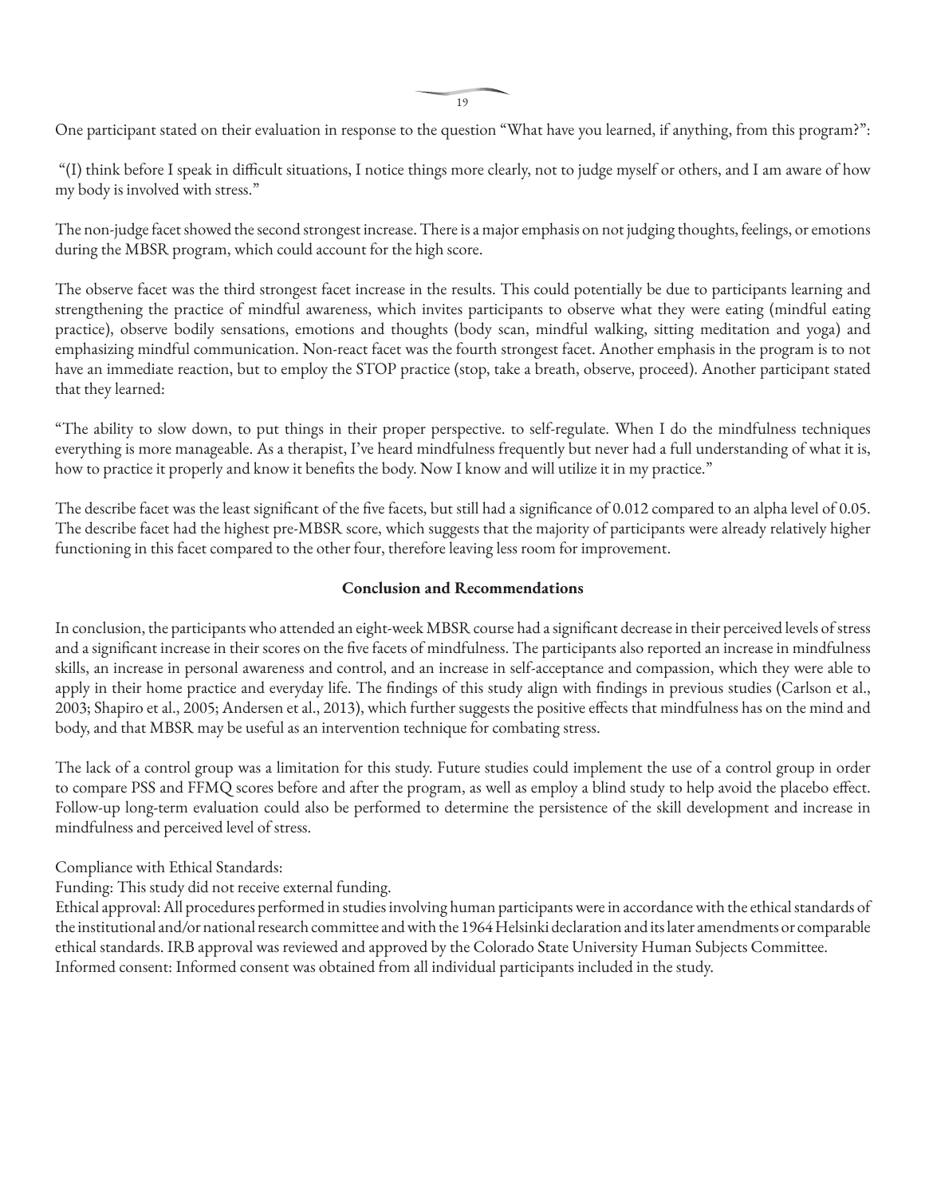One participant stated on their evaluation in response to the question "What have you learned, if anything, from this program?":

"(I) think before I speak in difficult situations, I notice things more clearly, not to judge myself or others, and I am aware of how my body is involved with stress."

The non-judge facet showed the second strongest increase. There is a major emphasis on not judging thoughts, feelings, or emotions during the MBSR program, which could account for the high score.

The observe facet was the third strongest facet increase in the results. This could potentially be due to participants learning and strengthening the practice of mindful awareness, which invites participants to observe what they were eating (mindful eating practice), observe bodily sensations, emotions and thoughts (body scan, mindful walking, sitting meditation and yoga) and emphasizing mindful communication. Non-react facet was the fourth strongest facet. Another emphasis in the program is to not have an immediate reaction, but to employ the STOP practice (stop, take a breath, observe, proceed). Another participant stated that they learned:

"The ability to slow down, to put things in their proper perspective. to self-regulate. When I do the mindfulness techniques everything is more manageable. As a therapist, I've heard mindfulness frequently but never had a full understanding of what it is, how to practice it properly and know it benefits the body. Now I know and will utilize it in my practice."

The describe facet was the least significant of the five facets, but still had a significance of 0.012 compared to an alpha level of 0.05. The describe facet had the highest pre-MBSR score, which suggests that the majority of participants were already relatively higher functioning in this facet compared to the other four, therefore leaving less room for improvement.

## Conclusion and Recommendations

In conclusion, the participants who attended an eight-week MBSR course had a significant decrease in their perceived levels of stress and a significant increase in their scores on the five facets of mindfulness. The participants also reported an increase in mindfulness skills, an increase in personal awareness and control, and an increase in self-acceptance and compassion, which they were able to apply in their home practice and everyday life. The findings of this study align with findings in previous studies (Carlson et al., 2003; Shapiro et al., 2005; Andersen et al., 2013), which further suggests the positive effects that mindfulness has on the mind and body, and that MBSR may be useful as an intervention technique for combating stress.

The lack of a control group was a limitation for this study. Future studies could implement the use of a control group in order to compare PSS and FFMQ scores before and after the program, as well as employ a blind study to help avoid the placebo effect. Follow-up long-term evaluation could also be performed to determine the persistence of the skill development and increase in mindfulness and perceived level of stress.

Compliance with Ethical Standards:

Funding: This study did not receive external funding.

Ethical approval: All procedures performed in studies involving human participants were in accordance with the ethical standards of the institutional and/or national research committee and with the 1964 Helsinki declaration and its later amendments or comparable ethical standards. IRB approval was reviewed and approved by the Colorado State University Human Subjects Committee.

Informed consent: Informed consent was obtained from all individual participants included in the study.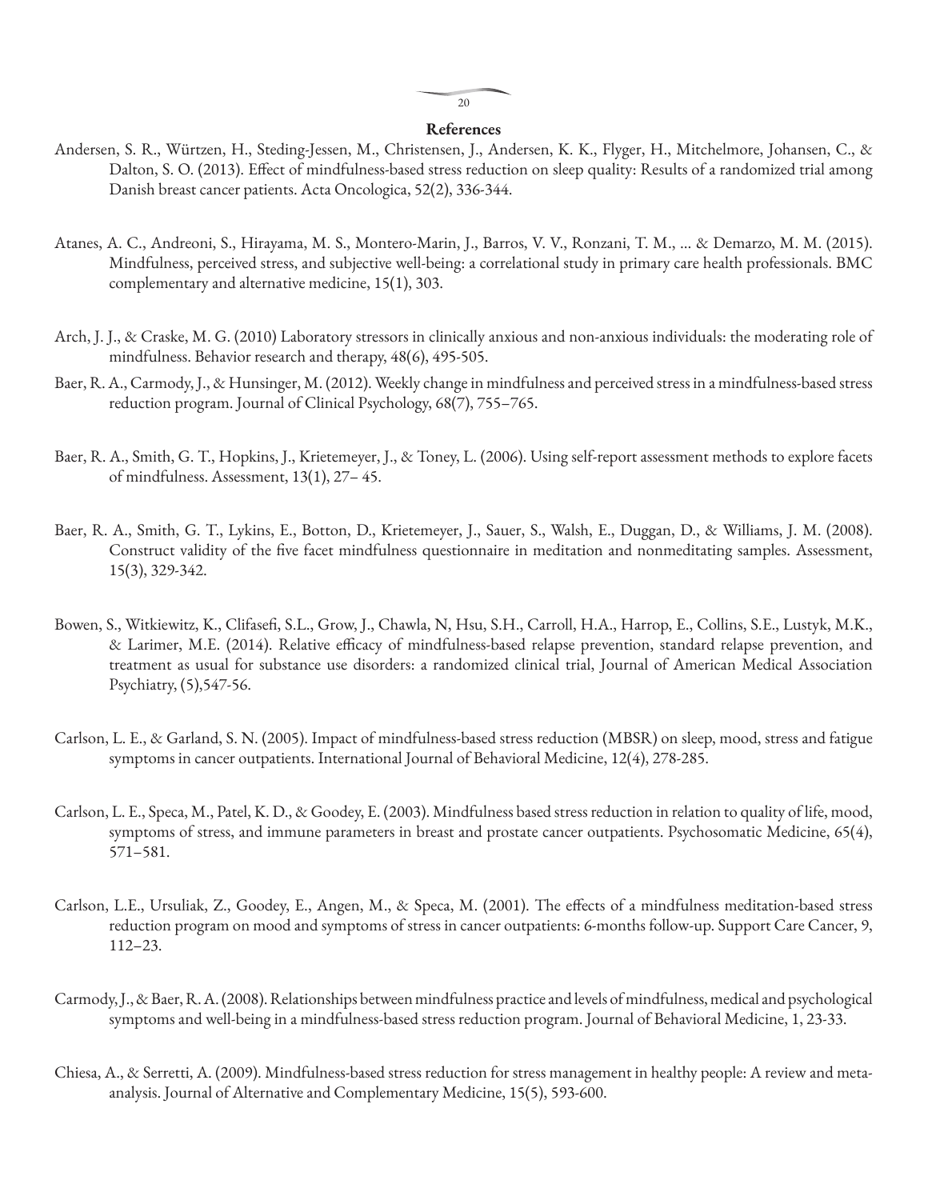## References

Andersen, S. R., Würtzen, H., Steding-Jessen, M., Christensen, J., Andersen, K. K., Flyger, H., Mitchelmore, Johansen, C., & Dalton, S. O. (2013). Effect of mindfulness-based stress reduction on sleep quality: Results of a randomized trial among Danish breast cancer patients. Acta Oncologica, 52(2), 336-344.

Atanes, A. C., Andreoni, S., Hirayama, M. S., Montero-Marin, J., Barros, V. V., Ronzani, T. M., ... & Demarzo, M. M. (2015). Mindfulness, perceived stress, and subjective well-being: a correlational study in primary care health professionals. BMC complementary and alternative medicine, 15(1), 303.

Arch, J. J., & Craske, M. G. (2010) Laboratory stressors in clinically anxious and non-anxious individuals: the moderating role of mindfulness. Behavior research and therapy, 48(6), 495-505.

Baer, R. A., Carmody, J., & Hunsinger, M. (2012). Weekly change in mindfulness and perceived stress in a mindfulness-based stress reduction program. Journal of Clinical Psychology, 68(7), 755–765.

Baer, R. A., Smith, G. T., Hopkins, J., Krietemeyer, J., & Toney, L. (2006). Using self-report assessment methods to explore facets of mindfulness. Assessment, 13(1), 27– 45.

Baer, R. A., Smith, G. T., Lykins, E., Botton, D., Krietemeyer, J., Sauer, S., Walsh, E., Duggan, D., & Williams, J. M. (2008). Construct validity of the five facet mindfulness questionnaire in meditation and nonmeditating samples. Assessment, 15(3), 329-342.

Bowen, S., Witkiewitz, K., Clifasefi, S.L., Grow, J., Chawla, N, Hsu, S.H., Carroll, H.A., Harrop, E., Collins, S.E., Lustyk, M.K., & Larimer, M.E. (2014). Relative efficacy of mindfulness-based relapse prevention, standard relapse prevention, and treatment as usual for substance use disorders: a randomized clinical trial, Journal of American Medical Association Psychiatry, (5),547-56.

Carlson, L. E., & Garland, S. N. (2005). Impact of mindfulness-based stress reduction (MBSR) on sleep, mood, stress and fatigue symptoms in cancer outpatients. International Journal of Behavioral Medicine, 12(4), 278-285.

Carlson, L. E., Speca, M., Patel, K. D., & Goodey, E. (2003). Mindfulness based stress reduction in relation to quality of life, mood, symptoms of stress, and immune parameters in breast and prostate cancer outpatients. Psychosomatic Medicine, 65(4), 571–581.

Carlson, L.E., Ursuliak, Z., Goodey, E., Angen, M., & Speca, M. (2001). The effects of a mindfulness meditation-based stress reduction program on mood and symptoms of stress in cancer outpatients: 6-months follow-up. Support Care Cancer, 9, 112–23.

Carmody, J., & Baer, R. A. (2008). Relationships between mindfulness practice and levels of mindfulness, medical and psychological symptoms and well-being in a mindfulness-based stress reduction program. Journal of Behavioral Medicine, 1, 23-33.

Chiesa, A., & Serretti, A. (2009). Mindfulness-based stress reduction for stress management in healthy people: A review and meta-analysis. Journal of Alternative and Complementary Medicine, 15(5), 593-600.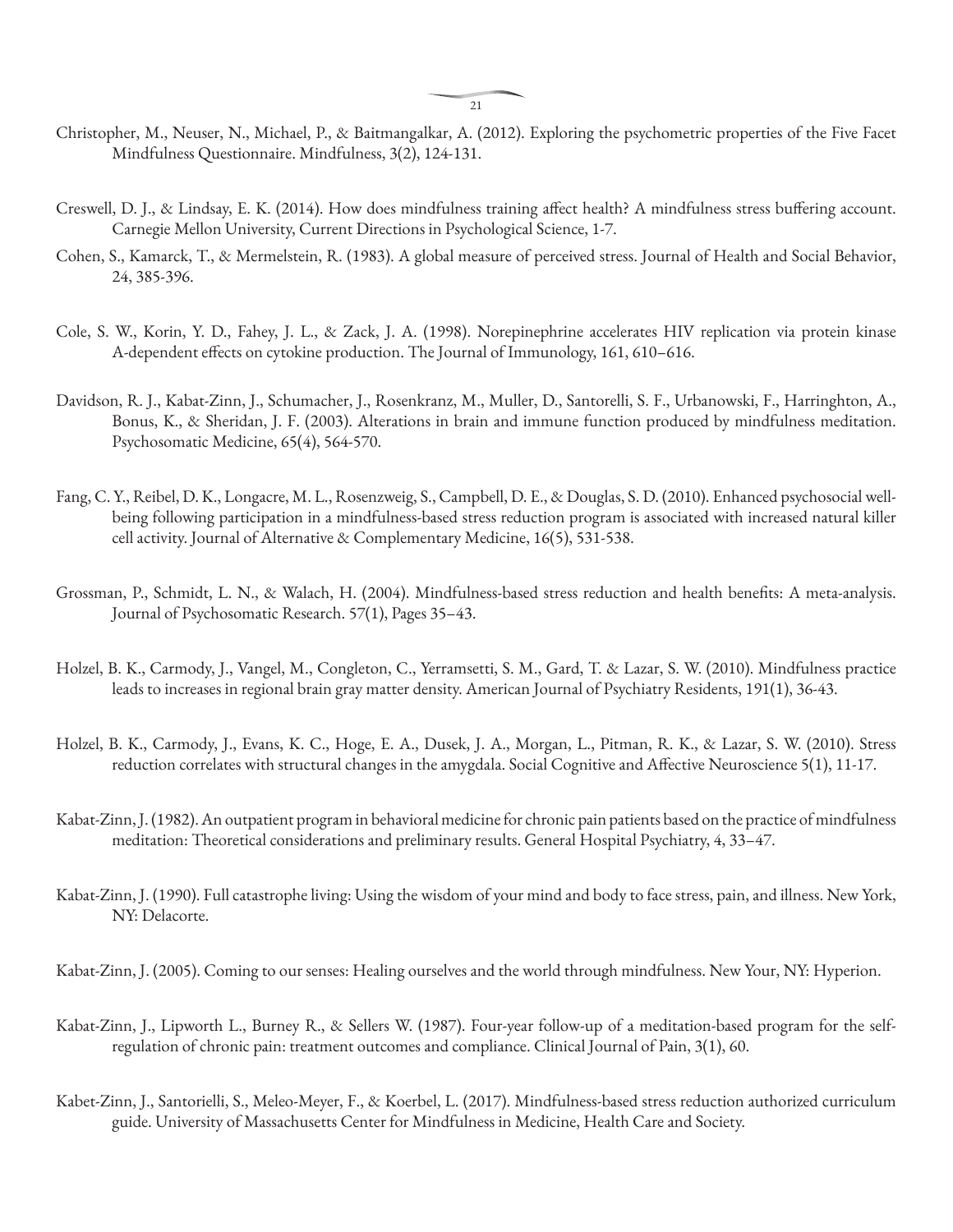Christopher, M., Neuser, N., Michael, P., & Baitmangalkar, A. (2012). Exploring the psychometric properties of the Five Facet Mindfulness Questionnaire. Mindfulness, 3(2), 124-131.

Creswell, D. J., & Lindsay, E. K. (2014). How does mindfulness training affect health? A mindfulness stress buffering account. Carnegie Mellon University, Current Directions in Psychological Science, 1-7.

Cohen, S., Kamarck, T., & Mermelstein, R. (1983). A global measure of perceived stress. Journal of Health and Social Behavior, 24, 385-396.

Cole, S. W., Korin, Y. D., Fahey, J. L., & Zack, J. A. (1998). Norepinephrine accelerates HIV replication via protein kinase A-dependent effects on cytokine production. The Journal of Immunology, 161, 610–616.

Davidson, R. J., Kabat-Zinn, J., Schumacher, J., Rosenkranz, M., Muller, D., Santorelli, S. F., Urbanowski, F., Harringhton, A., Bonus, K., & Sheridan, J. F. (2003). Alterations in brain and immune function produced by mindfulness meditation. Psychosomatic Medicine, 65(4), 564-570.

Fang, C. Y., Reibel, D. K., Longacre, M. L., Rosenzweig, S., Campbell, D. E., & Douglas, S. D. (2010). Enhanced psychosocial well-being following participation in a mindfulness-based stress reduction program is associated with increased natural killer cell activity. Journal of Alternative & Complementary Medicine, 16(5), 531-538.

Grossman, P., Schmidt, L. N., & Walach, H. (2004). Mindfulness-based stress reduction and health benefits: A meta-analysis. Journal of Psychosomatic Research. 57(1), Pages 35–43.

Holzel, B. K., Carmody, J., Vangel, M., Congleton, C., Yerramsetti, S. M., Gard, T. & Lazar, S. W. (2010). Mindfulness practice leads to increases in regional brain gray matter density. American Journal of Psychiatry Residents, 191(1), 36-43.

Holzel, B. K., Carmody, J., Evans, K. C., Hoge, E. A., Dusek, J. A., Morgan, L., Pitman, R. K., & Lazar, S. W. (2010). Stress reduction correlates with structural changes in the amygdala. Social Cognitive and Affective Neuroscience 5(1), 11-17.

Kabat-Zinn, J. (1982). An outpatient program in behavioral medicine for chronic pain patients based on the practice of mindfulness meditation: Theoretical considerations and preliminary results. General Hospital Psychiatry, 4, 33–47.

Kabat-Zinn, J. (1990). Full catastrophe living: Using the wisdom of your mind and body to face stress, pain, and illness. New York, NY: Delacorte.

Kabat-Zinn, J. (2005). Coming to our senses: Healing ourselves and the world through mindfulness. New Your, NY: Hyperion.

Kabat-Zinn, J., Lipworth L., Burney R., & Sellers W. (1987). Four-year follow-up of a meditation-based program for the self-regulation of chronic pain: treatment outcomes and compliance. Clinical Journal of Pain, 3(1), 60.

Kabet-Zinn, J., Santorielli, S., Meleo-Meyer, F., & Koerbel, L. (2017). Mindfulness-based stress reduction authorized curriculum guide. University of Massachusetts Center for Mindfulness in Medicine, Health Care and Society.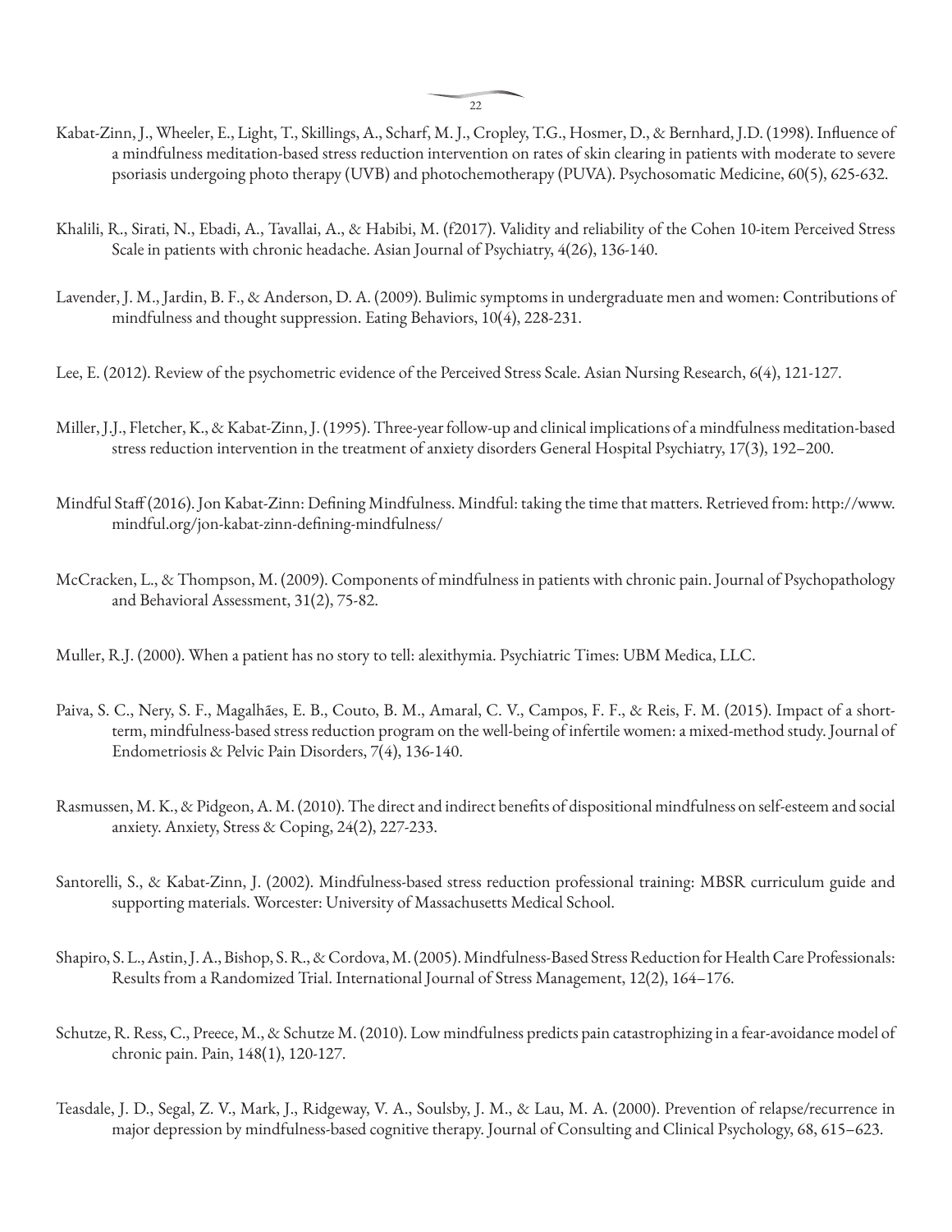Kabat-Zinn, J., Wheeler, E., Light, T., Skillings, A., Scharf, M. J., Cropley, T.G., Hosmer, D., & Bernhard, J.D. (1998). Influence of a mindfulness meditation-based stress reduction intervention on rates of skin clearing in patients with moderate to severe psoriasis undergoing photo therapy (UVB) and photochemotherapy (PUVA). Psychosomatic Medicine, 60(5), 625-632.

Khalili, R., Sirati, N., Ebadi, A., Tavallai, A., & Habibi, M. (f2017). Validity and reliability of the Cohen 10-item Perceived Stress Scale in patients with chronic headache. Asian Journal of Psychiatry, 4(26), 136-140.

Lavender, J. M., Jardin, B. F., & Anderson, D. A. (2009). Bulimic symptoms in undergraduate men and women: Contributions of mindfulness and thought suppression. Eating Behaviors, 10(4), 228-231.

Lee, E. (2012). Review of the psychometric evidence of the Perceived Stress Scale. Asian Nursing Research, 6(4), 121-127.

Miller, J.J., Fletcher, K., & Kabat-Zinn, J. (1995). Three-year follow-up and clinical implications of a mindfulness meditation-based stress reduction intervention in the treatment of anxiety disorders General Hospital Psychiatry, 17(3), 192–200.

Mindful Staff (2016). Jon Kabat-Zinn: Defining Mindfulness. Mindful: taking the time that matters. Retrieved from: http://www.mindful.org/jon-kabat-zinn-defining-mindfulness/

McCracken, L., & Thompson, M. (2009). Components of mindfulness in patients with chronic pain. Journal of Psychopathology and Behavioral Assessment, 31(2), 75-82.

Muller, R.J. (2000). When a patient has no story to tell: alexithymia. Psychiatric Times: UBM Medica, LLC.

Paiva, S. C., Nery, S. F., Magalhães, E. B., Couto, B. M., Amaral, C. V., Campos, F. F., & Reis, F. M. (2015). Impact of a short-term, mindfulness-based stress reduction program on the well-being of infertile women: a mixed-method study. Journal of Endometriosis & Pelvic Pain Disorders, 7(4), 136-140.

Rasmussen, M. K., & Pidgeon, A. M. (2010). The direct and indirect benefits of dispositional mindfulness on self-esteem and social anxiety. Anxiety, Stress & Coping, 24(2), 227-233.

Santorelli, S., & Kabat-Zinn, J. (2002). Mindfulness-based stress reduction professional training: MBSR curriculum guide and supporting materials. Worcester: University of Massachusetts Medical School.

Shapiro, S. L., Astin, J. A., Bishop, S. R., & Cordova, M. (2005). Mindfulness-Based Stress Reduction for Health Care Professionals: Results from a Randomized Trial. International Journal of Stress Management, 12(2), 164–176.

Schutze, R. Ress, C., Preece, M., & Schutze M. (2010). Low mindfulness predicts pain catastrophizing in a fear-avoidance model of chronic pain. Pain, 148(1), 120-127.

Teasdale, J. D., Segal, Z. V., Mark, J., Ridgeway, V. A., Soulsby, J. M., & Lau, M. A. (2000). Prevention of relapse/recurrence in major depression by mindfulness-based cognitive therapy. Journal of Consulting and Clinical Psychology, 68, 615–623.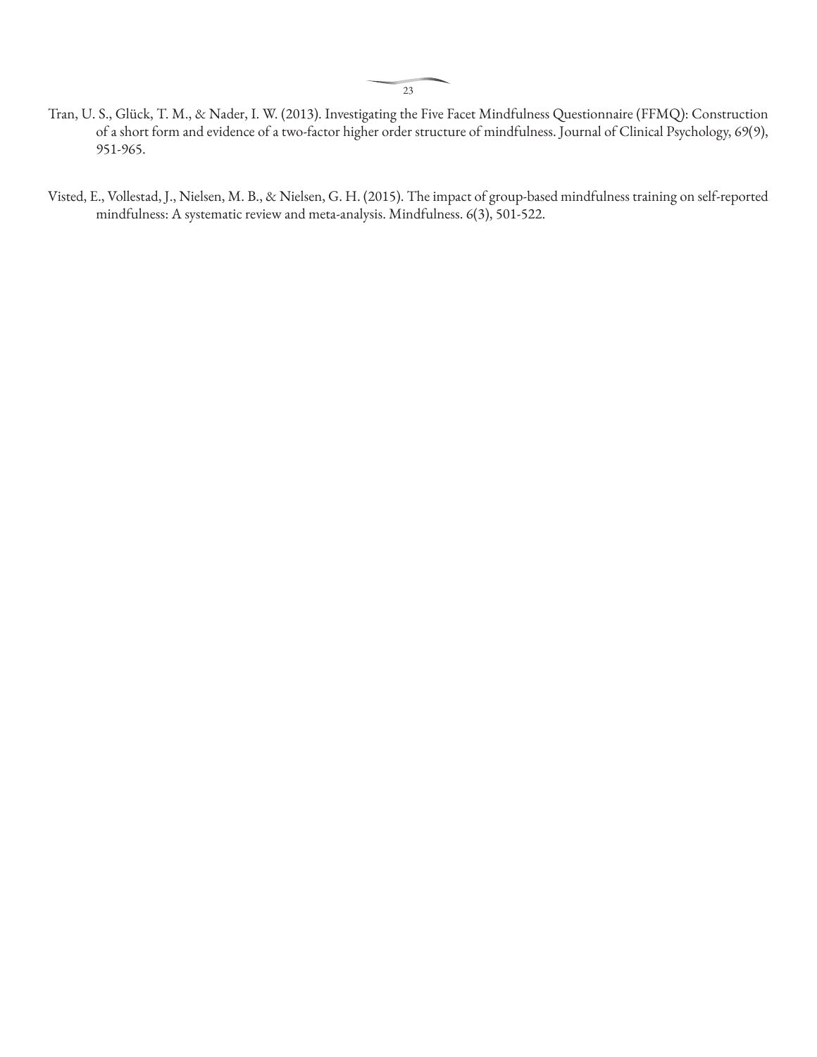Tran, U. S., Glück, T. M., & Nader, I. W. (2013). Investigating the Five Facet Mindfulness Questionnaire (FFMQ): Construction of a short form and evidence of a two-factor higher order structure of mindfulness. Journal of Clinical Psychology, 69(9), 951-965.

Visted, E., Vollestad, J., Nielsen, M. B., & Nielsen, G. H. (2015). The impact of group-based mindfulness training on self-reported mindfulness: A systematic review and meta-analysis. Mindfulness. 6(3), 501-522.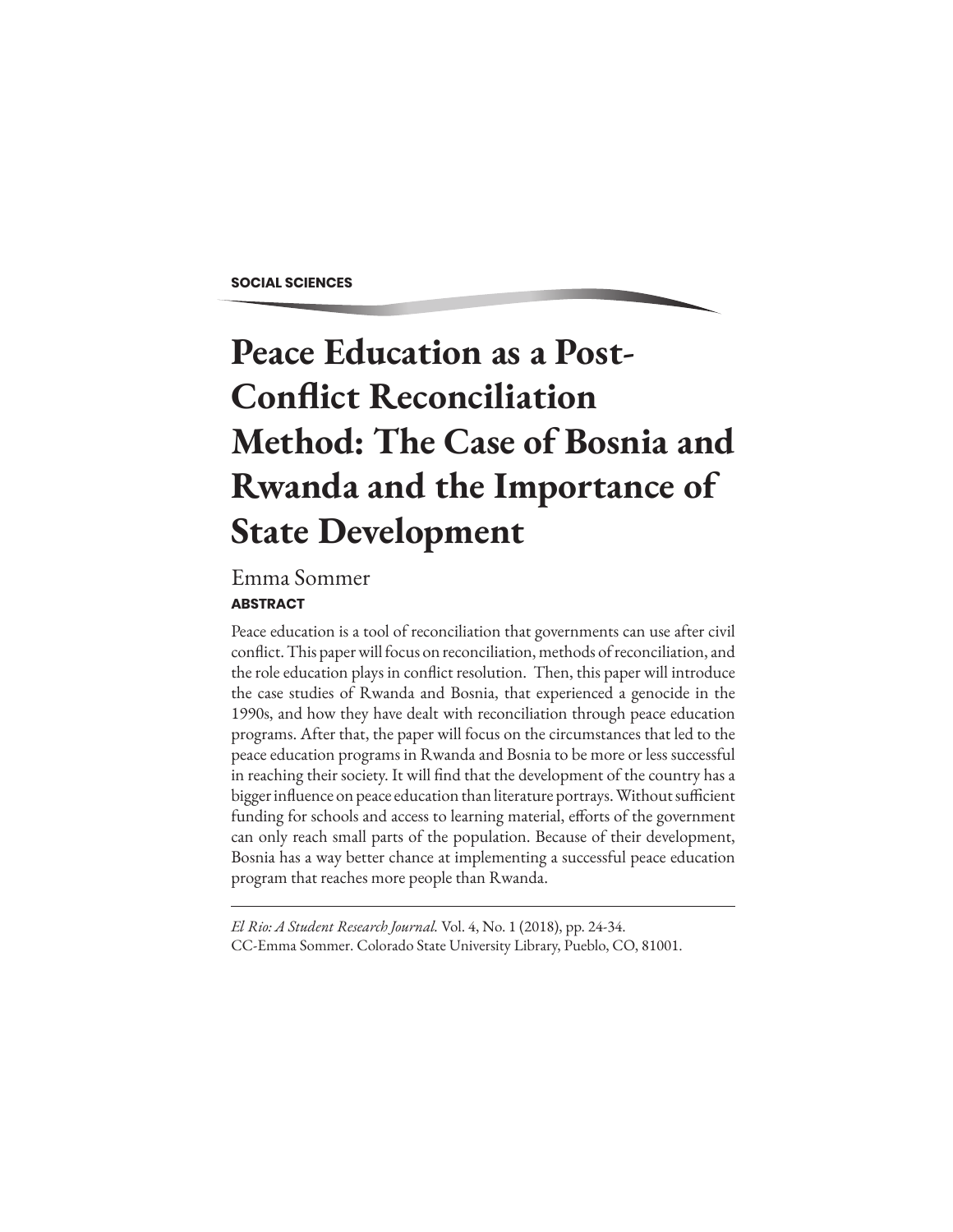**SOCIAL SCIENCES**

# Peace Education as a Post-Conflict Reconciliation Method: The Case of Bosnia and Rwanda and the Importance of State Development

Emma Sommer

**ABSTRACT**

Peace education is a tool of reconciliation that governments can use after civil conflict. This paper will focus on reconciliation, methods of reconciliation, and the role education plays in conflict resolution. Then, this paper will introduce the case studies of Rwanda and Bosnia, that experienced a genocide in the 1990s, and how they have dealt with reconciliation through peace education programs. After that, the paper will focus on the circumstances that led to the peace education programs in Rwanda and Bosnia to be more or less successful in reaching their society. It will find that the development of the country has a bigger influence on peace education than literature portrays. Without sufficient funding for schools and access to learning material, efforts of the government can only reach small parts of the population. Because of their development, Bosnia has a way better chance at implementing a successful peace education program that reaches more people than Rwanda.

---

*El Rio: A Student Research Journal.* Vol. 4, No. 1 (2018), pp. 24-34.
CC-Emma Sommer. Colorado State University Library, Pueblo, CO, 81001.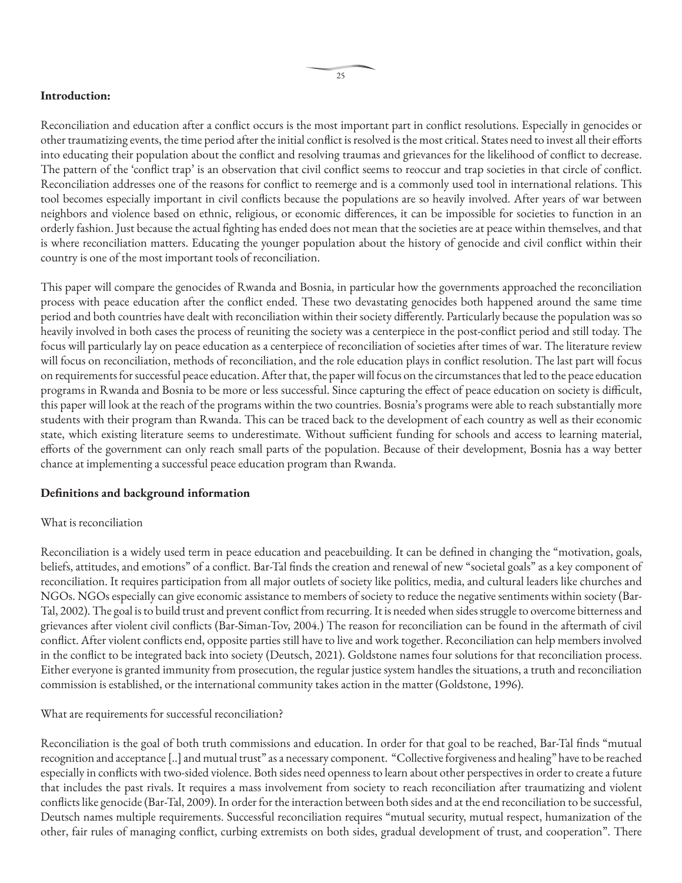**Introduction:**

Reconciliation and education after a conflict occurs is the most important part in conflict resolutions. Especially in genocides or other traumatizing events, the time period after the initial conflict is resolved is the most critical. States need to invest all their efforts into educating their population about the conflict and resolving traumas and grievances for the likelihood of conflict to decrease. The pattern of the 'conflict trap' is an observation that civil conflict seems to reoccur and trap societies in that circle of conflict. Reconciliation addresses one of the reasons for conflict to reemerge and is a commonly used tool in international relations. This tool becomes especially important in civil conflicts because the populations are so heavily involved. After years of war between neighbors and violence based on ethnic, religious, or economic differences, it can be impossible for societies to function in an orderly fashion. Just because the actual fighting has ended does not mean that the societies are at peace within themselves, and that is where reconciliation matters. Educating the younger population about the history of genocide and civil conflict within their country is one of the most important tools of reconciliation.

This paper will compare the genocides of Rwanda and Bosnia, in particular how the governments approached the reconciliation process with peace education after the conflict ended. These two devastating genocides both happened around the same time period and both countries have dealt with reconciliation within their society differently. Particularly because the population was so heavily involved in both cases the process of reuniting the society was a centerpiece in the post-conflict period and still today. The focus will particularly lay on peace education as a centerpiece of reconciliation of societies after times of war. The literature review will focus on reconciliation, methods of reconciliation, and the role education plays in conflict resolution. The last part will focus on requirements for successful peace education. After that, the paper will focus on the circumstances that led to the peace education programs in Rwanda and Bosnia to be more or less successful. Since capturing the effect of peace education on society is difficult, this paper will look at the reach of the programs within the two countries. Bosnia's programs were able to reach substantially more students with their program than Rwanda. This can be traced back to the development of each country as well as their economic state, which existing literature seems to underestimate. Without sufficient funding for schools and access to learning material, efforts of the government can only reach small parts of the population. Because of their development, Bosnia has a way better chance at implementing a successful peace education program than Rwanda.

**Definitions and background information**

What is reconciliation

Reconciliation is a widely used term in peace education and peacebuilding. It can be defined in changing the "motivation, goals, beliefs, attitudes, and emotions" of a conflict. Bar-Tal finds the creation and renewal of new "societal goals" as a key component of reconciliation. It requires participation from all major outlets of society like politics, media, and cultural leaders like churches and NGOs. NGOs especially can give economic assistance to members of society to reduce the negative sentiments within society (Bar-Tal, 2002). The goal is to build trust and prevent conflict from recurring. It is needed when sides struggle to overcome bitterness and grievances after violent civil conflicts (Bar-Siman-Tov, 2004.) The reason for reconciliation can be found in the aftermath of civil conflict. After violent conflicts end, opposite parties still have to live and work together. Reconciliation can help members involved in the conflict to be integrated back into society (Deutsch, 2021). Goldstone names four solutions for that reconciliation process. Either everyone is granted immunity from prosecution, the regular justice system handles the situations, a truth and reconciliation commission is established, or the international community takes action in the matter (Goldstone, 1996).

What are requirements for successful reconciliation?

Reconciliation is the goal of both truth commissions and education. In order for that goal to be reached, Bar-Tal finds "mutual recognition and acceptance [..] and mutual trust" as a necessary component. "Collective forgiveness and healing" have to be reached especially in conflicts with two-sided violence. Both sides need openness to learn about other perspectives in order to create a future that includes the past rivals. It requires a mass involvement from society to reach reconciliation after traumatizing and violent conflicts like genocide (Bar-Tal, 2009). In order for the interaction between both sides and at the end reconciliation to be successful, Deutsch names multiple requirements. Successful reconciliation requires "mutual security, mutual respect, humanization of the other, fair rules of managing conflict, curbing extremists on both sides, gradual development of trust, and cooperation". There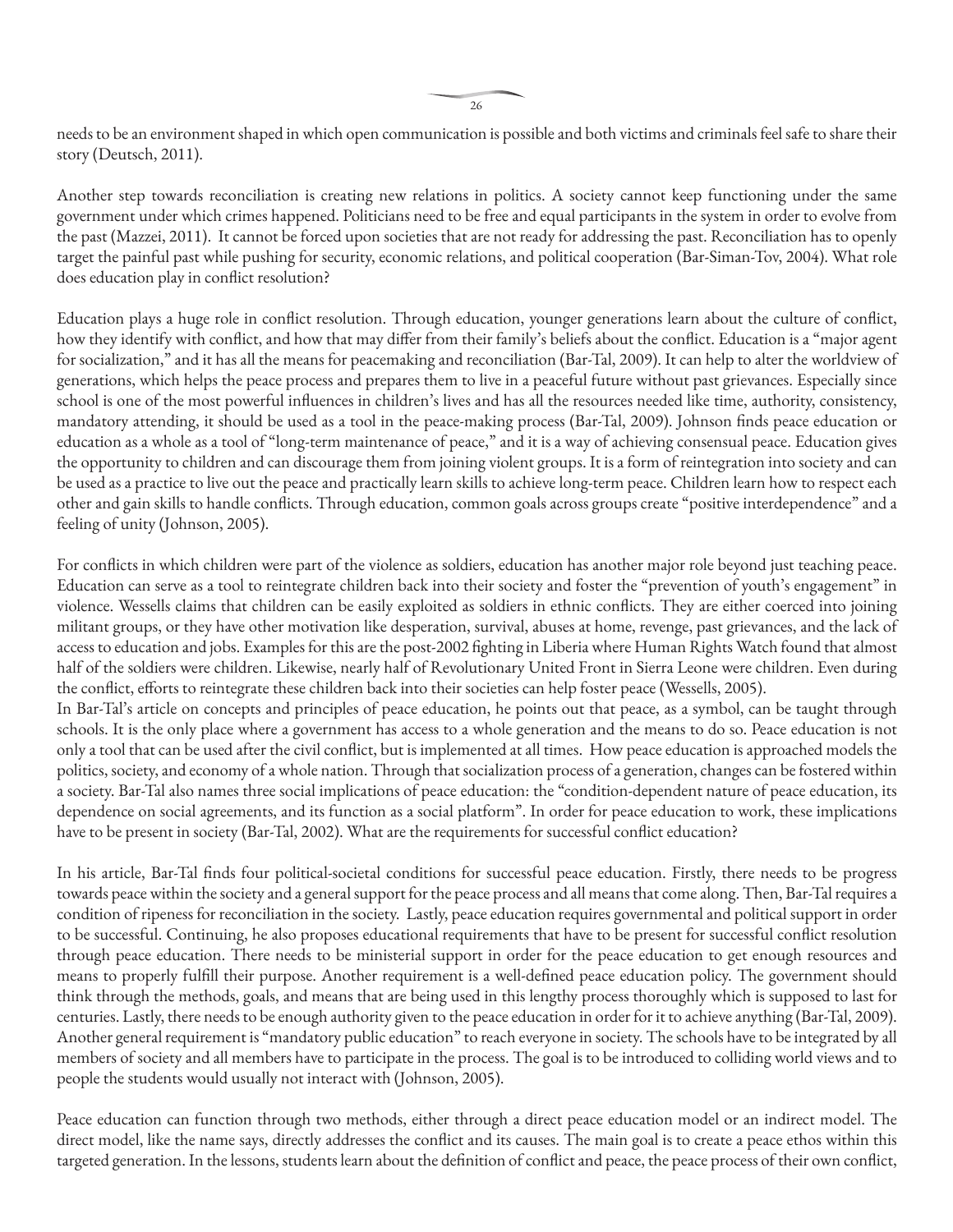needs to be an environment shaped in which open communication is possible and both victims and criminals feel safe to share their story (Deutsch, 2011).

Another step towards reconciliation is creating new relations in politics. A society cannot keep functioning under the same government under which crimes happened. Politicians need to be free and equal participants in the system in order to evolve from the past (Mazzei, 2011). It cannot be forced upon societies that are not ready for addressing the past. Reconciliation has to openly target the painful past while pushing for security, economic relations, and political cooperation (Bar-Siman-Tov, 2004). What role does education play in conflict resolution?

Education plays a huge role in conflict resolution. Through education, younger generations learn about the culture of conflict, how they identify with conflict, and how that may differ from their family's beliefs about the conflict. Education is a "major agent for socialization," and it has all the means for peacemaking and reconciliation (Bar-Tal, 2009). It can help to alter the worldview of generations, which helps the peace process and prepares them to live in a peaceful future without past grievances. Especially since school is one of the most powerful influences in children's lives and has all the resources needed like time, authority, consistency, mandatory attending, it should be used as a tool in the peace-making process (Bar-Tal, 2009). Johnson finds peace education or education as a whole as a tool of "long-term maintenance of peace," and it is a way of achieving consensual peace. Education gives the opportunity to children and can discourage them from joining violent groups. It is a form of reintegration into society and can be used as a practice to live out the peace and practically learn skills to achieve long-term peace. Children learn how to respect each other and gain skills to handle conflicts. Through education, common goals across groups create "positive interdependence" and a feeling of unity (Johnson, 2005).

For conflicts in which children were part of the violence as soldiers, education has another major role beyond just teaching peace. Education can serve as a tool to reintegrate children back into their society and foster the "prevention of youth's engagement" in violence. Wessells claims that children can be easily exploited as soldiers in ethnic conflicts. They are either coerced into joining militant groups, or they have other motivation like desperation, survival, abuses at home, revenge, past grievances, and the lack of access to education and jobs. Examples for this are the post-2002 fighting in Liberia where Human Rights Watch found that almost half of the soldiers were children. Likewise, nearly half of Revolutionary United Front in Sierra Leone were children. Even during the conflict, efforts to reintegrate these children back into their societies can help foster peace (Wessells, 2005).

In Bar-Tal's article on concepts and principles of peace education, he points out that peace, as a symbol, can be taught through schools. It is the only place where a government has access to a whole generation and the means to do so. Peace education is not only a tool that can be used after the civil conflict, but is implemented at all times. How peace education is approached models the politics, society, and economy of a whole nation. Through that socialization process of a generation, changes can be fostered within a society. Bar-Tal also names three social implications of peace education: the "condition-dependent nature of peace education, its dependence on social agreements, and its function as a social platform". In order for peace education to work, these implications have to be present in society (Bar-Tal, 2002). What are the requirements for successful conflict education?

In his article, Bar-Tal finds four political-societal conditions for successful peace education. Firstly, there needs to be progress towards peace within the society and a general support for the peace process and all means that come along. Then, Bar-Tal requires a condition of ripeness for reconciliation in the society. Lastly, peace education requires governmental and political support in order to be successful. Continuing, he also proposes educational requirements that have to be present for successful conflict resolution through peace education. There needs to be ministerial support in order for the peace education to get enough resources and means to properly fulfill their purpose. Another requirement is a well-defined peace education policy. The government should think through the methods, goals, and means that are being used in this lengthy process thoroughly which is supposed to last for centuries. Lastly, there needs to be enough authority given to the peace education in order for it to achieve anything (Bar-Tal, 2009). Another general requirement is "mandatory public education" to reach everyone in society. The schools have to be integrated by all members of society and all members have to participate in the process. The goal is to be introduced to colliding world views and to people the students would usually not interact with (Johnson, 2005).

Peace education can function through two methods, either through a direct peace education model or an indirect model. The direct model, like the name says, directly addresses the conflict and its causes. The main goal is to create a peace ethos within this targeted generation. In the lessons, students learn about the definition of conflict and peace, the peace process of their own conflict,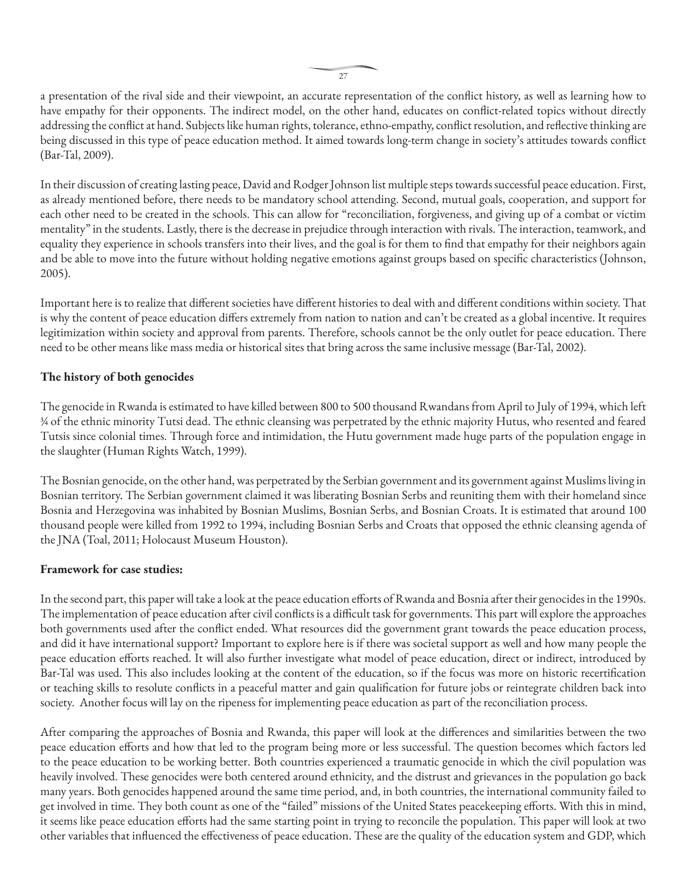a presentation of the rival side and their viewpoint, an accurate representation of the conflict history, as well as learning how to have empathy for their opponents. The indirect model, on the other hand, educates on conflict-related topics without directly addressing the conflict at hand. Subjects like human rights, tolerance, ethno-empathy, conflict resolution, and reflective thinking are being discussed in this type of peace education method. It aimed towards long-term change in society's attitudes towards conflict (Bar-Tal, 2009).

In their discussion of creating lasting peace, David and Rodger Johnson list multiple steps towards successful peace education. First, as already mentioned before, there needs to be mandatory school attending. Second, mutual goals, cooperation, and support for each other need to be created in the schools. This can allow for "reconciliation, forgiveness, and giving up of a combat or victim mentality" in the students. Lastly, there is the decrease in prejudice through interaction with rivals. The interaction, teamwork, and equality they experience in schools transfers into their lives, and the goal is for them to find that empathy for their neighbors again and be able to move into the future without holding negative emotions against groups based on specific characteristics (Johnson, 2005).

Important here is to realize that different societies have different histories to deal with and different conditions within society. That is why the content of peace education differs extremely from nation to nation and can't be created as a global incentive. It requires legitimization within society and approval from parents. Therefore, schools cannot be the only outlet for peace education. There need to be other means like mass media or historical sites that bring across the same inclusive message (Bar-Tal, 2002).

**The history of both genocides**

The genocide in Rwanda is estimated to have killed between 800 to 500 thousand Rwandans from April to July of 1994, which left ¾ of the ethnic minority Tutsi dead. The ethnic cleansing was perpetrated by the ethnic majority Hutus, who resented and feared Tutsis since colonial times. Through force and intimidation, the Hutu government made huge parts of the population engage in the slaughter (Human Rights Watch, 1999).

The Bosnian genocide, on the other hand, was perpetrated by the Serbian government and its government against Muslims living in Bosnian territory. The Serbian government claimed it was liberating Bosnian Serbs and reuniting them with their homeland since Bosnia and Herzegovina was inhabited by Bosnian Muslims, Bosnian Serbs, and Bosnian Croats. It is estimated that around 100 thousand people were killed from 1992 to 1994, including Bosnian Serbs and Croats that opposed the ethnic cleansing agenda of the JNA (Toal, 2011; Holocaust Museum Houston).

**Framework for case studies:**

In the second part, this paper will take a look at the peace education efforts of Rwanda and Bosnia after their genocides in the 1990s. The implementation of peace education after civil conflicts is a difficult task for governments. This part will explore the approaches both governments used after the conflict ended. What resources did the government grant towards the peace education process, and did it have international support? Important to explore here is if there was societal support as well and how many people the peace education efforts reached. It will also further investigate what model of peace education, direct or indirect, introduced by Bar-Tal was used. This also includes looking at the content of the education, so if the focus was more on historic recertification or teaching skills to resolute conflicts in a peaceful matter and gain qualification for future jobs or reintegrate children back into society. Another focus will lay on the ripeness for implementing peace education as part of the reconciliation process.

After comparing the approaches of Bosnia and Rwanda, this paper will look at the differences and similarities between the two peace education efforts and how that led to the program being more or less successful. The question becomes which factors led to the peace education to be working better. Both countries experienced a traumatic genocide in which the civil population was heavily involved. These genocides were both centered around ethnicity, and the distrust and grievances in the population go back many years. Both genocides happened around the same time period, and, in both countries, the international community failed to get involved in time. They both count as one of the "failed" missions of the United States peacekeeping efforts. With this in mind, it seems like peace education efforts had the same starting point in trying to reconcile the population. This paper will look at two other variables that influenced the effectiveness of peace education. These are the quality of the education system and GDP, which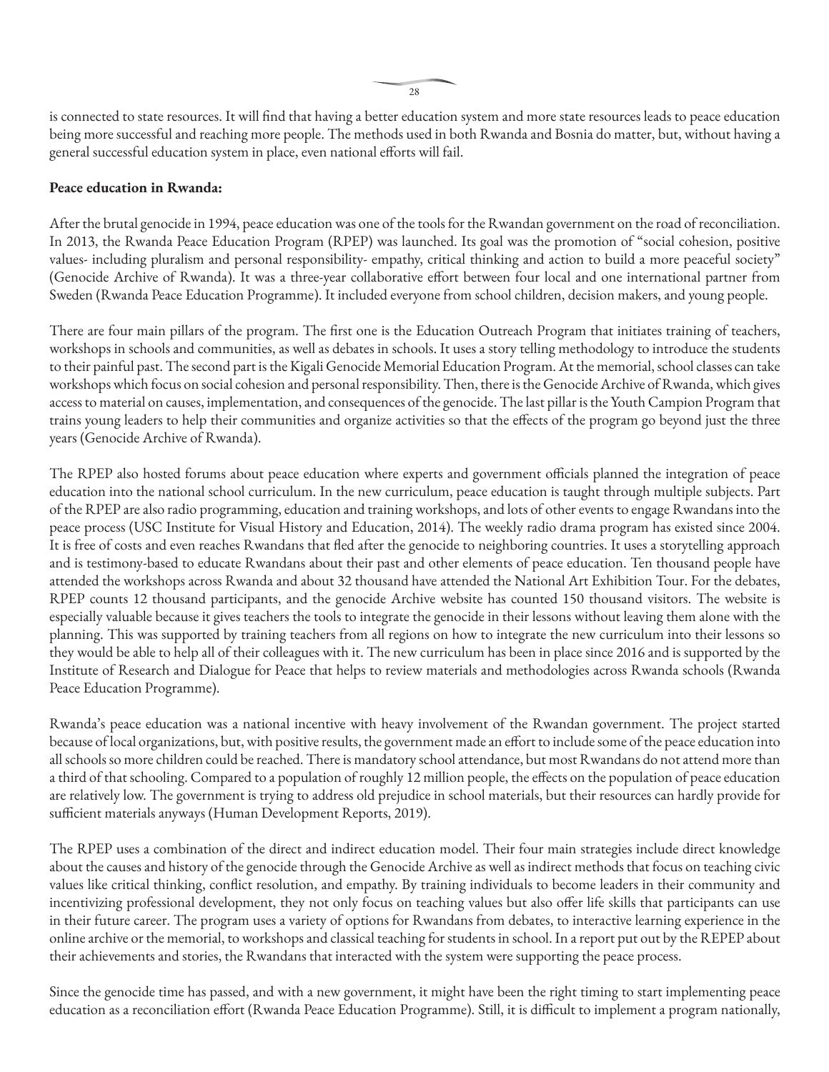is connected to state resources. It will find that having a better education system and more state resources leads to peace education being more successful and reaching more people. The methods used in both Rwanda and Bosnia do matter, but, without having a general successful education system in place, even national efforts will fail.

**Peace education in Rwanda:**

After the brutal genocide in 1994, peace education was one of the tools for the Rwandan government on the road of reconciliation. In 2013, the Rwanda Peace Education Program (RPEP) was launched. Its goal was the promotion of "social cohesion, positive values- including pluralism and personal responsibility- empathy, critical thinking and action to build a more peaceful society" (Genocide Archive of Rwanda). It was a three-year collaborative effort between four local and one international partner from Sweden (Rwanda Peace Education Programme). It included everyone from school children, decision makers, and young people.

There are four main pillars of the program. The first one is the Education Outreach Program that initiates training of teachers, workshops in schools and communities, as well as debates in schools. It uses a story telling methodology to introduce the students to their painful past. The second part is the Kigali Genocide Memorial Education Program. At the memorial, school classes can take workshops which focus on social cohesion and personal responsibility. Then, there is the Genocide Archive of Rwanda, which gives access to material on causes, implementation, and consequences of the genocide. The last pillar is the Youth Campion Program that trains young leaders to help their communities and organize activities so that the effects of the program go beyond just the three years (Genocide Archive of Rwanda).

The RPEP also hosted forums about peace education where experts and government officials planned the integration of peace education into the national school curriculum. In the new curriculum, peace education is taught through multiple subjects. Part of the RPEP are also radio programming, education and training workshops, and lots of other events to engage Rwandans into the peace process (USC Institute for Visual History and Education, 2014). The weekly radio drama program has existed since 2004. It is free of costs and even reaches Rwandans that fled after the genocide to neighboring countries. It uses a storytelling approach and is testimony-based to educate Rwandans about their past and other elements of peace education. Ten thousand people have attended the workshops across Rwanda and about 32 thousand have attended the National Art Exhibition Tour. For the debates, RPEP counts 12 thousand participants, and the genocide Archive website has counted 150 thousand visitors. The website is especially valuable because it gives teachers the tools to integrate the genocide in their lessons without leaving them alone with the planning. This was supported by training teachers from all regions on how to integrate the new curriculum into their lessons so they would be able to help all of their colleagues with it. The new curriculum has been in place since 2016 and is supported by the Institute of Research and Dialogue for Peace that helps to review materials and methodologies across Rwanda schools (Rwanda Peace Education Programme).

Rwanda's peace education was a national incentive with heavy involvement of the Rwandan government. The project started because of local organizations, but, with positive results, the government made an effort to include some of the peace education into all schools so more children could be reached. There is mandatory school attendance, but most Rwandans do not attend more than a third of that schooling. Compared to a population of roughly 12 million people, the effects on the population of peace education are relatively low. The government is trying to address old prejudice in school materials, but their resources can hardly provide for sufficient materials anyways (Human Development Reports, 2019).

The RPEP uses a combination of the direct and indirect education model. Their four main strategies include direct knowledge about the causes and history of the genocide through the Genocide Archive as well as indirect methods that focus on teaching civic values like critical thinking, conflict resolution, and empathy. By training individuals to become leaders in their community and incentivizing professional development, they not only focus on teaching values but also offer life skills that participants can use in their future career. The program uses a variety of options for Rwandans from debates, to interactive learning experience in the online archive or the memorial, to workshops and classical teaching for students in school. In a report put out by the REPEP about their achievements and stories, the Rwandans that interacted with the system were supporting the peace process.

Since the genocide time has passed, and with a new government, it might have been the right timing to start implementing peace education as a reconciliation effort (Rwanda Peace Education Programme). Still, it is difficult to implement a program nationally,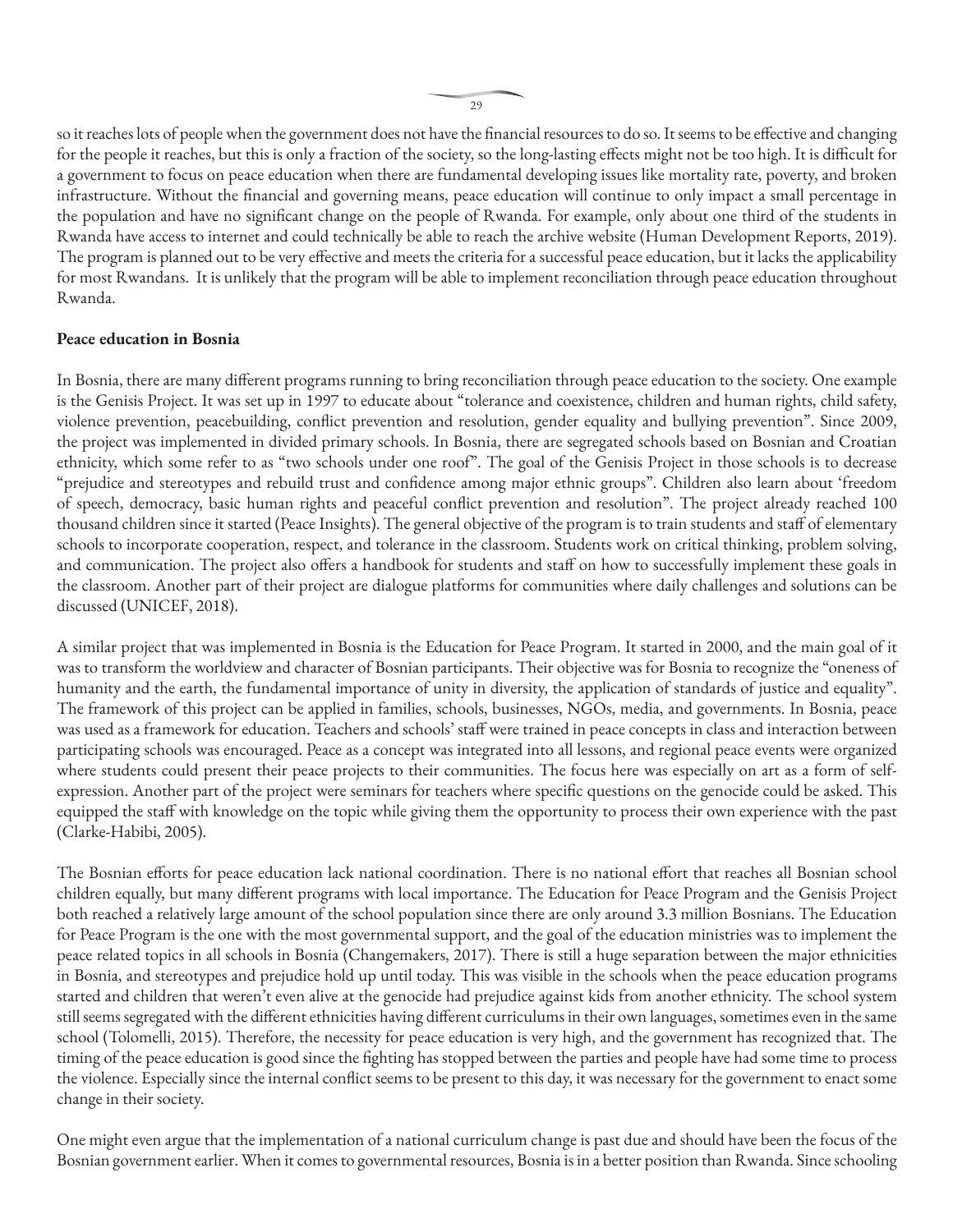so it reaches lots of people when the government does not have the financial resources to do so. It seems to be effective and changing for the people it reaches, but this is only a fraction of the society, so the long-lasting effects might not be too high. It is difficult for a government to focus on peace education when there are fundamental developing issues like mortality rate, poverty, and broken infrastructure. Without the financial and governing means, peace education will continue to only impact a small percentage in the population and have no significant change on the people of Rwanda. For example, only about one third of the students in Rwanda have access to internet and could technically be able to reach the archive website (Human Development Reports, 2019). The program is planned out to be very effective and meets the criteria for a successful peace education, but it lacks the applicability for most Rwandans. It is unlikely that the program will be able to implement reconciliation through peace education throughout Rwanda.

**Peace education in Bosnia**

In Bosnia, there are many different programs running to bring reconciliation through peace education to the society. One example is the Genisis Project. It was set up in 1997 to educate about "tolerance and coexistence, children and human rights, child safety, violence prevention, peacebuilding, conflict prevention and resolution, gender equality and bullying prevention". Since 2009, the project was implemented in divided primary schools. In Bosnia, there are segregated schools based on Bosnian and Croatian ethnicity, which some refer to as "two schools under one roof". The goal of the Genisis Project in those schools is to decrease "prejudice and stereotypes and rebuild trust and confidence among major ethnic groups". Children also learn about 'freedom of speech, democracy, basic human rights and peaceful conflict prevention and resolution". The project already reached 100 thousand children since it started (Peace Insights). The general objective of the program is to train students and staff of elementary schools to incorporate cooperation, respect, and tolerance in the classroom. Students work on critical thinking, problem solving, and communication. The project also offers a handbook for students and staff on how to successfully implement these goals in the classroom. Another part of their project are dialogue platforms for communities where daily challenges and solutions can be discussed (UNICEF, 2018).

A similar project that was implemented in Bosnia is the Education for Peace Program. It started in 2000, and the main goal of it was to transform the worldview and character of Bosnian participants. Their objective was for Bosnia to recognize the "oneness of humanity and the earth, the fundamental importance of unity in diversity, the application of standards of justice and equality". The framework of this project can be applied in families, schools, businesses, NGOs, media, and governments. In Bosnia, peace was used as a framework for education. Teachers and schools' staff were trained in peace concepts in class and interaction between participating schools was encouraged. Peace as a concept was integrated into all lessons, and regional peace events were organized where students could present their peace projects to their communities. The focus here was especially on art as a form of self-expression. Another part of the project were seminars for teachers where specific questions on the genocide could be asked. This equipped the staff with knowledge on the topic while giving them the opportunity to process their own experience with the past (Clarke-Habibi, 2005).

The Bosnian efforts for peace education lack national coordination. There is no national effort that reaches all Bosnian school children equally, but many different programs with local importance. The Education for Peace Program and the Genisis Project both reached a relatively large amount of the school population since there are only around 3.3 million Bosnians. The Education for Peace Program is the one with the most governmental support, and the goal of the education ministries was to implement the peace related topics in all schools in Bosnia (Changemakers, 2017). There is still a huge separation between the major ethnicities in Bosnia, and stereotypes and prejudice hold up until today. This was visible in the schools when the peace education programs started and children that weren't even alive at the genocide had prejudice against kids from another ethnicity. The school system still seems segregated with the different ethnicities having different curriculums in their own languages, sometimes even in the same school (Tolomelli, 2015). Therefore, the necessity for peace education is very high, and the government has recognized that. The timing of the peace education is good since the fighting has stopped between the parties and people have had some time to process the violence. Especially since the internal conflict seems to be present to this day, it was necessary for the government to enact some change in their society.

One might even argue that the implementation of a national curriculum change is past due and should have been the focus of the Bosnian government earlier. When it comes to governmental resources, Bosnia is in a better position than Rwanda. Since schooling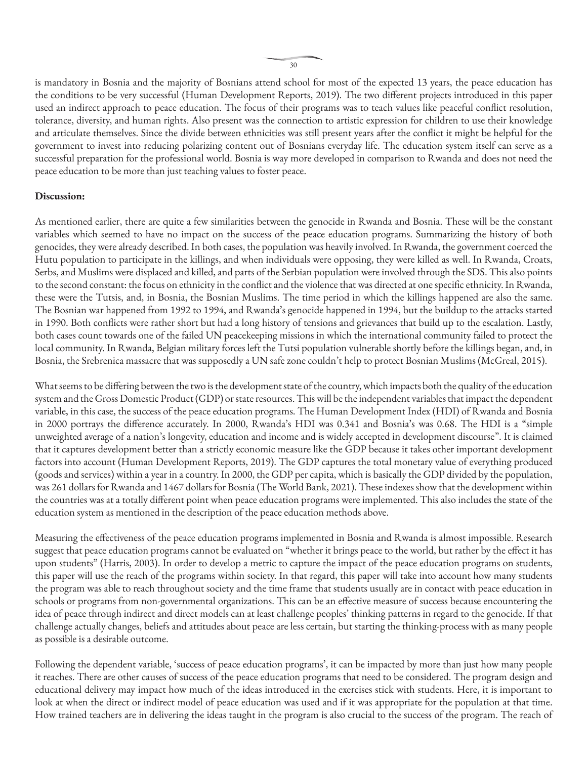is mandatory in Bosnia and the majority of Bosnians attend school for most of the expected 13 years, the peace education has the conditions to be very successful (Human Development Reports, 2019). The two different projects introduced in this paper used an indirect approach to peace education. The focus of their programs was to teach values like peaceful conflict resolution, tolerance, diversity, and human rights. Also present was the connection to artistic expression for children to use their knowledge and articulate themselves. Since the divide between ethnicities was still present years after the conflict it might be helpful for the government to invest into reducing polarizing content out of Bosnians everyday life. The education system itself can serve as a successful preparation for the professional world. Bosnia is way more developed in comparison to Rwanda and does not need the peace education to be more than just teaching values to foster peace.

**Discussion:**

As mentioned earlier, there are quite a few similarities between the genocide in Rwanda and Bosnia. These will be the constant variables which seemed to have no impact on the success of the peace education programs. Summarizing the history of both genocides, they were already described. In both cases, the population was heavily involved. In Rwanda, the government coerced the Hutu population to participate in the killings, and when individuals were opposing, they were killed as well. In Rwanda, Croats, Serbs, and Muslims were displaced and killed, and parts of the Serbian population were involved through the SDS. This also points to the second constant: the focus on ethnicity in the conflict and the violence that was directed at one specific ethnicity. In Rwanda, these were the Tutsis, and, in Bosnia, the Bosnian Muslims. The time period in which the killings happened are also the same. The Bosnian war happened from 1992 to 1994, and Rwanda's genocide happened in 1994, but the buildup to the attacks started in 1990. Both conflicts were rather short but had a long history of tensions and grievances that build up to the escalation. Lastly, both cases count towards one of the failed UN peacekeeping missions in which the international community failed to protect the local community. In Rwanda, Belgian military forces left the Tutsi population vulnerable shortly before the killings began, and, in Bosnia, the Srebrenica massacre that was supposedly a UN safe zone couldn't help to protect Bosnian Muslims (McGreal, 2015).

What seems to be differing between the two is the development state of the country, which impacts both the quality of the education system and the Gross Domestic Product (GDP) or state resources. This will be the independent variables that impact the dependent variable, in this case, the success of the peace education programs. The Human Development Index (HDI) of Rwanda and Bosnia in 2000 portrays the difference accurately. In 2000, Rwanda's HDI was 0.341 and Bosnia's was 0.68. The HDI is a "simple unweighted average of a nation's longevity, education and income and is widely accepted in development discourse". It is claimed that it captures development better than a strictly economic measure like the GDP because it takes other important development factors into account (Human Development Reports, 2019). The GDP captures the total monetary value of everything produced (goods and services) within a year in a country. In 2000, the GDP per capita, which is basically the GDP divided by the population, was 261 dollars for Rwanda and 1467 dollars for Bosnia (The World Bank, 2021). These indexes show that the development within the countries was at a totally different point when peace education programs were implemented. This also includes the state of the education system as mentioned in the description of the peace education methods above.

Measuring the effectiveness of the peace education programs implemented in Bosnia and Rwanda is almost impossible. Research suggest that peace education programs cannot be evaluated on "whether it brings peace to the world, but rather by the effect it has upon students" (Harris, 2003). In order to develop a metric to capture the impact of the peace education programs on students, this paper will use the reach of the programs within society. In that regard, this paper will take into account how many students the program was able to reach throughout society and the time frame that students usually are in contact with peace education in schools or programs from non-governmental organizations. This can be an effective measure of success because encountering the idea of peace through indirect and direct models can at least challenge peoples' thinking patterns in regard to the genocide. If that challenge actually changes, beliefs and attitudes about peace are less certain, but starting the thinking-process with as many people as possible is a desirable outcome.

Following the dependent variable, 'success of peace education programs', it can be impacted by more than just how many people it reaches. There are other causes of success of the peace education programs that need to be considered. The program design and educational delivery may impact how much of the ideas introduced in the exercises stick with students. Here, it is important to look at when the direct or indirect model of peace education was used and if it was appropriate for the population at that time. How trained teachers are in delivering the ideas taught in the program is also crucial to the success of the program. The reach of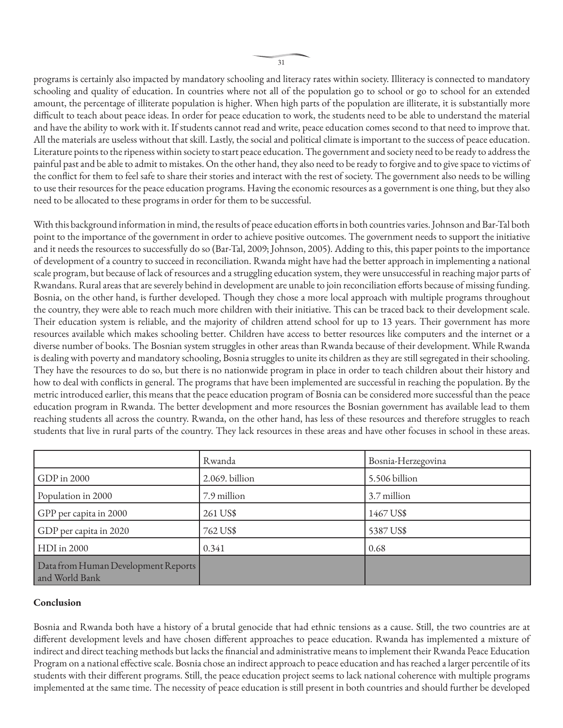programs is certainly also impacted by mandatory schooling and literacy rates within society. Illiteracy is connected to mandatory schooling and quality of education. In countries where not all of the population go to school or go to school for an extended amount, the percentage of illiterate population is higher. When high parts of the population are illiterate, it is substantially more difficult to teach about peace ideas. In order for peace education to work, the students need to be able to understand the material and have the ability to work with it. If students cannot read and write, peace education comes second to that need to improve that. All the materials are useless without that skill. Lastly, the social and political climate is important to the success of peace education. Literature points to the ripeness within society to start peace education. The government and society need to be ready to address the painful past and be able to admit to mistakes. On the other hand, they also need to be ready to forgive and to give space to victims of the conflict for them to feel safe to share their stories and interact with the rest of society. The government also needs to be willing to use their resources for the peace education programs. Having the economic resources as a government is one thing, but they also need to be allocated to these programs in order for them to be successful.

With this background information in mind, the results of peace education efforts in both countries varies. Johnson and Bar-Tal both point to the importance of the government in order to achieve positive outcomes. The government needs to support the initiative and it needs the resources to successfully do so (Bar-Tal, 2009; Johnson, 2005). Adding to this, this paper points to the importance of development of a country to succeed in reconciliation. Rwanda might have had the better approach in implementing a national scale program, but because of lack of resources and a struggling education system, they were unsuccessful in reaching major parts of Rwandans. Rural areas that are severely behind in development are unable to join reconciliation efforts because of missing funding. Bosnia, on the other hand, is further developed. Though they chose a more local approach with multiple programs throughout the country, they were able to reach much more children with their initiative. This can be traced back to their development scale. Their education system is reliable, and the majority of children attend school for up to 13 years. Their government has more resources available which makes schooling better. Children have access to better resources like computers and the internet or a diverse number of books. The Bosnian system struggles in other areas than Rwanda because of their development. While Rwanda is dealing with poverty and mandatory schooling, Bosnia struggles to unite its children as they are still segregated in their schooling. They have the resources to do so, but there is no nationwide program in place in order to teach children about their history and how to deal with conflicts in general. The programs that have been implemented are successful in reaching the population. By the metric introduced earlier, this means that the peace education program of Bosnia can be considered more successful than the peace education program in Rwanda. The better development and more resources the Bosnian government has available lead to them reaching students all across the country. Rwanda, on the other hand, has less of these resources and therefore struggles to reach students that live in rural parts of the country. They lack resources in these areas and have other focuses in school in these areas.

| | Rwanda | Bosnia-Herzegovina |
|---|---|---|
| GDP in 2000 | 2.069. billion | 5.506 billion |
| Population in 2000 | 7.9 million | 3.7 million |
| GPP per capita in 2000 | 261 US$ | 1467 US$ |
| GDP per capita in 2020 | 762 US$ | 5387 US$ |
| HDI in 2000 | 0.341 | 0.68 |
| Data from Human Development Reports and World Bank | | |

**Conclusion**

Bosnia and Rwanda both have a history of a brutal genocide that had ethnic tensions as a cause. Still, the two countries are at different development levels and have chosen different approaches to peace education. Rwanda has implemented a mixture of indirect and direct teaching methods but lacks the financial and administrative means to implement their Rwanda Peace Education Program on a national effective scale. Bosnia chose an indirect approach to peace education and has reached a larger percentile of its students with their different programs. Still, the peace education project seems to lack national coherence with multiple programs implemented at the same time. The necessity of peace education is still present in both countries and should further be developed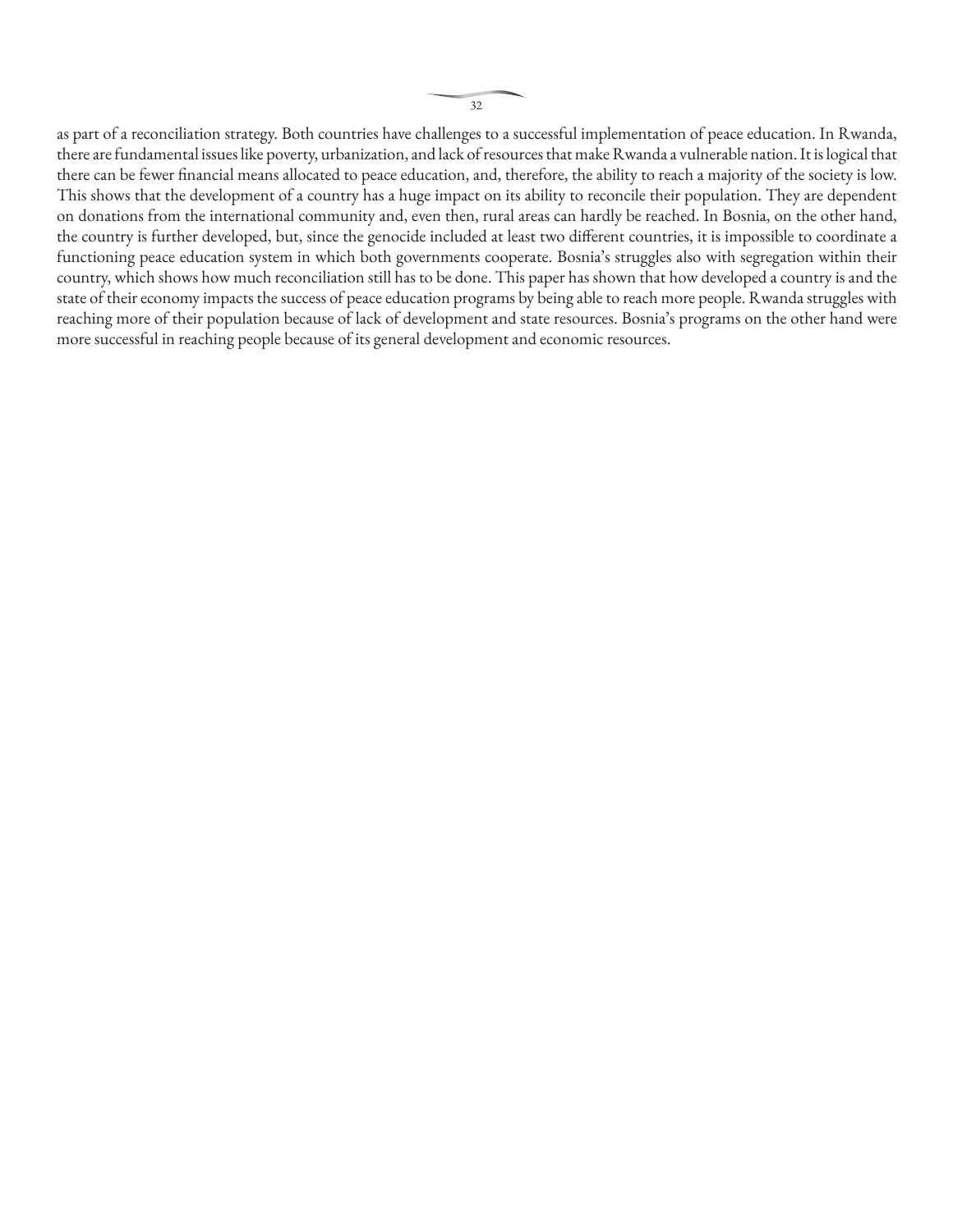as part of a reconciliation strategy. Both countries have challenges to a successful implementation of peace education. In Rwanda, there are fundamental issues like poverty, urbanization, and lack of resources that make Rwanda a vulnerable nation. It is logical that there can be fewer financial means allocated to peace education, and, therefore, the ability to reach a majority of the society is low. This shows that the development of a country has a huge impact on its ability to reconcile their population. They are dependent on donations from the international community and, even then, rural areas can hardly be reached. In Bosnia, on the other hand, the country is further developed, but, since the genocide included at least two different countries, it is impossible to coordinate a functioning peace education system in which both governments cooperate. Bosnia's struggles also with segregation within their country, which shows how much reconciliation still has to be done. This paper has shown that how developed a country is and the state of their economy impacts the success of peace education programs by being able to reach more people. Rwanda struggles with reaching more of their population because of lack of development and state resources. Bosnia's programs on the other hand were more successful in reaching people because of its general development and economic resources.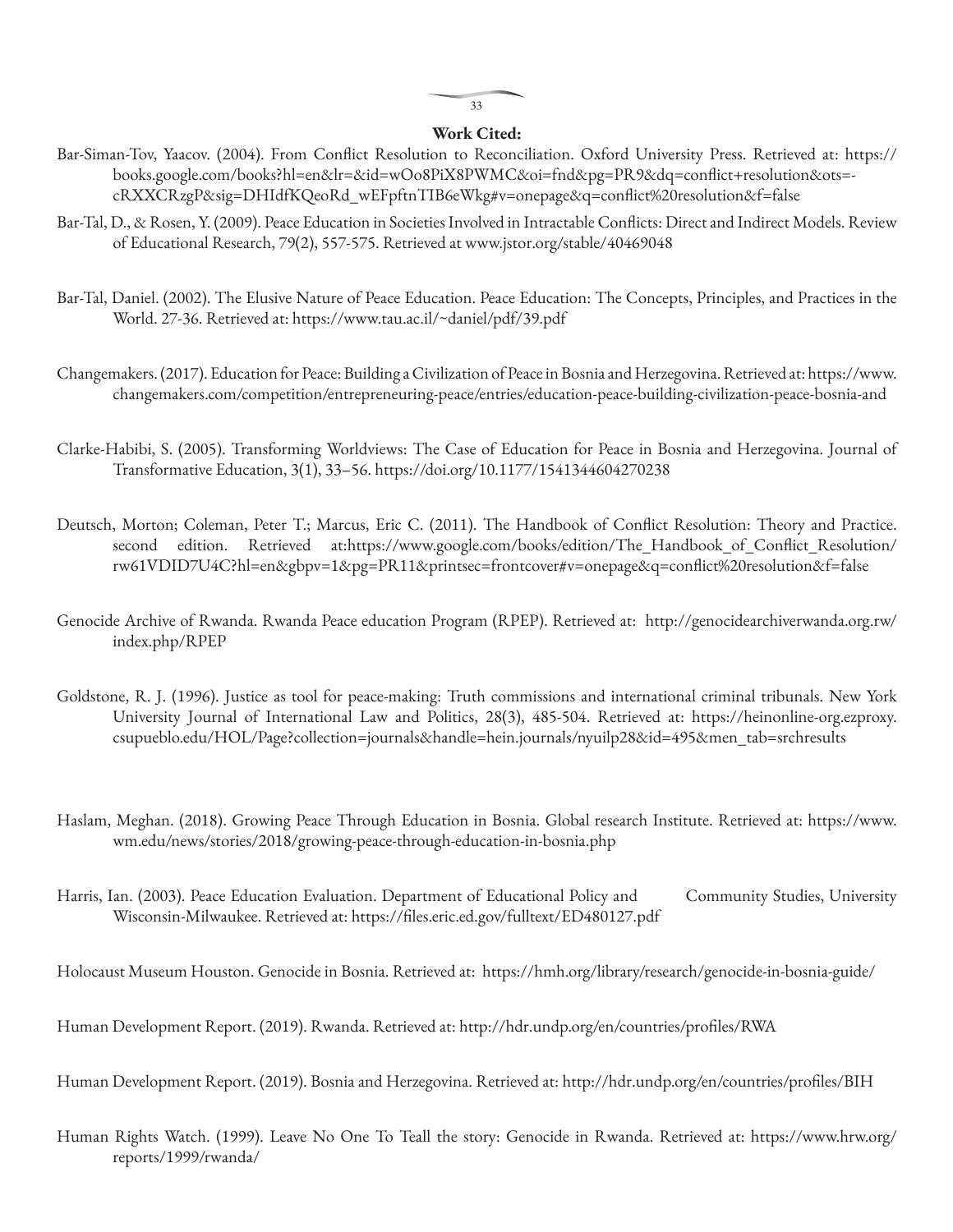**Work Cited:**

Bar-Siman-Tov, Yaacov. (2004). From Conflict Resolution to Reconciliation. Oxford University Press. Retrieved at: https://books.google.com/books?hl=en&lr=&id=wOo8PiX8PWMC&oi=fnd&pg=PR9&dq=conflict+resolution&ots=-cRXXCRzgP&sig=DHIdfKQeoRd_wEFpftnTIB6eWkg#v=onepage&q=conflict%20resolution&f=false

Bar-Tal, D., & Rosen, Y. (2009). Peace Education in Societies Involved in Intractable Conflicts: Direct and Indirect Models. Review of Educational Research, 79(2), 557-575. Retrieved at www.jstor.org/stable/40469048

Bar-Tal, Daniel. (2002). The Elusive Nature of Peace Education. Peace Education: The Concepts, Principles, and Practices in the World. 27-36. Retrieved at: https://www.tau.ac.il/~daniel/pdf/39.pdf

Changemakers. (2017). Education for Peace: Building a Civilization of Peace in Bosnia and Herzegovina. Retrieved at: https://www.changemakers.com/competition/entrepreneuring-peace/entries/education-peace-building-civilization-peace-bosnia-and

Clarke-Habibi, S. (2005). Transforming Worldviews: The Case of Education for Peace in Bosnia and Herzegovina. Journal of Transformative Education, 3(1), 33–56. https://doi.org/10.1177/1541344604270238

Deutsch, Morton; Coleman, Peter T.; Marcus, Eric C. (2011). The Handbook of Conflict Resolution: Theory and Practice. second edition. Retrieved at:https://www.google.com/books/edition/The_Handbook_of_Conflict_Resolution/rw61VDID7U4C?hl=en&gbpv=1&pg=PR11&printsec=frontcover#v=onepage&q=conflict%20resolution&f=false

Genocide Archive of Rwanda. Rwanda Peace education Program (RPEP). Retrieved at: http://genocidearchiverwanda.org.rw/index.php/RPEP

Goldstone, R. J. (1996). Justice as tool for peace-making: Truth commissions and international criminal tribunals. New York University Journal of International Law and Politics, 28(3), 485-504. Retrieved at: https://heinonline-org.ezproxy.csupueblo.edu/HOL/Page?collection=journals&handle=hein.journals/nyuilp28&id=495&men_tab=srchresults

Haslam, Meghan. (2018). Growing Peace Through Education in Bosnia. Global research Institute. Retrieved at: https://www.wm.edu/news/stories/2018/growing-peace-through-education-in-bosnia.php

Harris, Ian. (2003). Peace Education Evaluation. Department of Educational Policy and Community Studies, University Wisconsin-Milwaukee. Retrieved at: https://files.eric.ed.gov/fulltext/ED480127.pdf

Holocaust Museum Houston. Genocide in Bosnia. Retrieved at: https://hmh.org/library/research/genocide-in-bosnia-guide/

Human Development Report. (2019). Rwanda. Retrieved at: http://hdr.undp.org/en/countries/profiles/RWA

Human Development Report. (2019). Bosnia and Herzegovina. Retrieved at: http://hdr.undp.org/en/countries/profiles/BIH

Human Rights Watch. (1999). Leave No One To Teall the story: Genocide in Rwanda. Retrieved at: https://www.hrw.org/reports/1999/rwanda/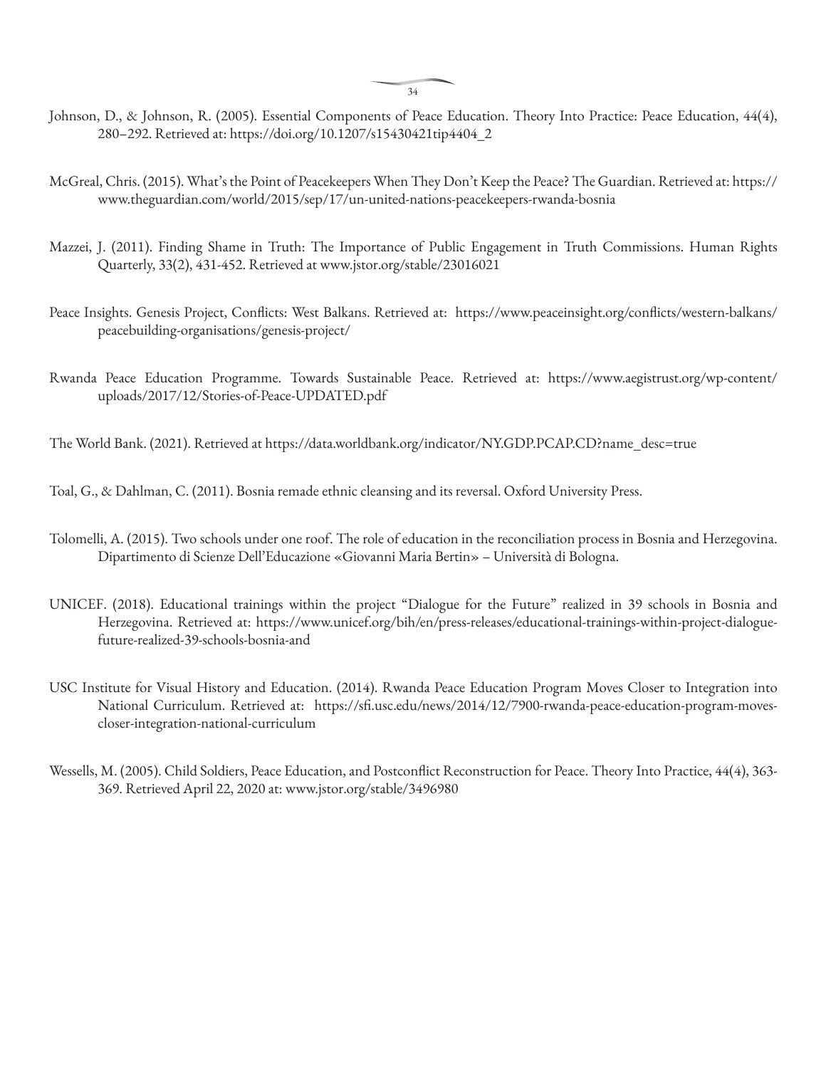Johnson, D., & Johnson, R. (2005). Essential Components of Peace Education. Theory Into Practice: Peace Education, 44(4), 280–292. Retrieved at: https://doi.org/10.1207/s15430421tip4404_2

McGreal, Chris. (2015). What's the Point of Peacekeepers When They Don't Keep the Peace? The Guardian. Retrieved at: https://www.theguardian.com/world/2015/sep/17/un-united-nations-peacekeepers-rwanda-bosnia

Mazzei, J. (2011). Finding Shame in Truth: The Importance of Public Engagement in Truth Commissions. Human Rights Quarterly, 33(2), 431-452. Retrieved at www.jstor.org/stable/23016021

Peace Insights. Genesis Project, Conflicts: West Balkans. Retrieved at: https://www.peaceinsight.org/conflicts/western-balkans/peacebuilding-organisations/genesis-project/

Rwanda Peace Education Programme. Towards Sustainable Peace. Retrieved at: https://www.aegistrust.org/wp-content/uploads/2017/12/Stories-of-Peace-UPDATED.pdf

The World Bank. (2021). Retrieved at https://data.worldbank.org/indicator/NY.GDP.PCAP.CD?name_desc=true

Toal, G., & Dahlman, C. (2011). Bosnia remade ethnic cleansing and its reversal. Oxford University Press.

Tolomelli, A. (2015). Two schools under one roof. The role of education in the reconciliation process in Bosnia and Herzegovina. Dipartimento di Scienze Dell'Educazione «Giovanni Maria Bertin» – Università di Bologna.

UNICEF. (2018). Educational trainings within the project "Dialogue for the Future" realized in 39 schools in Bosnia and Herzegovina. Retrieved at: https://www.unicef.org/bih/en/press-releases/educational-trainings-within-project-dialogue-future-realized-39-schools-bosnia-and

USC Institute for Visual History and Education. (2014). Rwanda Peace Education Program Moves Closer to Integration into National Curriculum. Retrieved at: https://sfi.usc.edu/news/2014/12/7900-rwanda-peace-education-program-moves-closer-integration-national-curriculum

Wessells, M. (2005). Child Soldiers, Peace Education, and Postconflict Reconstruction for Peace. Theory Into Practice, 44(4), 363-369. Retrieved April 22, 2020 at: www.jstor.org/stable/3496980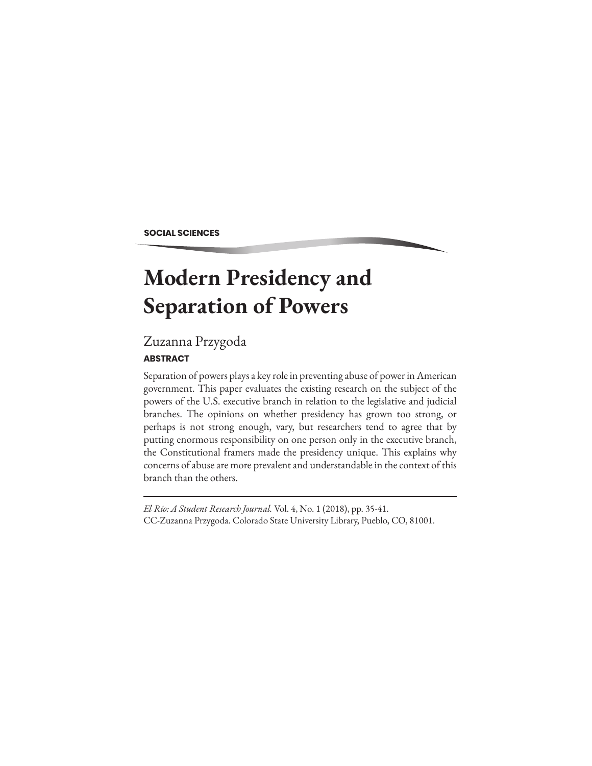SOCIAL SCIENCES

# Modern Presidency and Separation of Powers

Zuzanna Przygoda

**ABSTRACT**

Separation of powers plays a key role in preventing abuse of power in American government. This paper evaluates the existing research on the subject of the powers of the U.S. executive branch in relation to the legislative and judicial branches. The opinions on whether presidency has grown too strong, or perhaps is not strong enough, vary, but researchers tend to agree that by putting enormous responsibility on one person only in the executive branch, the Constitutional framers made the presidency unique. This explains why concerns of abuse are more prevalent and understandable in the context of this branch than the others.

---

*El Rio: A Student Research Journal.* Vol. 4, No. 1 (2018), pp. 35-41.
CC-Zuzanna Przygoda. Colorado State University Library, Pueblo, CO, 81001.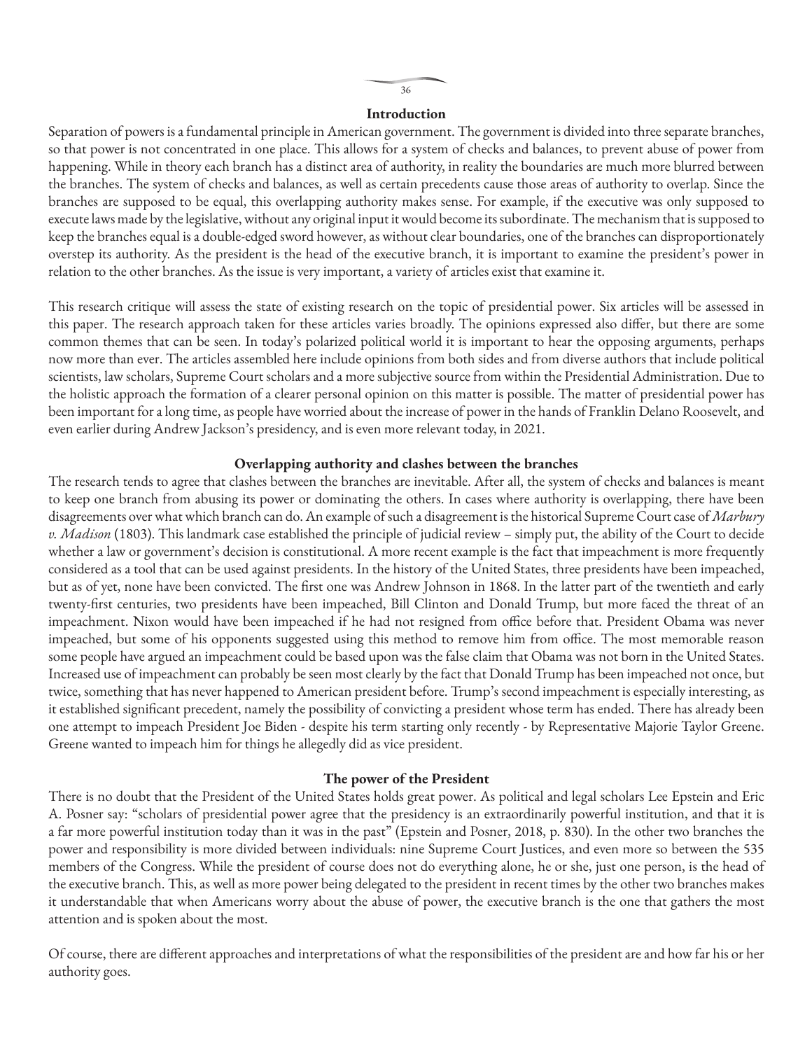## Introduction

Separation of powers is a fundamental principle in American government. The government is divided into three separate branches, so that power is not concentrated in one place. This allows for a system of checks and balances, to prevent abuse of power from happening. While in theory each branch has a distinct area of authority, in reality the boundaries are much more blurred between the branches. The system of checks and balances, as well as certain precedents cause those areas of authority to overlap. Since the branches are supposed to be equal, this overlapping authority makes sense. For example, if the executive was only supposed to execute laws made by the legislative, without any original input it would become its subordinate. The mechanism that is supposed to keep the branches equal is a double-edged sword however, as without clear boundaries, one of the branches can disproportionately overstep its authority. As the president is the head of the executive branch, it is important to examine the president's power in relation to the other branches. As the issue is very important, a variety of articles exist that examine it.

This research critique will assess the state of existing research on the topic of presidential power. Six articles will be assessed in this paper. The research approach taken for these articles varies broadly. The opinions expressed also differ, but there are some common themes that can be seen. In today's polarized political world it is important to hear the opposing arguments, perhaps now more than ever. The articles assembled here include opinions from both sides and from diverse authors that include political scientists, law scholars, Supreme Court scholars and a more subjective source from within the Presidential Administration. Due to the holistic approach the formation of a clearer personal opinion on this matter is possible. The matter of presidential power has been important for a long time, as people have worried about the increase of power in the hands of Franklin Delano Roosevelt, and even earlier during Andrew Jackson's presidency, and is even more relevant today, in 2021.

## Overlapping authority and clashes between the branches

The research tends to agree that clashes between the branches are inevitable. After all, the system of checks and balances is meant to keep one branch from abusing its power or dominating the others. In cases where authority is overlapping, there have been disagreements over what which branch can do. An example of such a disagreement is the historical Supreme Court case of *Marbury v. Madison* (1803). This landmark case established the principle of judicial review – simply put, the ability of the Court to decide whether a law or government's decision is constitutional. A more recent example is the fact that impeachment is more frequently considered as a tool that can be used against presidents. In the history of the United States, three presidents have been impeached, but as of yet, none have been convicted. The first one was Andrew Johnson in 1868. In the latter part of the twentieth and early twenty-first centuries, two presidents have been impeached, Bill Clinton and Donald Trump, but more faced the threat of an impeachment. Nixon would have been impeached if he had not resigned from office before that. President Obama was never impeached, but some of his opponents suggested using this method to remove him from office. The most memorable reason some people have argued an impeachment could be based upon was the false claim that Obama was not born in the United States. Increased use of impeachment can probably be seen most clearly by the fact that Donald Trump has been impeached not once, but twice, something that has never happened to American president before. Trump's second impeachment is especially interesting, as it established significant precedent, namely the possibility of convicting a president whose term has ended. There has already been one attempt to impeach President Joe Biden - despite his term starting only recently - by Representative Majorie Taylor Greene. Greene wanted to impeach him for things he allegedly did as vice president.

## The power of the President

There is no doubt that the President of the United States holds great power. As political and legal scholars Lee Epstein and Eric A. Posner say: "scholars of presidential power agree that the presidency is an extraordinarily powerful institution, and that it is a far more powerful institution today than it was in the past" (Epstein and Posner, 2018, p. 830). In the other two branches the power and responsibility is more divided between individuals: nine Supreme Court Justices, and even more so between the 535 members of the Congress. While the president of course does not do everything alone, he or she, just one person, is the head of the executive branch. This, as well as more power being delegated to the president in recent times by the other two branches makes it understandable that when Americans worry about the abuse of power, the executive branch is the one that gathers the most attention and is spoken about the most.

Of course, there are different approaches and interpretations of what the responsibilities of the president are and how far his or her authority goes.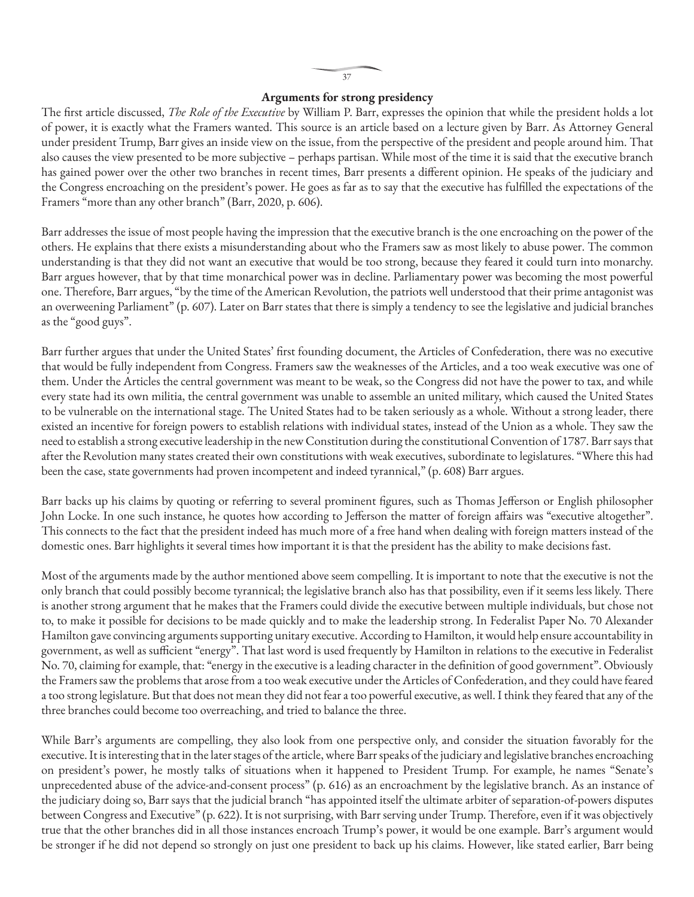### Arguments for strong presidency

The first article discussed, *The Role of the Executive* by William P. Barr, expresses the opinion that while the president holds a lot of power, it is exactly what the Framers wanted. This source is an article based on a lecture given by Barr. As Attorney General under president Trump, Barr gives an inside view on the issue, from the perspective of the president and people around him. That also causes the view presented to be more subjective – perhaps partisan. While most of the time it is said that the executive branch has gained power over the other two branches in recent times, Barr presents a different opinion. He speaks of the judiciary and the Congress encroaching on the president's power. He goes as far as to say that the executive has fulfilled the expectations of the Framers "more than any other branch" (Barr, 2020, p. 606).

Barr addresses the issue of most people having the impression that the executive branch is the one encroaching on the power of the others. He explains that there exists a misunderstanding about who the Framers saw as most likely to abuse power. The common understanding is that they did not want an executive that would be too strong, because they feared it could turn into monarchy. Barr argues however, that by that time monarchical power was in decline. Parliamentary power was becoming the most powerful one. Therefore, Barr argues, "by the time of the American Revolution, the patriots well understood that their prime antagonist was an overweening Parliament" (p. 607). Later on Barr states that there is simply a tendency to see the legislative and judicial branches as the "good guys".

Barr further argues that under the United States' first founding document, the Articles of Confederation, there was no executive that would be fully independent from Congress. Framers saw the weaknesses of the Articles, and a too weak executive was one of them. Under the Articles the central government was meant to be weak, so the Congress did not have the power to tax, and while every state had its own militia, the central government was unable to assemble an united military, which caused the United States to be vulnerable on the international stage. The United States had to be taken seriously as a whole. Without a strong leader, there existed an incentive for foreign powers to establish relations with individual states, instead of the Union as a whole. They saw the need to establish a strong executive leadership in the new Constitution during the constitutional Convention of 1787. Barr says that after the Revolution many states created their own constitutions with weak executives, subordinate to legislatures. "Where this had been the case, state governments had proven incompetent and indeed tyrannical," (p. 608) Barr argues.

Barr backs up his claims by quoting or referring to several prominent figures, such as Thomas Jefferson or English philosopher John Locke. In one such instance, he quotes how according to Jefferson the matter of foreign affairs was "executive altogether". This connects to the fact that the president indeed has much more of a free hand when dealing with foreign matters instead of the domestic ones. Barr highlights it several times how important it is that the president has the ability to make decisions fast.

Most of the arguments made by the author mentioned above seem compelling. It is important to note that the executive is not the only branch that could possibly become tyrannical; the legislative branch also has that possibility, even if it seems less likely. There is another strong argument that he makes that the Framers could divide the executive between multiple individuals, but chose not to, to make it possible for decisions to be made quickly and to make the leadership strong. In Federalist Paper No. 70 Alexander Hamilton gave convincing arguments supporting unitary executive. According to Hamilton, it would help ensure accountability in government, as well as sufficient "energy". That last word is used frequently by Hamilton in relations to the executive in Federalist No. 70, claiming for example, that: "energy in the executive is a leading character in the definition of good government". Obviously the Framers saw the problems that arose from a too weak executive under the Articles of Confederation, and they could have feared a too strong legislature. But that does not mean they did not fear a too powerful executive, as well. I think they feared that any of the three branches could become too overreaching, and tried to balance the three.

While Barr's arguments are compelling, they also look from one perspective only, and consider the situation favorably for the executive. It is interesting that in the later stages of the article, where Barr speaks of the judiciary and legislative branches encroaching on president's power, he mostly talks of situations when it happened to President Trump. For example, he names "Senate's unprecedented abuse of the advice-and-consent process" (p. 616) as an encroachment by the legislative branch. As an instance of the judiciary doing so, Barr says that the judicial branch "has appointed itself the ultimate arbiter of separation-of-powers disputes between Congress and Executive" (p. 622). It is not surprising, with Barr serving under Trump. Therefore, even if it was objectively true that the other branches did in all those instances encroach Trump's power, it would be one example. Barr's argument would be stronger if he did not depend so strongly on just one president to back up his claims. However, like stated earlier, Barr being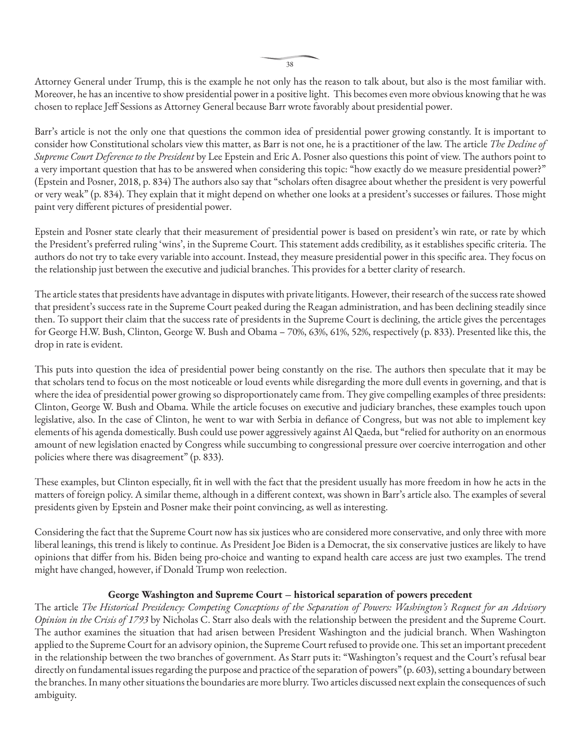Attorney General under Trump, this is the example he not only has the reason to talk about, but also is the most familiar with. Moreover, he has an incentive to show presidential power in a positive light. This becomes even more obvious knowing that he was chosen to replace Jeff Sessions as Attorney General because Barr wrote favorably about presidential power.

Barr's article is not the only one that questions the common idea of presidential power growing constantly. It is important to consider how Constitutional scholars view this matter, as Barr is not one, he is a practitioner of the law. The article *The Decline of Supreme Court Deference to the President* by Lee Epstein and Eric A. Posner also questions this point of view. The authors point to a very important question that has to be answered when considering this topic: "how exactly do we measure presidential power?" (Epstein and Posner, 2018, p. 834) The authors also say that "scholars often disagree about whether the president is very powerful or very weak" (p. 834). They explain that it might depend on whether one looks at a president's successes or failures. Those might paint very different pictures of presidential power.

Epstein and Posner state clearly that their measurement of presidential power is based on president's win rate, or rate by which the President's preferred ruling 'wins', in the Supreme Court. This statement adds credibility, as it establishes specific criteria. The authors do not try to take every variable into account. Instead, they measure presidential power in this specific area. They focus on the relationship just between the executive and judicial branches. This provides for a better clarity of research.

The article states that presidents have advantage in disputes with private litigants. However, their research of the success rate showed that president's success rate in the Supreme Court peaked during the Reagan administration, and has been declining steadily since then. To support their claim that the success rate of presidents in the Supreme Court is declining, the article gives the percentages for George H.W. Bush, Clinton, George W. Bush and Obama – 70%, 63%, 61%, 52%, respectively (p. 833). Presented like this, the drop in rate is evident.

This puts into question the idea of presidential power being constantly on the rise. The authors then speculate that it may be that scholars tend to focus on the most noticeable or loud events while disregarding the more dull events in governing, and that is where the idea of presidential power growing so disproportionately came from. They give compelling examples of three presidents: Clinton, George W. Bush and Obama. While the article focuses on executive and judiciary branches, these examples touch upon legislative, also. In the case of Clinton, he went to war with Serbia in defiance of Congress, but was not able to implement key elements of his agenda domestically. Bush could use power aggressively against Al Qaeda, but "relied for authority on an enormous amount of new legislation enacted by Congress while succumbing to congressional pressure over coercive interrogation and other policies where there was disagreement" (p. 833).

These examples, but Clinton especially, fit in well with the fact that the president usually has more freedom in how he acts in the matters of foreign policy. A similar theme, although in a different context, was shown in Barr's article also. The examples of several presidents given by Epstein and Posner make their point convincing, as well as interesting.

Considering the fact that the Supreme Court now has six justices who are considered more conservative, and only three with more liberal leanings, this trend is likely to continue. As President Joe Biden is a Democrat, the six conservative justices are likely to have opinions that differ from his. Biden being pro-choice and wanting to expand health care access are just two examples. The trend might have changed, however, if Donald Trump won reelection.

### George Washington and Supreme Court – historical separation of powers precedent

The article *The Historical Presidency: Competing Conceptions of the Separation of Powers: Washington's Request for an Advisory Opinion in the Crisis of 1793* by Nicholas C. Starr also deals with the relationship between the president and the Supreme Court. The author examines the situation that had arisen between President Washington and the judicial branch. When Washington applied to the Supreme Court for an advisory opinion, the Supreme Court refused to provide one. This set an important precedent in the relationship between the two branches of government. As Starr puts it: "Washington's request and the Court's refusal bear directly on fundamental issues regarding the purpose and practice of the separation of powers" (p. 603), setting a boundary between the branches. In many other situations the boundaries are more blurry. Two articles discussed next explain the consequences of such ambiguity.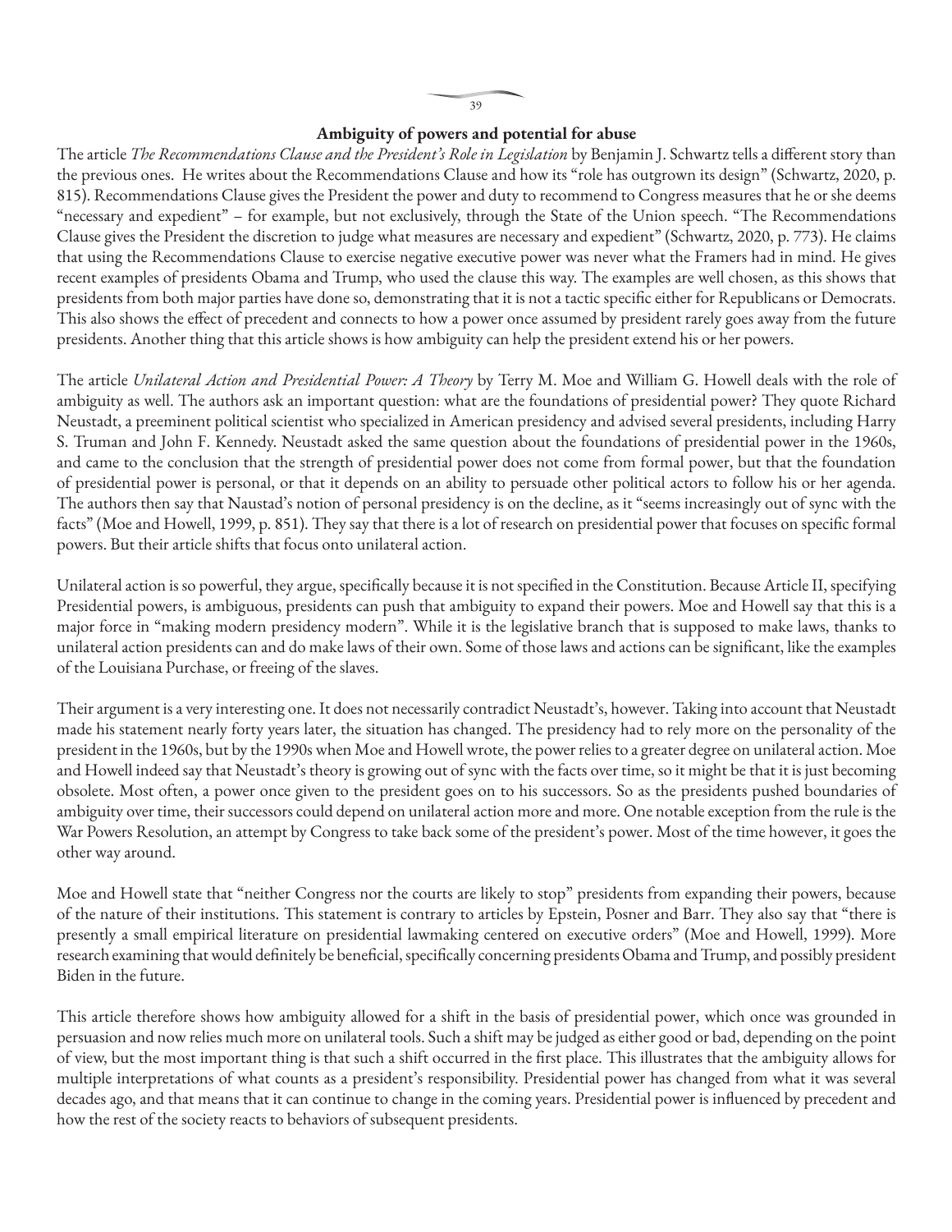### Ambiguity of powers and potential for abuse

The article *The Recommendations Clause and the President's Role in Legislation* by Benjamin J. Schwartz tells a different story than the previous ones. He writes about the Recommendations Clause and how its "role has outgrown its design" (Schwartz, 2020, p. 815). Recommendations Clause gives the President the power and duty to recommend to Congress measures that he or she deems "necessary and expedient" – for example, but not exclusively, through the State of the Union speech. "The Recommendations Clause gives the President the discretion to judge what measures are necessary and expedient" (Schwartz, 2020, p. 773). He claims that using the Recommendations Clause to exercise negative executive power was never what the Framers had in mind. He gives recent examples of presidents Obama and Trump, who used the clause this way. The examples are well chosen, as this shows that presidents from both major parties have done so, demonstrating that it is not a tactic specific either for Republicans or Democrats. This also shows the effect of precedent and connects to how a power once assumed by president rarely goes away from the future presidents. Another thing that this article shows is how ambiguity can help the president extend his or her powers.

The article *Unilateral Action and Presidential Power: A Theory* by Terry M. Moe and William G. Howell deals with the role of ambiguity as well. The authors ask an important question: what are the foundations of presidential power? They quote Richard Neustadt, a preeminent political scientist who specialized in American presidency and advised several presidents, including Harry S. Truman and John F. Kennedy. Neustadt asked the same question about the foundations of presidential power in the 1960s, and came to the conclusion that the strength of presidential power does not come from formal power, but that the foundation of presidential power is personal, or that it depends on an ability to persuade other political actors to follow his or her agenda. The authors then say that Naustad's notion of personal presidency is on the decline, as it "seems increasingly out of sync with the facts" (Moe and Howell, 1999, p. 851). They say that there is a lot of research on presidential power that focuses on specific formal powers. But their article shifts that focus onto unilateral action.

Unilateral action is so powerful, they argue, specifically because it is not specified in the Constitution. Because Article II, specifying Presidential powers, is ambiguous, presidents can push that ambiguity to expand their powers. Moe and Howell say that this is a major force in "making modern presidency modern". While it is the legislative branch that is supposed to make laws, thanks to unilateral action presidents can and do make laws of their own. Some of those laws and actions can be significant, like the examples of the Louisiana Purchase, or freeing of the slaves.

Their argument is a very interesting one. It does not necessarily contradict Neustadt's, however. Taking into account that Neustadt made his statement nearly forty years later, the situation has changed. The presidency had to rely more on the personality of the president in the 1960s, but by the 1990s when Moe and Howell wrote, the power relies to a greater degree on unilateral action. Moe and Howell indeed say that Neustadt's theory is growing out of sync with the facts over time, so it might be that it is just becoming obsolete. Most often, a power once given to the president goes on to his successors. So as the presidents pushed boundaries of ambiguity over time, their successors could depend on unilateral action more and more. One notable exception from the rule is the War Powers Resolution, an attempt by Congress to take back some of the president's power. Most of the time however, it goes the other way around.

Moe and Howell state that "neither Congress nor the courts are likely to stop" presidents from expanding their powers, because of the nature of their institutions. This statement is contrary to articles by Epstein, Posner and Barr. They also say that "there is presently a small empirical literature on presidential lawmaking centered on executive orders" (Moe and Howell, 1999). More research examining that would definitely be beneficial, specifically concerning presidents Obama and Trump, and possibly president Biden in the future.

This article therefore shows how ambiguity allowed for a shift in the basis of presidential power, which once was grounded in persuasion and now relies much more on unilateral tools. Such a shift may be judged as either good or bad, depending on the point of view, but the most important thing is that such a shift occurred in the first place. This illustrates that the ambiguity allows for multiple interpretations of what counts as a president's responsibility. Presidential power has changed from what it was several decades ago, and that means that it can continue to change in the coming years. Presidential power is influenced by precedent and how the rest of the society reacts to behaviors of subsequent presidents.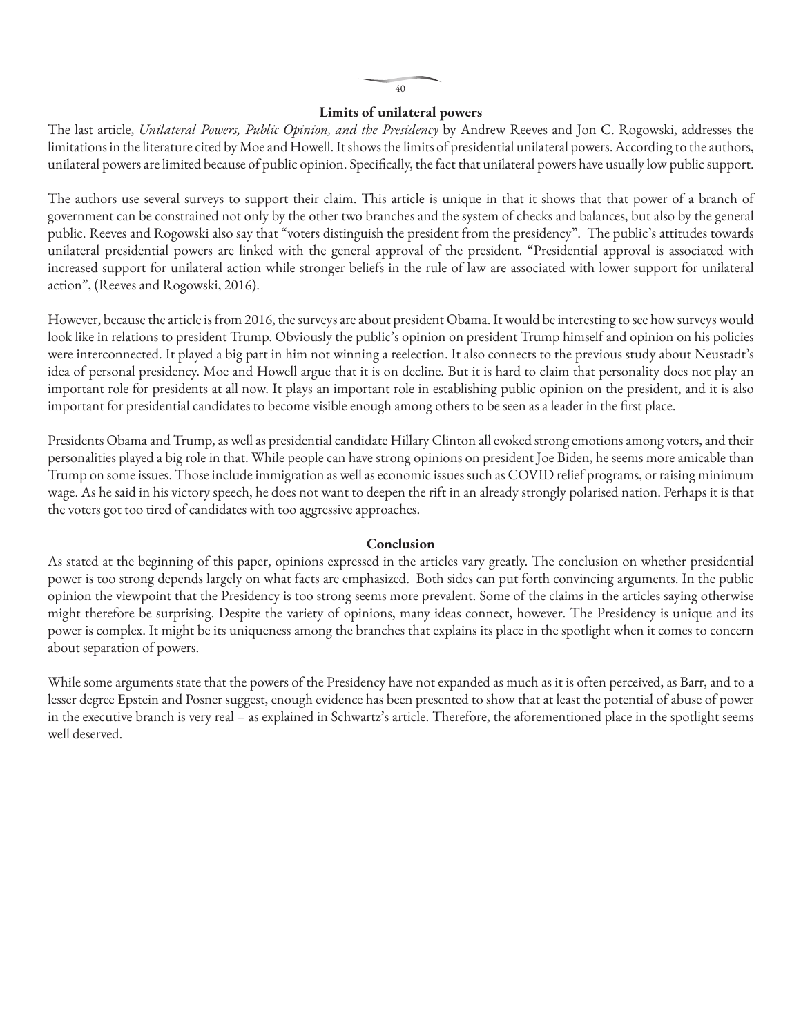## Limits of unilateral powers

The last article, *Unilateral Powers, Public Opinion, and the Presidency* by Andrew Reeves and Jon C. Rogowski, addresses the limitations in the literature cited by Moe and Howell. It shows the limits of presidential unilateral powers. According to the authors, unilateral powers are limited because of public opinion. Specifically, the fact that unilateral powers have usually low public support.

The authors use several surveys to support their claim. This article is unique in that it shows that that power of a branch of government can be constrained not only by the other two branches and the system of checks and balances, but also by the general public. Reeves and Rogowski also say that "voters distinguish the president from the presidency". The public's attitudes towards unilateral presidential powers are linked with the general approval of the president. "Presidential approval is associated with increased support for unilateral action while stronger beliefs in the rule of law are associated with lower support for unilateral action", (Reeves and Rogowski, 2016).

However, because the article is from 2016, the surveys are about president Obama. It would be interesting to see how surveys would look like in relations to president Trump. Obviously the public's opinion on president Trump himself and opinion on his policies were interconnected. It played a big part in him not winning a reelection. It also connects to the previous study about Neustadt's idea of personal presidency. Moe and Howell argue that it is on decline. But it is hard to claim that personality does not play an important role for presidents at all now. It plays an important role in establishing public opinion on the president, and it is also important for presidential candidates to become visible enough among others to be seen as a leader in the first place.

Presidents Obama and Trump, as well as presidential candidate Hillary Clinton all evoked strong emotions among voters, and their personalities played a big role in that. While people can have strong opinions on president Joe Biden, he seems more amicable than Trump on some issues. Those include immigration as well as economic issues such as COVID relief programs, or raising minimum wage. As he said in his victory speech, he does not want to deepen the rift in an already strongly polarised nation. Perhaps it is that the voters got too tired of candidates with too aggressive approaches.

## Conclusion

As stated at the beginning of this paper, opinions expressed in the articles vary greatly. The conclusion on whether presidential power is too strong depends largely on what facts are emphasized. Both sides can put forth convincing arguments. In the public opinion the viewpoint that the Presidency is too strong seems more prevalent. Some of the claims in the articles saying otherwise might therefore be surprising. Despite the variety of opinions, many ideas connect, however. The Presidency is unique and its power is complex. It might be its uniqueness among the branches that explains its place in the spotlight when it comes to concern about separation of powers.

While some arguments state that the powers of the Presidency have not expanded as much as it is often perceived, as Barr, and to a lesser degree Epstein and Posner suggest, enough evidence has been presented to show that at least the potential of abuse of power in the executive branch is very real – as explained in Schwartz's article. Therefore, the aforementioned place in the spotlight seems well deserved.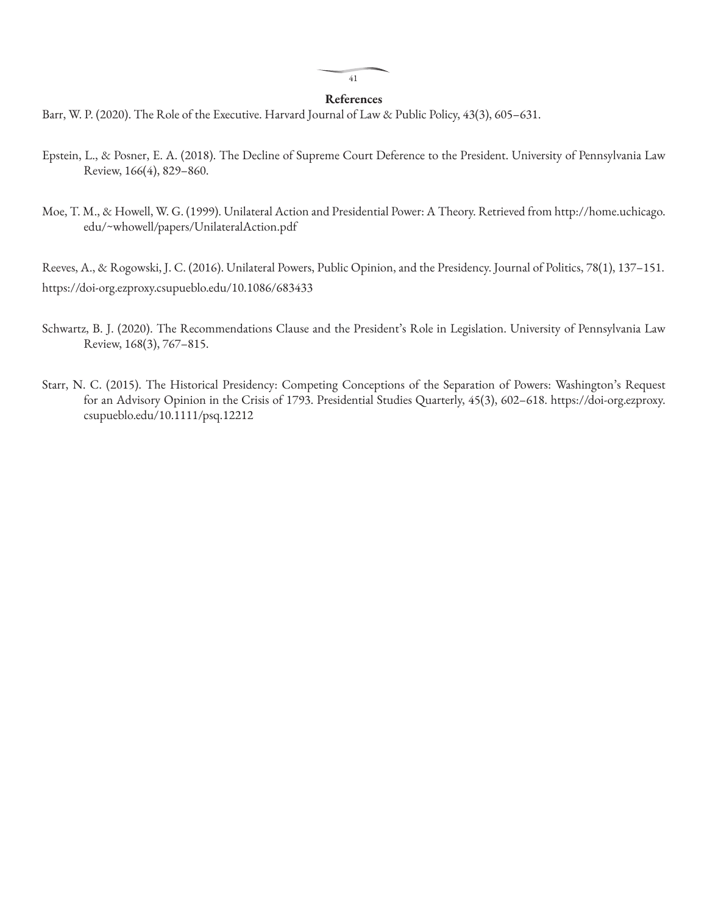## References

Barr, W. P. (2020). The Role of the Executive. Harvard Journal of Law & Public Policy, 43(3), 605–631.

Epstein, L., & Posner, E. A. (2018). The Decline of Supreme Court Deference to the President. University of Pennsylvania Law Review, 166(4), 829–860.

Moe, T. M., & Howell, W. G. (1999). Unilateral Action and Presidential Power: A Theory. Retrieved from http://home.uchicago.edu/~whowell/papers/UnilateralAction.pdf

Reeves, A., & Rogowski, J. C. (2016). Unilateral Powers, Public Opinion, and the Presidency. Journal of Politics, 78(1), 137–151. https://doi-org.ezproxy.csupueblo.edu/10.1086/683433

Schwartz, B. J. (2020). The Recommendations Clause and the President's Role in Legislation. University of Pennsylvania Law Review, 168(3), 767–815.

Starr, N. C. (2015). The Historical Presidency: Competing Conceptions of the Separation of Powers: Washington's Request for an Advisory Opinion in the Crisis of 1793. Presidential Studies Quarterly, 45(3), 602–618. https://doi-org.ezproxy.csupueblo.edu/10.1111/psq.12212